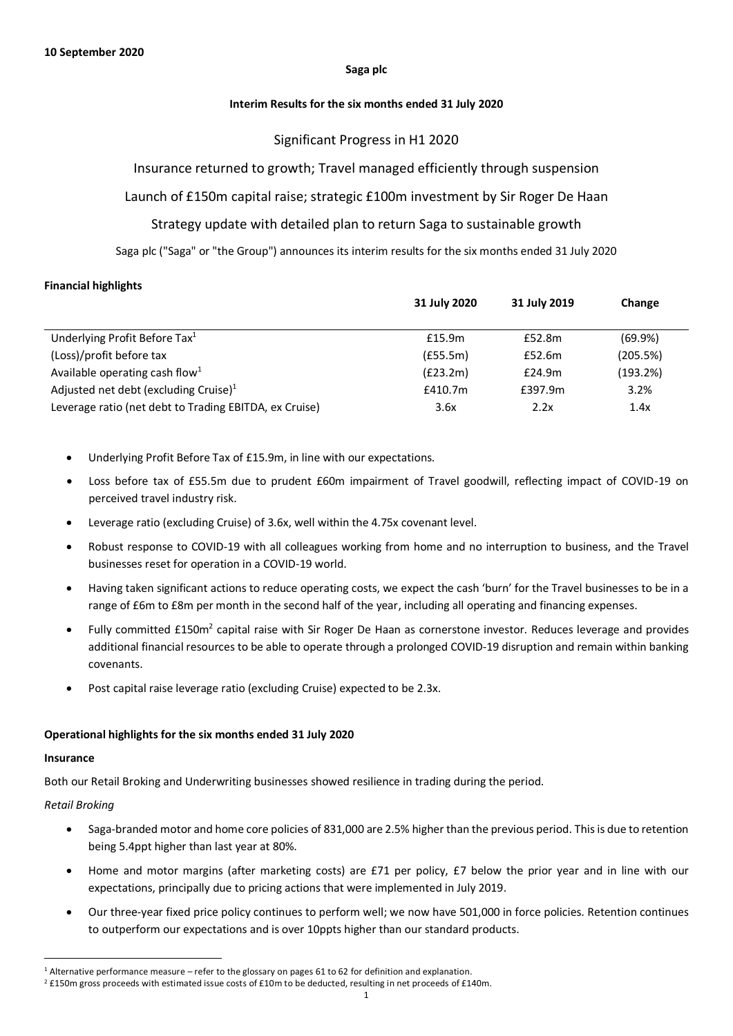**10 September 2020**

**Saga plc**

**Interim Results for the six months ended 31 July 2020**

Significant Progress in H1 2020

Insurance returned to growth; Travel managed efficiently through suspension

Launch of £150m capital raise; strategic £100m investment by Sir Roger De Haan

Strategy update with detailed plan to return Saga to sustainable growth

Saga plc ("Saga" or "the Group") announces its interim results for the six months ended 31 July 2020

**Financial highlights**

| | **31 July 2020** | **31 July 2019** | **Change** |
|---|---|---|---|
| Underlying Profit Before Tax[1] | £15.9m | £52.8m | (69.9%) |
| (Loss)/profit before tax | (£55.5m) | £52.6m | (205.5%) |
| Available operating cash flow[1] | (£23.2m) | £24.9m | (193.2%) |
| Adjusted net debt (excluding Cruise)[1] | £410.7m | £397.9m | 3.2% |
| Leverage ratio (net debt to Trading EBITDA, ex Cruise) | 3.6x | 2.2x | 1.4x |

- Underlying Profit Before Tax of £15.9m, in line with our expectations.
- Loss before tax of £55.5m due to prudent £60m impairment of Travel goodwill, reflecting impact of COVID-19 on perceived travel industry risk.
- Leverage ratio (excluding Cruise) of 3.6x, well within the 4.75x covenant level.
- Robust response to COVID-19 with all colleagues working from home and no interruption to business, and the Travel businesses reset for operation in a COVID-19 world.
- Having taken significant actions to reduce operating costs, we expect the cash 'burn' for the Travel businesses to be in a range of £6m to £8m per month in the second half of the year, including all operating and financing expenses.
- Fully committed £150m[2] capital raise with Sir Roger De Haan as cornerstone investor. Reduces leverage and provides additional financial resources to be able to operate through a prolonged COVID-19 disruption and remain within banking covenants.
- Post capital raise leverage ratio (excluding Cruise) expected to be 2.3x.

**Operational highlights for the six months ended 31 July 2020**

**Insurance**

Both our Retail Broking and Underwriting businesses showed resilience in trading during the period.

*Retail Broking*

- Saga-branded motor and home core policies of 831,000 are 2.5% higher than the previous period. This is due to retention being 5.4ppt higher than last year at 80%.
- Home and motor margins (after marketing costs) are £71 per policy, £7 below the prior year and in line with our expectations, principally due to pricing actions that were implemented in July 2019.
- Our three-year fixed price policy continues to perform well; we now have 501,000 in force policies. Retention continues to outperform our expectations and is over 10ppts higher than our standard products.

[1] Alternative performance measure – refer to the glossary on pages 61 to 62 for definition and explanation.

[2] £150m gross proceeds with estimated issue costs of £10m to be deducted, resulting in net proceeds of £140m.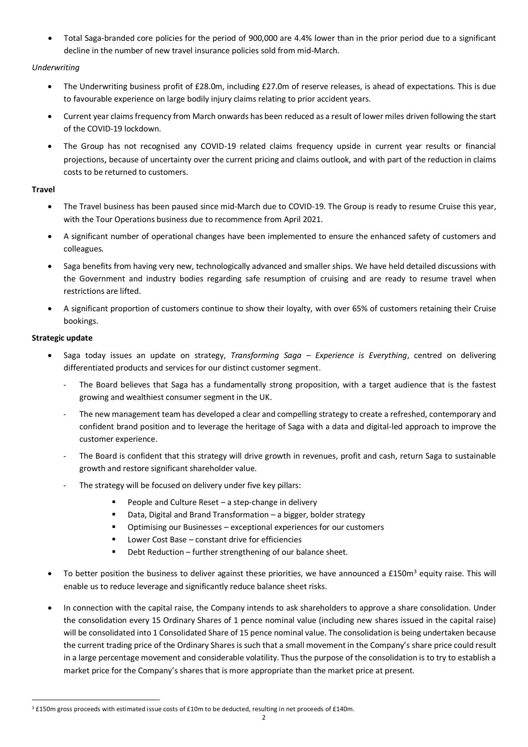- Total Saga-branded core policies for the period of 900,000 are 4.4% lower than in the prior period due to a significant decline in the number of new travel insurance policies sold from mid-March.

*Underwriting*

- The Underwriting business profit of £28.0m, including £27.0m of reserve releases, is ahead of expectations. This is due to favourable experience on large bodily injury claims relating to prior accident years.
- Current year claims frequency from March onwards has been reduced as a result of lower miles driven following the start of the COVID-19 lockdown.
- The Group has not recognised any COVID-19 related claims frequency upside in current year results or financial projections, because of uncertainty over the current pricing and claims outlook, and with part of the reduction in claims costs to be returned to customers.

**Travel**

- The Travel business has been paused since mid-March due to COVID-19. The Group is ready to resume Cruise this year, with the Tour Operations business due to recommence from April 2021.
- A significant number of operational changes have been implemented to ensure the enhanced safety of customers and colleagues.
- Saga benefits from having very new, technologically advanced and smaller ships. We have held detailed discussions with the Government and industry bodies regarding safe resumption of cruising and are ready to resume travel when restrictions are lifted.
- A significant proportion of customers continue to show their loyalty, with over 65% of customers retaining their Cruise bookings.

**Strategic update**

- Saga today issues an update on strategy, *Transforming Saga – Experience is Everything*, centred on delivering differentiated products and services for our distinct customer segment.
  - The Board believes that Saga has a fundamentally strong proposition, with a target audience that is the fastest growing and wealthiest consumer segment in the UK.
  - The new management team has developed a clear and compelling strategy to create a refreshed, contemporary and confident brand position and to leverage the heritage of Saga with a data and digital-led approach to improve the customer experience.
  - The Board is confident that this strategy will drive growth in revenues, profit and cash, return Saga to sustainable growth and restore significant shareholder value.
  - The strategy will be focused on delivery under five key pillars:
    - People and Culture Reset – a step-change in delivery
    - Data, Digital and Brand Transformation – a bigger, bolder strategy
    - Optimising our Businesses – exceptional experiences for our customers
    - Lower Cost Base – constant drive for efficiencies
    - Debt Reduction – further strengthening of our balance sheet.
- To better position the business to deliver against these priorities, we have announced a £150m[3] equity raise. This will enable us to reduce leverage and significantly reduce balance sheet risks.
- In connection with the capital raise, the Company intends to ask shareholders to approve a share consolidation. Under the consolidation every 15 Ordinary Shares of 1 pence nominal value (including new shares issued in the capital raise) will be consolidated into 1 Consolidated Share of 15 pence nominal value. The consolidation is being undertaken because the current trading price of the Ordinary Shares is such that a small movement in the Company's share price could result in a large percentage movement and considerable volatility. Thus the purpose of the consolidation is to try to establish a market price for the Company's shares that is more appropriate than the market price at present.

[3] £150m gross proceeds with estimated issue costs of £10m to be deducted, resulting in net proceeds of £140m.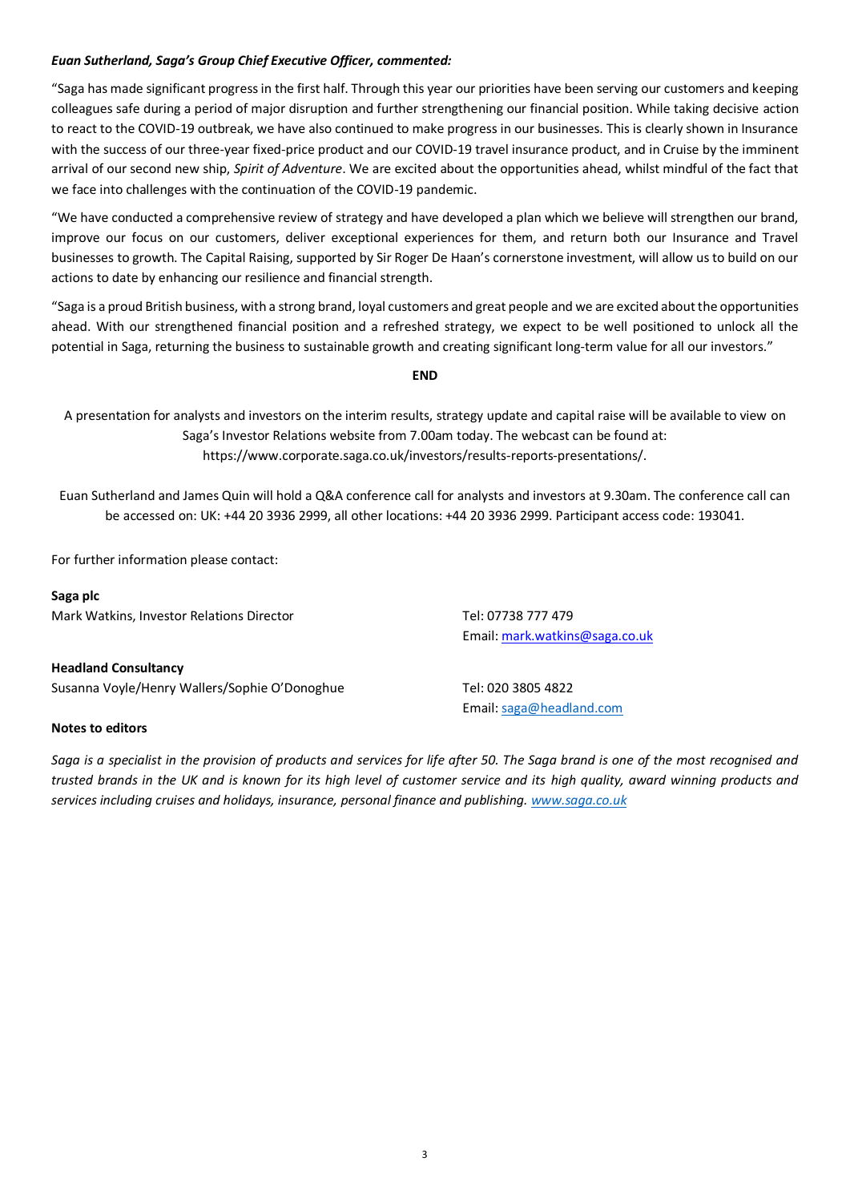***Euan Sutherland, Saga's Group Chief Executive Officer, commented:***

"Saga has made significant progress in the first half. Through this year our priorities have been serving our customers and keeping colleagues safe during a period of major disruption and further strengthening our financial position. While taking decisive action to react to the COVID-19 outbreak, we have also continued to make progress in our businesses. This is clearly shown in Insurance with the success of our three-year fixed-price product and our COVID-19 travel insurance product, and in Cruise by the imminent arrival of our second new ship, *Spirit of Adventure*. We are excited about the opportunities ahead, whilst mindful of the fact that we face into challenges with the continuation of the COVID-19 pandemic.

"We have conducted a comprehensive review of strategy and have developed a plan which we believe will strengthen our brand, improve our focus on our customers, deliver exceptional experiences for them, and return both our Insurance and Travel businesses to growth. The Capital Raising, supported by Sir Roger De Haan's cornerstone investment, will allow us to build on our actions to date by enhancing our resilience and financial strength.

"Saga is a proud British business, with a strong brand, loyal customers and great people and we are excited about the opportunities ahead. With our strengthened financial position and a refreshed strategy, we expect to be well positioned to unlock all the potential in Saga, returning the business to sustainable growth and creating significant long-term value for all our investors."

**END**

A presentation for analysts and investors on the interim results, strategy update and capital raise will be available to view on Saga's Investor Relations website from 7.00am today. The webcast can be found at: https://www.corporate.saga.co.uk/investors/results-reports-presentations/.

Euan Sutherland and James Quin will hold a Q&A conference call for analysts and investors at 9.30am. The conference call can be accessed on: UK: +44 20 3936 2999, all other locations: +44 20 3936 2999. Participant access code: 193041.

For further information please contact:

**Saga plc**
Mark Watkins, Investor Relations Director
Tel: 07738 777 479
Email: mark.watkins@saga.co.uk

**Headland Consultancy**
Susanna Voyle/Henry Wallers/Sophie O'Donoghue
Tel: 020 3805 4822
Email: saga@headland.com

**Notes to editors**

*Saga is a specialist in the provision of products and services for life after 50. The Saga brand is one of the most recognised and trusted brands in the UK and is known for its high level of customer service and its high quality, award winning products and services including cruises and holidays, insurance, personal finance and publishing. www.saga.co.uk*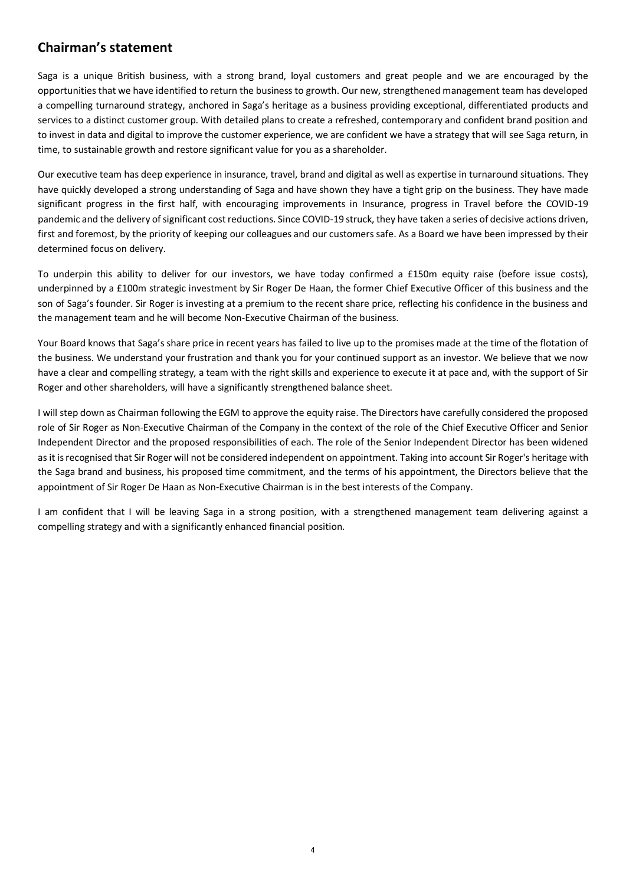## Chairman's statement

Saga is a unique British business, with a strong brand, loyal customers and great people and we are encouraged by the opportunities that we have identified to return the business to growth. Our new, strengthened management team has developed a compelling turnaround strategy, anchored in Saga's heritage as a business providing exceptional, differentiated products and services to a distinct customer group. With detailed plans to create a refreshed, contemporary and confident brand position and to invest in data and digital to improve the customer experience, we are confident we have a strategy that will see Saga return, in time, to sustainable growth and restore significant value for you as a shareholder.

Our executive team has deep experience in insurance, travel, brand and digital as well as expertise in turnaround situations. They have quickly developed a strong understanding of Saga and have shown they have a tight grip on the business. They have made significant progress in the first half, with encouraging improvements in Insurance, progress in Travel before the COVID-19 pandemic and the delivery of significant cost reductions. Since COVID-19 struck, they have taken a series of decisive actions driven, first and foremost, by the priority of keeping our colleagues and our customers safe. As a Board we have been impressed by their determined focus on delivery.

To underpin this ability to deliver for our investors, we have today confirmed a £150m equity raise (before issue costs), underpinned by a £100m strategic investment by Sir Roger De Haan, the former Chief Executive Officer of this business and the son of Saga's founder. Sir Roger is investing at a premium to the recent share price, reflecting his confidence in the business and the management team and he will become Non-Executive Chairman of the business.

Your Board knows that Saga's share price in recent years has failed to live up to the promises made at the time of the flotation of the business. We understand your frustration and thank you for your continued support as an investor. We believe that we now have a clear and compelling strategy, a team with the right skills and experience to execute it at pace and, with the support of Sir Roger and other shareholders, will have a significantly strengthened balance sheet.

I will step down as Chairman following the EGM to approve the equity raise. The Directors have carefully considered the proposed role of Sir Roger as Non-Executive Chairman of the Company in the context of the role of the Chief Executive Officer and Senior Independent Director and the proposed responsibilities of each. The role of the Senior Independent Director has been widened as it is recognised that Sir Roger will not be considered independent on appointment. Taking into account Sir Roger's heritage with the Saga brand and business, his proposed time commitment, and the terms of his appointment, the Directors believe that the appointment of Sir Roger De Haan as Non-Executive Chairman is in the best interests of the Company.

I am confident that I will be leaving Saga in a strong position, with a strengthened management team delivering against a compelling strategy and with a significantly enhanced financial position.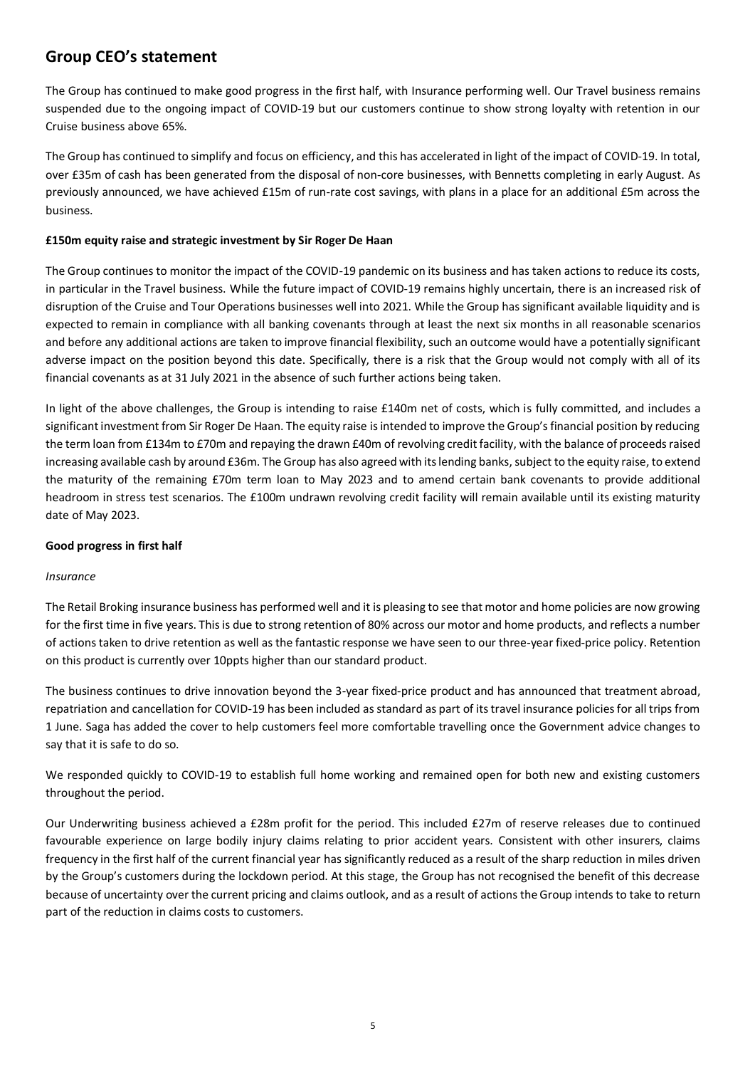## Group CEO's statement

The Group has continued to make good progress in the first half, with Insurance performing well. Our Travel business remains suspended due to the ongoing impact of COVID-19 but our customers continue to show strong loyalty with retention in our Cruise business above 65%.

The Group has continued to simplify and focus on efficiency, and this has accelerated in light of the impact of COVID-19. In total, over £35m of cash has been generated from the disposal of non-core businesses, with Bennetts completing in early August. As previously announced, we have achieved £15m of run-rate cost savings, with plans in a place for an additional £5m across the business.

**£150m equity raise and strategic investment by Sir Roger De Haan**

The Group continues to monitor the impact of the COVID-19 pandemic on its business and has taken actions to reduce its costs, in particular in the Travel business. While the future impact of COVID-19 remains highly uncertain, there is an increased risk of disruption of the Cruise and Tour Operations businesses well into 2021. While the Group has significant available liquidity and is expected to remain in compliance with all banking covenants through at least the next six months in all reasonable scenarios and before any additional actions are taken to improve financial flexibility, such an outcome would have a potentially significant adverse impact on the position beyond this date. Specifically, there is a risk that the Group would not comply with all of its financial covenants as at 31 July 2021 in the absence of such further actions being taken.

In light of the above challenges, the Group is intending to raise £140m net of costs, which is fully committed, and includes a significant investment from Sir Roger De Haan. The equity raise is intended to improve the Group's financial position by reducing the term loan from £134m to £70m and repaying the drawn £40m of revolving credit facility, with the balance of proceeds raised increasing available cash by around £36m. The Group has also agreed with its lending banks, subject to the equity raise, to extend the maturity of the remaining £70m term loan to May 2023 and to amend certain bank covenants to provide additional headroom in stress test scenarios. The £100m undrawn revolving credit facility will remain available until its existing maturity date of May 2023.

**Good progress in first half**

*Insurance*

The Retail Broking insurance business has performed well and it is pleasing to see that motor and home policies are now growing for the first time in five years. This is due to strong retention of 80% across our motor and home products, and reflects a number of actions taken to drive retention as well as the fantastic response we have seen to our three-year fixed-price policy. Retention on this product is currently over 10ppts higher than our standard product.

The business continues to drive innovation beyond the 3-year fixed-price product and has announced that treatment abroad, repatriation and cancellation for COVID-19 has been included as standard as part of its travel insurance policies for all trips from 1 June. Saga has added the cover to help customers feel more comfortable travelling once the Government advice changes to say that it is safe to do so.

We responded quickly to COVID-19 to establish full home working and remained open for both new and existing customers throughout the period.

Our Underwriting business achieved a £28m profit for the period. This included £27m of reserve releases due to continued favourable experience on large bodily injury claims relating to prior accident years. Consistent with other insurers, claims frequency in the first half of the current financial year has significantly reduced as a result of the sharp reduction in miles driven by the Group's customers during the lockdown period. At this stage, the Group has not recognised the benefit of this decrease because of uncertainty over the current pricing and claims outlook, and as a result of actions the Group intends to take to return part of the reduction in claims costs to customers.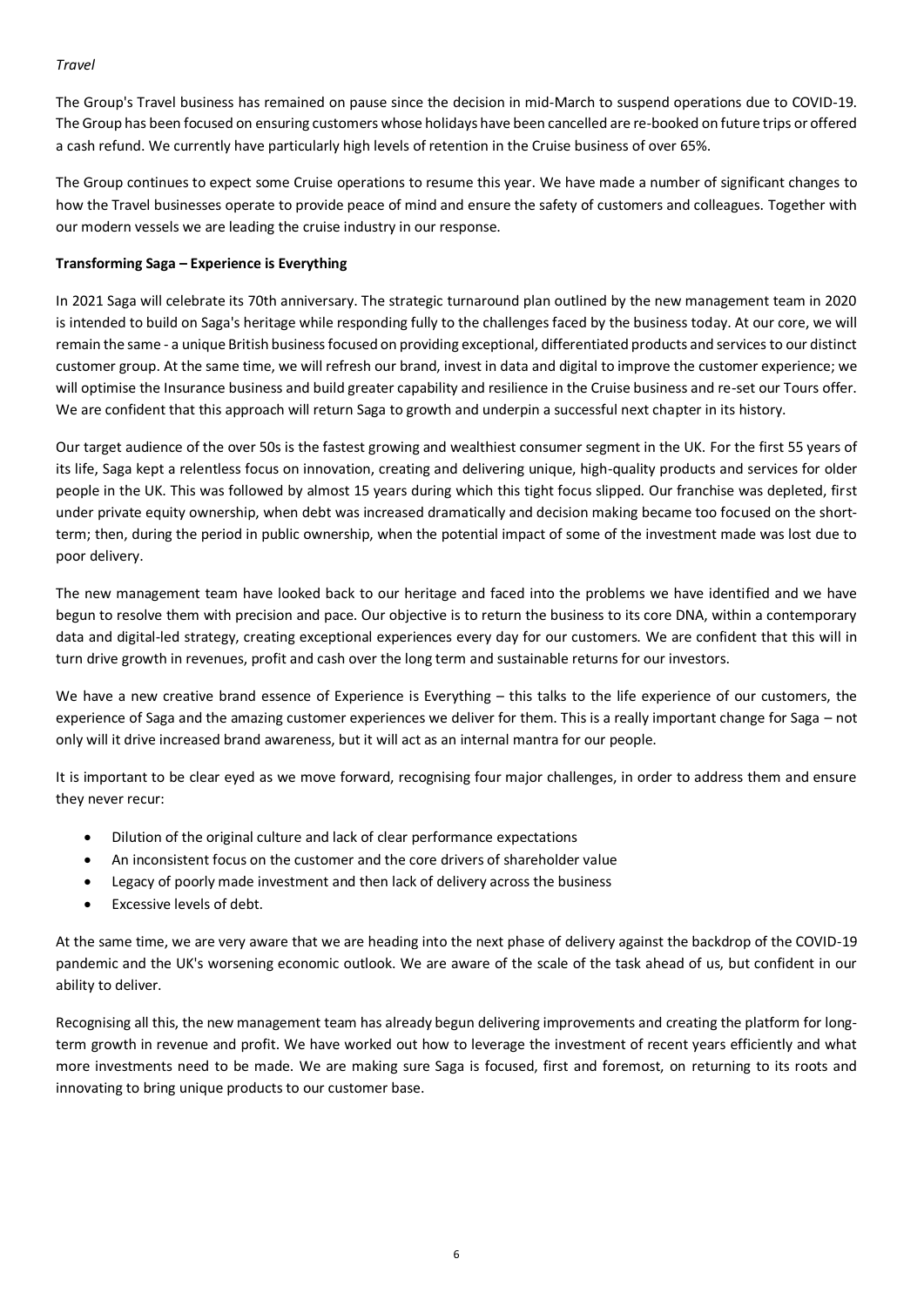*Travel*

The Group's Travel business has remained on pause since the decision in mid-March to suspend operations due to COVID-19. The Group has been focused on ensuring customers whose holidays have been cancelled are re-booked on future trips or offered a cash refund. We currently have particularly high levels of retention in the Cruise business of over 65%.

The Group continues to expect some Cruise operations to resume this year. We have made a number of significant changes to how the Travel businesses operate to provide peace of mind and ensure the safety of customers and colleagues. Together with our modern vessels we are leading the cruise industry in our response.

**Transforming Saga – Experience is Everything**

In 2021 Saga will celebrate its 70th anniversary. The strategic turnaround plan outlined by the new management team in 2020 is intended to build on Saga's heritage while responding fully to the challenges faced by the business today. At our core, we will remain the same - a unique British business focused on providing exceptional, differentiated products and services to our distinct customer group. At the same time, we will refresh our brand, invest in data and digital to improve the customer experience; we will optimise the Insurance business and build greater capability and resilience in the Cruise business and re-set our Tours offer. We are confident that this approach will return Saga to growth and underpin a successful next chapter in its history.

Our target audience of the over 50s is the fastest growing and wealthiest consumer segment in the UK. For the first 55 years of its life, Saga kept a relentless focus on innovation, creating and delivering unique, high-quality products and services for older people in the UK. This was followed by almost 15 years during which this tight focus slipped. Our franchise was depleted, first under private equity ownership, when debt was increased dramatically and decision making became too focused on the short-term; then, during the period in public ownership, when the potential impact of some of the investment made was lost due to poor delivery.

The new management team have looked back to our heritage and faced into the problems we have identified and we have begun to resolve them with precision and pace. Our objective is to return the business to its core DNA, within a contemporary data and digital-led strategy, creating exceptional experiences every day for our customers. We are confident that this will in turn drive growth in revenues, profit and cash over the long term and sustainable returns for our investors.

We have a new creative brand essence of Experience is Everything – this talks to the life experience of our customers, the experience of Saga and the amazing customer experiences we deliver for them. This is a really important change for Saga – not only will it drive increased brand awareness, but it will act as an internal mantra for our people.

It is important to be clear eyed as we move forward, recognising four major challenges, in order to address them and ensure they never recur:

- Dilution of the original culture and lack of clear performance expectations
- An inconsistent focus on the customer and the core drivers of shareholder value
- Legacy of poorly made investment and then lack of delivery across the business
- Excessive levels of debt.

At the same time, we are very aware that we are heading into the next phase of delivery against the backdrop of the COVID-19 pandemic and the UK's worsening economic outlook. We are aware of the scale of the task ahead of us, but confident in our ability to deliver.

Recognising all this, the new management team has already begun delivering improvements and creating the platform for long-term growth in revenue and profit. We have worked out how to leverage the investment of recent years efficiently and what more investments need to be made. We are making sure Saga is focused, first and foremost, on returning to its roots and innovating to bring unique products to our customer base.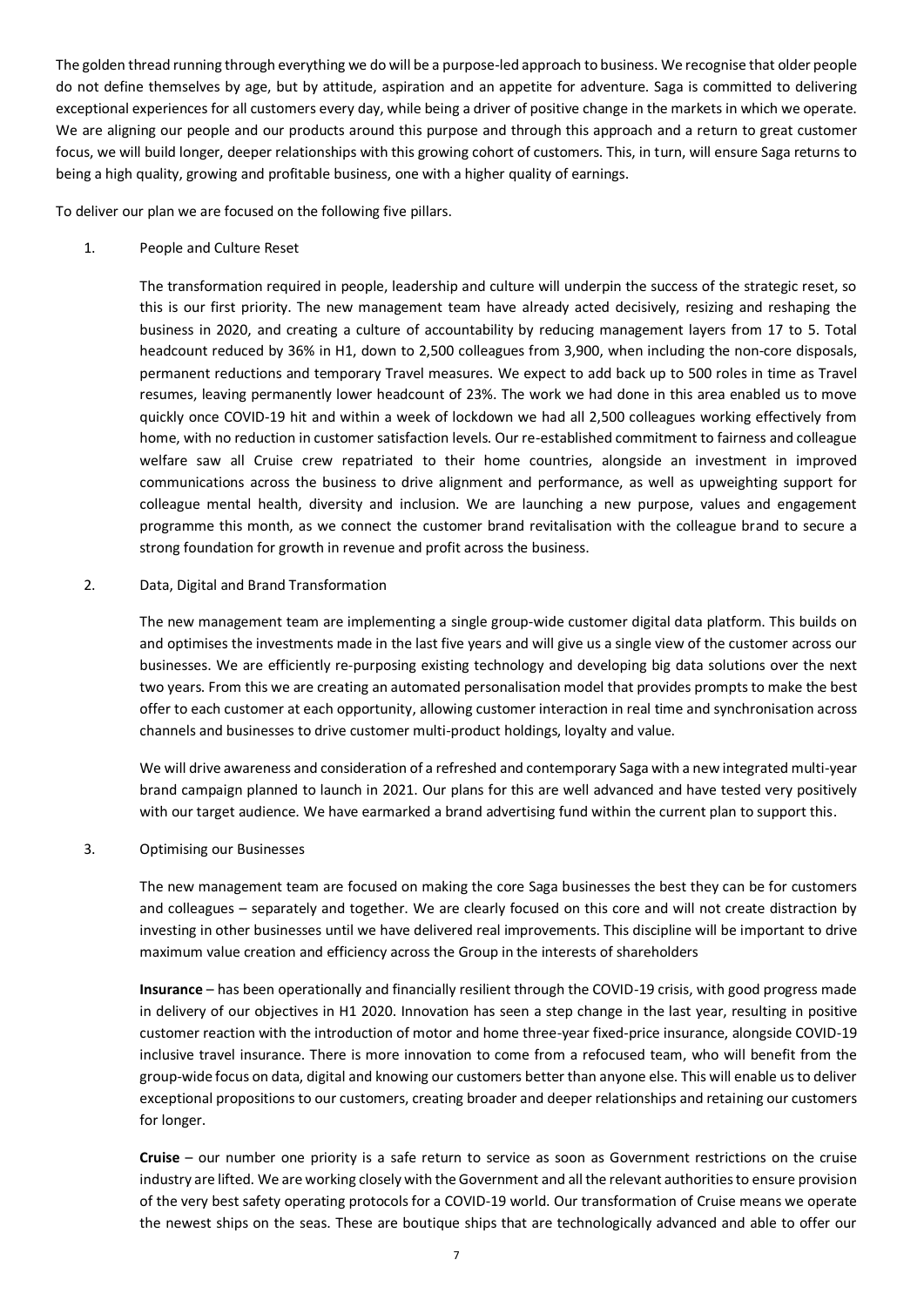The golden thread running through everything we do will be a purpose-led approach to business. We recognise that older people do not define themselves by age, but by attitude, aspiration and an appetite for adventure. Saga is committed to delivering exceptional experiences for all customers every day, while being a driver of positive change in the markets in which we operate. We are aligning our people and our products around this purpose and through this approach and a return to great customer focus, we will build longer, deeper relationships with this growing cohort of customers. This, in turn, will ensure Saga returns to being a high quality, growing and profitable business, one with a higher quality of earnings.

To deliver our plan we are focused on the following five pillars.

1. People and Culture Reset

   The transformation required in people, leadership and culture will underpin the success of the strategic reset, so this is our first priority. The new management team have already acted decisively, resizing and reshaping the business in 2020, and creating a culture of accountability by reducing management layers from 17 to 5. Total headcount reduced by 36% in H1, down to 2,500 colleagues from 3,900, when including the non-core disposals, permanent reductions and temporary Travel measures. We expect to add back up to 500 roles in time as Travel resumes, leaving permanently lower headcount of 23%. The work we had done in this area enabled us to move quickly once COVID-19 hit and within a week of lockdown we had all 2,500 colleagues working effectively from home, with no reduction in customer satisfaction levels. Our re-established commitment to fairness and colleague welfare saw all Cruise crew repatriated to their home countries, alongside an investment in improved communications across the business to drive alignment and performance, as well as upweighting support for colleague mental health, diversity and inclusion. We are launching a new purpose, values and engagement programme this month, as we connect the customer brand revitalisation with the colleague brand to secure a strong foundation for growth in revenue and profit across the business.

2. Data, Digital and Brand Transformation

   The new management team are implementing a single group-wide customer digital data platform. This builds on and optimises the investments made in the last five years and will give us a single view of the customer across our businesses. We are efficiently re-purposing existing technology and developing big data solutions over the next two years. From this we are creating an automated personalisation model that provides prompts to make the best offer to each customer at each opportunity, allowing customer interaction in real time and synchronisation across channels and businesses to drive customer multi-product holdings, loyalty and value.

   We will drive awareness and consideration of a refreshed and contemporary Saga with a new integrated multi-year brand campaign planned to launch in 2021. Our plans for this are well advanced and have tested very positively with our target audience. We have earmarked a brand advertising fund within the current plan to support this.

3. Optimising our Businesses

   The new management team are focused on making the core Saga businesses the best they can be for customers and colleagues – separately and together. We are clearly focused on this core and will not create distraction by investing in other businesses until we have delivered real improvements. This discipline will be important to drive maximum value creation and efficiency across the Group in the interests of shareholders

   **Insurance** – has been operationally and financially resilient through the COVID-19 crisis, with good progress made in delivery of our objectives in H1 2020. Innovation has seen a step change in the last year, resulting in positive customer reaction with the introduction of motor and home three-year fixed-price insurance, alongside COVID-19 inclusive travel insurance. There is more innovation to come from a refocused team, who will benefit from the group-wide focus on data, digital and knowing our customers better than anyone else. This will enable us to deliver exceptional propositions to our customers, creating broader and deeper relationships and retaining our customers for longer.

   **Cruise** – our number one priority is a safe return to service as soon as Government restrictions on the cruise industry are lifted. We are working closely with the Government and all the relevant authorities to ensure provision of the very best safety operating protocols for a COVID-19 world. Our transformation of Cruise means we operate the newest ships on the seas. These are boutique ships that are technologically advanced and able to offer our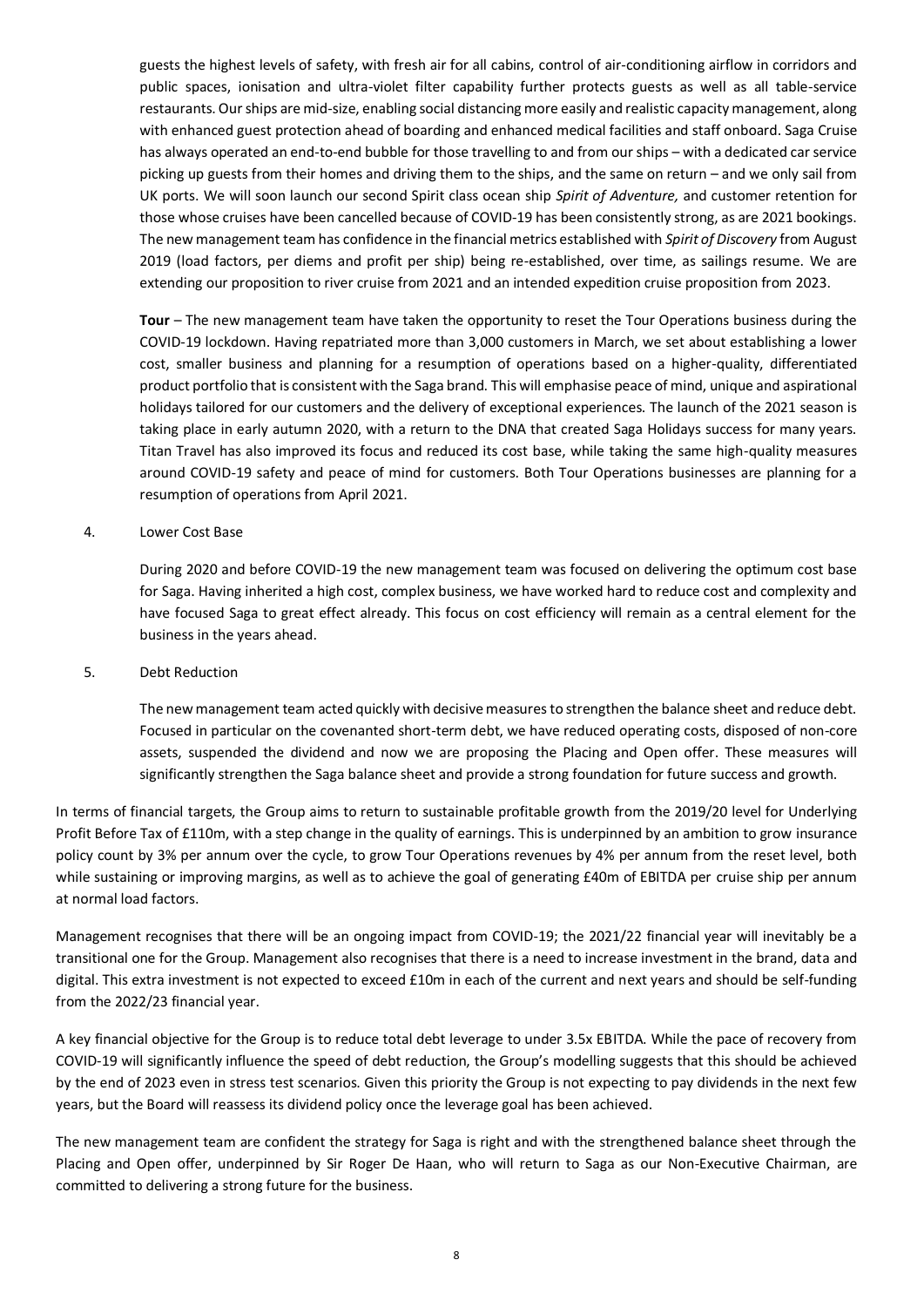guests the highest levels of safety, with fresh air for all cabins, control of air-conditioning airflow in corridors and public spaces, ionisation and ultra-violet filter capability further protects guests as well as all table-service restaurants. Our ships are mid-size, enabling social distancing more easily and realistic capacity management, along with enhanced guest protection ahead of boarding and enhanced medical facilities and staff onboard. Saga Cruise has always operated an end-to-end bubble for those travelling to and from our ships – with a dedicated car service picking up guests from their homes and driving them to the ships, and the same on return – and we only sail from UK ports. We will soon launch our second Spirit class ocean ship *Spirit of Adventure,* and customer retention for those whose cruises have been cancelled because of COVID-19 has been consistently strong, as are 2021 bookings. The new management team has confidence in the financial metrics established with *Spirit of Discovery* from August 2019 (load factors, per diems and profit per ship) being re-established, over time, as sailings resume. We are extending our proposition to river cruise from 2021 and an intended expedition cruise proposition from 2023.

**Tour** – The new management team have taken the opportunity to reset the Tour Operations business during the COVID-19 lockdown. Having repatriated more than 3,000 customers in March, we set about establishing a lower cost, smaller business and planning for a resumption of operations based on a higher-quality, differentiated product portfolio that is consistent with the Saga brand. This will emphasise peace of mind, unique and aspirational holidays tailored for our customers and the delivery of exceptional experiences. The launch of the 2021 season is taking place in early autumn 2020, with a return to the DNA that created Saga Holidays success for many years. Titan Travel has also improved its focus and reduced its cost base, while taking the same high-quality measures around COVID-19 safety and peace of mind for customers. Both Tour Operations businesses are planning for a resumption of operations from April 2021.

4. Lower Cost Base

During 2020 and before COVID-19 the new management team was focused on delivering the optimum cost base for Saga. Having inherited a high cost, complex business, we have worked hard to reduce cost and complexity and have focused Saga to great effect already. This focus on cost efficiency will remain as a central element for the business in the years ahead.

5. Debt Reduction

The new management team acted quickly with decisive measures to strengthen the balance sheet and reduce debt. Focused in particular on the covenanted short-term debt, we have reduced operating costs, disposed of non-core assets, suspended the dividend and now we are proposing the Placing and Open offer. These measures will significantly strengthen the Saga balance sheet and provide a strong foundation for future success and growth.

In terms of financial targets, the Group aims to return to sustainable profitable growth from the 2019/20 level for Underlying Profit Before Tax of £110m, with a step change in the quality of earnings. This is underpinned by an ambition to grow insurance policy count by 3% per annum over the cycle, to grow Tour Operations revenues by 4% per annum from the reset level, both while sustaining or improving margins, as well as to achieve the goal of generating £40m of EBITDA per cruise ship per annum at normal load factors.

Management recognises that there will be an ongoing impact from COVID-19; the 2021/22 financial year will inevitably be a transitional one for the Group. Management also recognises that there is a need to increase investment in the brand, data and digital. This extra investment is not expected to exceed £10m in each of the current and next years and should be self-funding from the 2022/23 financial year.

A key financial objective for the Group is to reduce total debt leverage to under 3.5x EBITDA. While the pace of recovery from COVID-19 will significantly influence the speed of debt reduction, the Group's modelling suggests that this should be achieved by the end of 2023 even in stress test scenarios. Given this priority the Group is not expecting to pay dividends in the next few years, but the Board will reassess its dividend policy once the leverage goal has been achieved.

The new management team are confident the strategy for Saga is right and with the strengthened balance sheet through the Placing and Open offer, underpinned by Sir Roger De Haan, who will return to Saga as our Non-Executive Chairman, are committed to delivering a strong future for the business.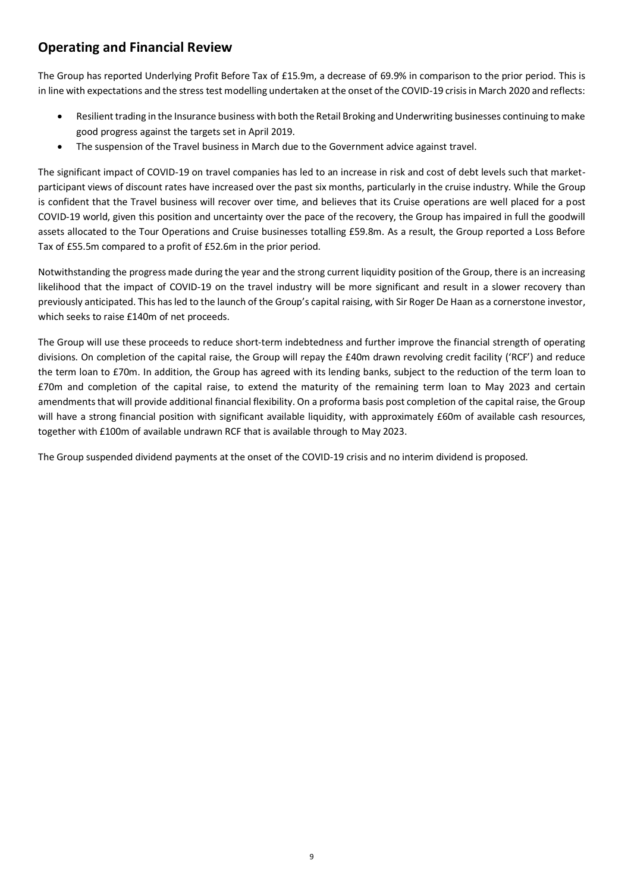## Operating and Financial Review

The Group has reported Underlying Profit Before Tax of £15.9m, a decrease of 69.9% in comparison to the prior period. This is in line with expectations and the stress test modelling undertaken at the onset of the COVID-19 crisis in March 2020 and reflects:

- Resilient trading in the Insurance business with both the Retail Broking and Underwriting businesses continuing to make good progress against the targets set in April 2019.
- The suspension of the Travel business in March due to the Government advice against travel.

The significant impact of COVID-19 on travel companies has led to an increase in risk and cost of debt levels such that market-participant views of discount rates have increased over the past six months, particularly in the cruise industry. While the Group is confident that the Travel business will recover over time, and believes that its Cruise operations are well placed for a post COVID-19 world, given this position and uncertainty over the pace of the recovery, the Group has impaired in full the goodwill assets allocated to the Tour Operations and Cruise businesses totalling £59.8m. As a result, the Group reported a Loss Before Tax of £55.5m compared to a profit of £52.6m in the prior period.

Notwithstanding the progress made during the year and the strong current liquidity position of the Group, there is an increasing likelihood that the impact of COVID-19 on the travel industry will be more significant and result in a slower recovery than previously anticipated. This has led to the launch of the Group's capital raising, with Sir Roger De Haan as a cornerstone investor, which seeks to raise £140m of net proceeds.

The Group will use these proceeds to reduce short-term indebtedness and further improve the financial strength of operating divisions. On completion of the capital raise, the Group will repay the £40m drawn revolving credit facility ('RCF') and reduce the term loan to £70m. In addition, the Group has agreed with its lending banks, subject to the reduction of the term loan to £70m and completion of the capital raise, to extend the maturity of the remaining term loan to May 2023 and certain amendments that will provide additional financial flexibility. On a proforma basis post completion of the capital raise, the Group will have a strong financial position with significant available liquidity, with approximately £60m of available cash resources, together with £100m of available undrawn RCF that is available through to May 2023.

The Group suspended dividend payments at the onset of the COVID-19 crisis and no interim dividend is proposed.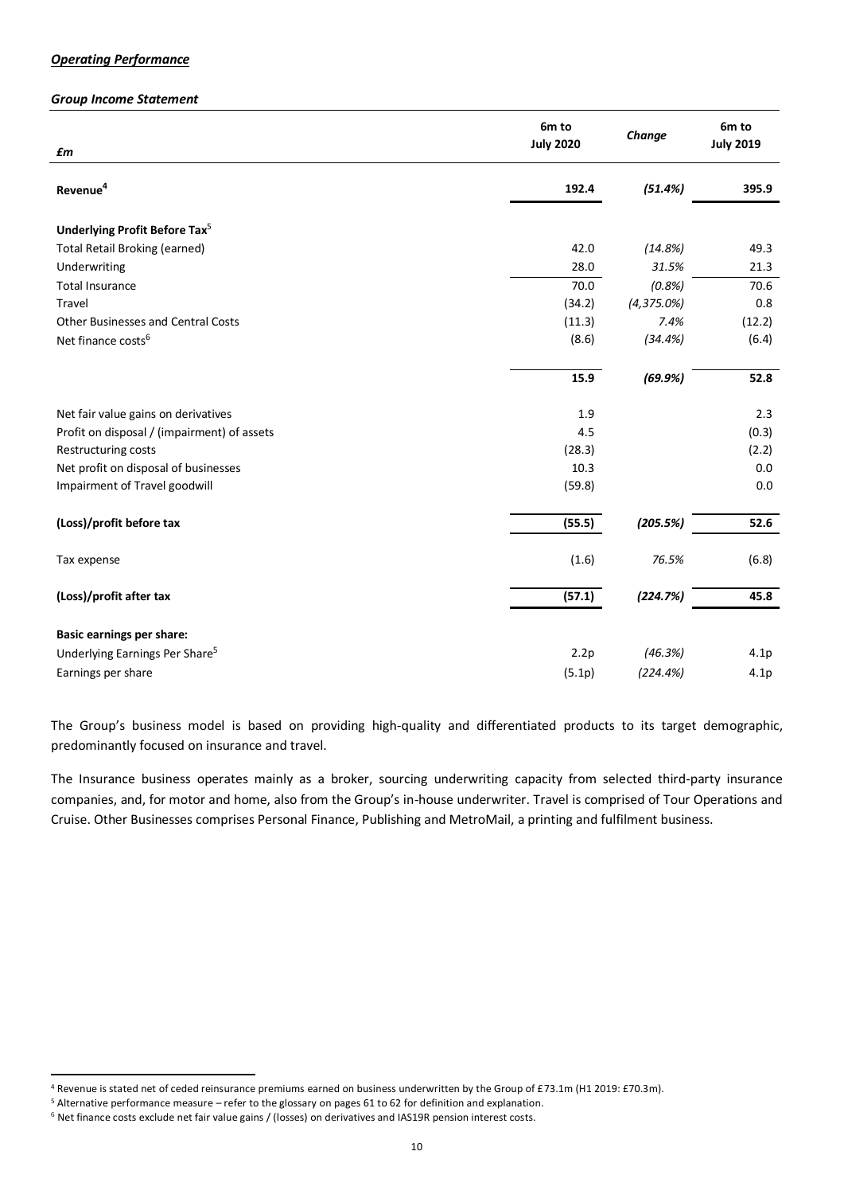***Operating Performance***

***Group Income Statement***

| £m | 6m to July 2020 | Change | 6m to July 2019 |
|---|---|---|---|
| **Revenue**[4] | **192.4** | ***(51.4%)*** | **395.9** |
| **Underlying Profit Before Tax**[5] | | | |
| Total Retail Broking (earned) | 42.0 | *(14.8%)* | 49.3 |
| Underwriting | 28.0 | *31.5%* | 21.3 |
| Total Insurance | 70.0 | *(0.8%)* | 70.6 |
| Travel | (34.2) | *(4,375.0%)* | 0.8 |
| Other Businesses and Central Costs | (11.3) | *7.4%* | (12.2) |
| Net finance costs[6] | (8.6) | *(34.4%)* | (6.4) |
| | **15.9** | ***(69.9%)*** | **52.8** |
| Net fair value gains on derivatives | 1.9 | | 2.3 |
| Profit on disposal / (impairment) of assets | 4.5 | | (0.3) |
| Restructuring costs | (28.3) | | (2.2) |
| Net profit on disposal of businesses | 10.3 | | 0.0 |
| Impairment of Travel goodwill | (59.8) | | 0.0 |
| **(Loss)/profit before tax** | **(55.5)** | ***(205.5%)*** | **52.6** |
| Tax expense | (1.6) | *76.5%* | (6.8) |
| **(Loss)/profit after tax** | **(57.1)** | ***(224.7%)*** | **45.8** |
| **Basic earnings per share:** | | | |
| Underlying Earnings Per Share[5] | 2.2p | *(46.3%)* | 4.1p |
| Earnings per share | (5.1p) | *(224.4%)* | 4.1p |

The Group's business model is based on providing high-quality and differentiated products to its target demographic, predominantly focused on insurance and travel.

The Insurance business operates mainly as a broker, sourcing underwriting capacity from selected third-party insurance companies, and, for motor and home, also from the Group's in-house underwriter. Travel is comprised of Tour Operations and Cruise. Other Businesses comprises Personal Finance, Publishing and MetroMail, a printing and fulfilment business.

[4] Revenue is stated net of ceded reinsurance premiums earned on business underwritten by the Group of £73.1m (H1 2019: £70.3m).

[5] Alternative performance measure – refer to the glossary on pages 61 to 62 for definition and explanation.

[6] Net finance costs exclude net fair value gains / (losses) on derivatives and IAS19R pension interest costs.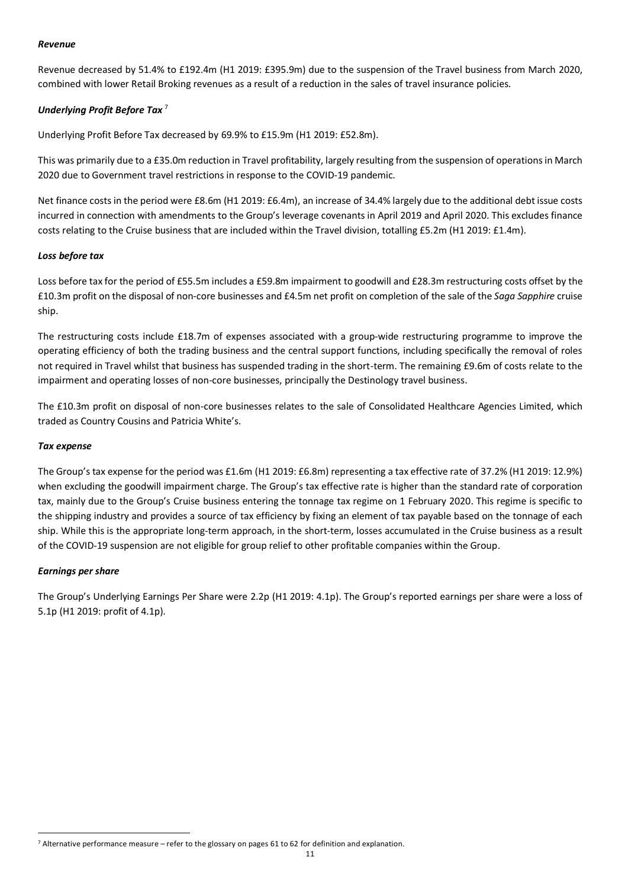***Revenue***

Revenue decreased by 51.4% to £192.4m (H1 2019: £395.9m) due to the suspension of the Travel business from March 2020, combined with lower Retail Broking revenues as a result of a reduction in the sales of travel insurance policies.

***Underlying Profit Before Tax*** [7]

Underlying Profit Before Tax decreased by 69.9% to £15.9m (H1 2019: £52.8m).

This was primarily due to a £35.0m reduction in Travel profitability, largely resulting from the suspension of operations in March 2020 due to Government travel restrictions in response to the COVID-19 pandemic.

Net finance costs in the period were £8.6m (H1 2019: £6.4m), an increase of 34.4% largely due to the additional debt issue costs incurred in connection with amendments to the Group's leverage covenants in April 2019 and April 2020. This excludes finance costs relating to the Cruise business that are included within the Travel division, totalling £5.2m (H1 2019: £1.4m).

***Loss before tax***

Loss before tax for the period of £55.5m includes a £59.8m impairment to goodwill and £28.3m restructuring costs offset by the £10.3m profit on the disposal of non-core businesses and £4.5m net profit on completion of the sale of the *Saga Sapphire* cruise ship.

The restructuring costs include £18.7m of expenses associated with a group-wide restructuring programme to improve the operating efficiency of both the trading business and the central support functions, including specifically the removal of roles not required in Travel whilst that business has suspended trading in the short-term. The remaining £9.6m of costs relate to the impairment and operating losses of non-core businesses, principally the Destinology travel business.

The £10.3m profit on disposal of non-core businesses relates to the sale of Consolidated Healthcare Agencies Limited, which traded as Country Cousins and Patricia White's.

***Tax expense***

The Group's tax expense for the period was £1.6m (H1 2019: £6.8m) representing a tax effective rate of 37.2% (H1 2019: 12.9%) when excluding the goodwill impairment charge. The Group's tax effective rate is higher than the standard rate of corporation tax, mainly due to the Group's Cruise business entering the tonnage tax regime on 1 February 2020. This regime is specific to the shipping industry and provides a source of tax efficiency by fixing an element of tax payable based on the tonnage of each ship. While this is the appropriate long-term approach, in the short-term, losses accumulated in the Cruise business as a result of the COVID-19 suspension are not eligible for group relief to other profitable companies within the Group.

***Earnings per share***

The Group's Underlying Earnings Per Share were 2.2p (H1 2019: 4.1p). The Group's reported earnings per share were a loss of 5.1p (H1 2019: profit of 4.1p).

[7] Alternative performance measure – refer to the glossary on pages 61 to 62 for definition and explanation.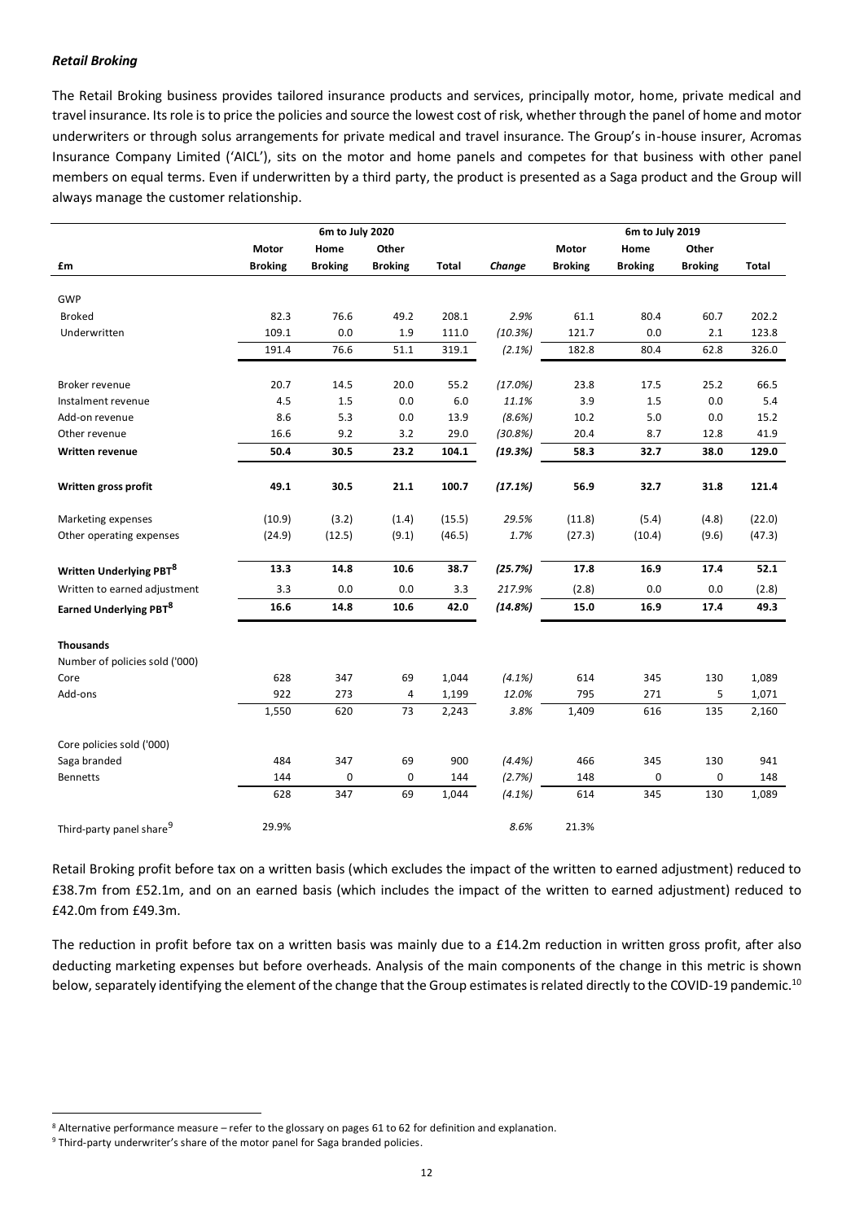***Retail Broking***

The Retail Broking business provides tailored insurance products and services, principally motor, home, private medical and travel insurance. Its role is to price the policies and source the lowest cost of risk, whether through the panel of home and motor underwriters or through solus arrangements for private medical and travel insurance. The Group's in-house insurer, Acromas Insurance Company Limited ('AICL'), sits on the motor and home panels and competes for that business with other panel members on equal terms. Even if underwritten by a third party, the product is presented as a Saga product and the Group will always manage the customer relationship.

| | 6m to July 2020 | | | | | 6m to July 2019 | | | |
|---|---|---|---|---|---|---|---|---|---|
| **£m** | **Motor Broking** | **Home Broking** | **Other Broking** | **Total** | ***Change*** | **Motor Broking** | **Home Broking** | **Other Broking** | **Total** |
| GWP | | | | | | | | | |
| Broked | 82.3 | 76.6 | 49.2 | 208.1 | *2.9%* | 61.1 | 80.4 | 60.7 | 202.2 |
| Underwritten | 109.1 | 0.0 | 1.9 | 111.0 | *(10.3%)* | 121.7 | 0.0 | 2.1 | 123.8 |
| | 191.4 | 76.6 | 51.1 | 319.1 | *(2.1%)* | 182.8 | 80.4 | 62.8 | 326.0 |
| Broker revenue | 20.7 | 14.5 | 20.0 | 55.2 | *(17.0%)* | 23.8 | 17.5 | 25.2 | 66.5 |
| Instalment revenue | 4.5 | 1.5 | 0.0 | 6.0 | *11.1%* | 3.9 | 1.5 | 0.0 | 5.4 |
| Add-on revenue | 8.6 | 5.3 | 0.0 | 13.9 | *(8.6%)* | 10.2 | 5.0 | 0.0 | 15.2 |
| Other revenue | 16.6 | 9.2 | 3.2 | 29.0 | *(30.8%)* | 20.4 | 8.7 | 12.8 | 41.9 |
| **Written revenue** | **50.4** | **30.5** | **23.2** | **104.1** | ***(19.3%)*** | **58.3** | **32.7** | **38.0** | **129.0** |
| **Written gross profit** | **49.1** | **30.5** | **21.1** | **100.7** | ***(17.1%)*** | **56.9** | **32.7** | **31.8** | **121.4** |
| Marketing expenses | (10.9) | (3.2) | (1.4) | (15.5) | *29.5%* | (11.8) | (5.4) | (4.8) | (22.0) |
| Other operating expenses | (24.9) | (12.5) | (9.1) | (46.5) | *1.7%* | (27.3) | (10.4) | (9.6) | (47.3) |
| **Written Underlying PBT[8]** | **13.3** | **14.8** | **10.6** | **38.7** | ***(25.7%)*** | **17.8** | **16.9** | **17.4** | **52.1** |
| Written to earned adjustment | 3.3 | 0.0 | 0.0 | 3.3 | *217.9%* | (2.8) | 0.0 | 0.0 | (2.8) |
| **Earned Underlying PBT[8]** | **16.6** | **14.8** | **10.6** | **42.0** | ***(14.8%)*** | **15.0** | **16.9** | **17.4** | **49.3** |
| **Thousands** | | | | | | | | | |
| Number of policies sold ('000) | | | | | | | | | |
| Core | 628 | 347 | 69 | 1,044 | *(4.1%)* | 614 | 345 | 130 | 1,089 |
| Add-ons | 922 | 273 | 4 | 1,199 | *12.0%* | 795 | 271 | 5 | 1,071 |
| | 1,550 | 620 | 73 | 2,243 | *3.8%* | 1,409 | 616 | 135 | 2,160 |
| Core policies sold ('000) | | | | | | | | | |
| Saga branded | 484 | 347 | 69 | 900 | *(4.4%)* | 466 | 345 | 130 | 941 |
| Bennetts | 144 | 0 | 0 | 144 | *(2.7%)* | 148 | 0 | 0 | 148 |
| | 628 | 347 | 69 | 1,044 | *(4.1%)* | 614 | 345 | 130 | 1,089 |
| Third-party panel share[9] | 29.9% | | | | *8.6%* | 21.3% | | | |

Retail Broking profit before tax on a written basis (which excludes the impact of the written to earned adjustment) reduced to £38.7m from £52.1m, and on an earned basis (which includes the impact of the written to earned adjustment) reduced to £42.0m from £49.3m.

The reduction in profit before tax on a written basis was mainly due to a £14.2m reduction in written gross profit, after also deducting marketing expenses but before overheads. Analysis of the main components of the change in this metric is shown below, separately identifying the element of the change that the Group estimates is related directly to the COVID-19 pandemic.[10]

[8] Alternative performance measure – refer to the glossary on pages 61 to 62 for definition and explanation.

[9] Third-party underwriter's share of the motor panel for Saga branded policies.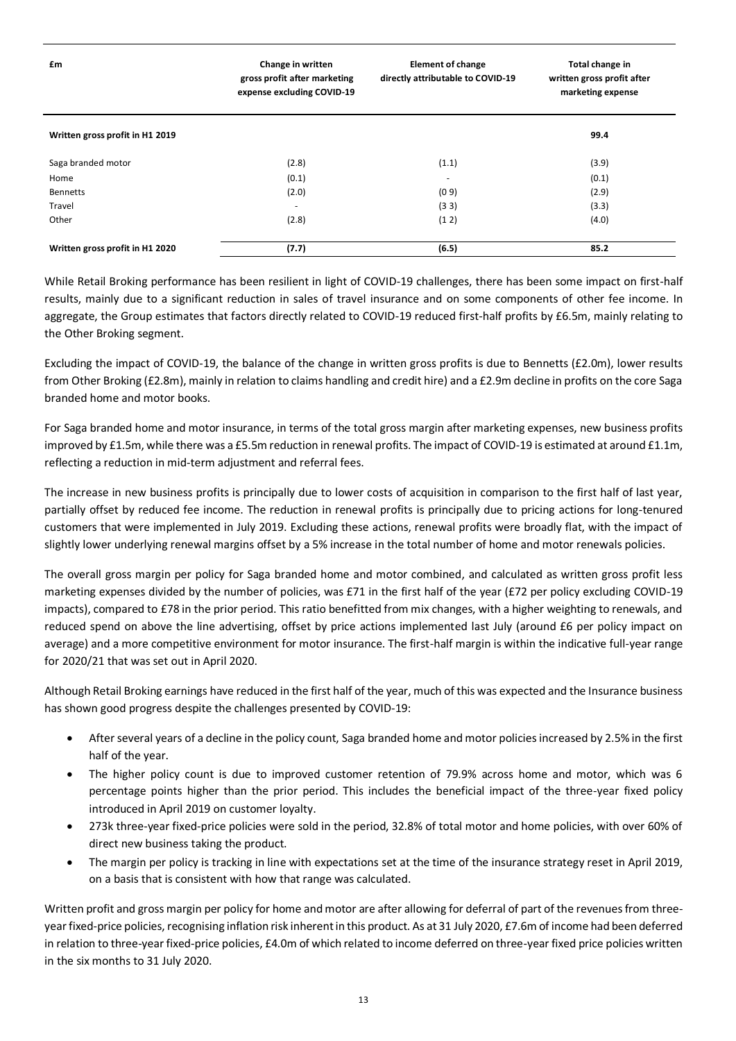| £m | Change in written gross profit after marketing expense excluding COVID-19 | Element of change directly attributable to COVID-19 | Total change in written gross profit after marketing expense |
|---|---|---|---|
| **Written gross profit in H1 2019** | | | **99.4** |
| Saga branded motor | (2.8) | (1.1) | (3.9) |
| Home | (0.1) | - | (0.1) |
| Bennetts | (2.0) | (0 9) | (2.9) |
| Travel | - | (3 3) | (3.3) |
| Other | (2.8) | (1 2) | (4.0) |
| **Written gross profit in H1 2020** | **(7.7)** | **(6.5)** | **85.2** |

While Retail Broking performance has been resilient in light of COVID-19 challenges, there has been some impact on first-half results, mainly due to a significant reduction in sales of travel insurance and on some components of other fee income. In aggregate, the Group estimates that factors directly related to COVID-19 reduced first-half profits by £6.5m, mainly relating to the Other Broking segment.

Excluding the impact of COVID-19, the balance of the change in written gross profits is due to Bennetts (£2.0m), lower results from Other Broking (£2.8m), mainly in relation to claims handling and credit hire) and a £2.9m decline in profits on the core Saga branded home and motor books.

For Saga branded home and motor insurance, in terms of the total gross margin after marketing expenses, new business profits improved by £1.5m, while there was a £5.5m reduction in renewal profits. The impact of COVID-19 is estimated at around £1.1m, reflecting a reduction in mid-term adjustment and referral fees.

The increase in new business profits is principally due to lower costs of acquisition in comparison to the first half of last year, partially offset by reduced fee income. The reduction in renewal profits is principally due to pricing actions for long-tenured customers that were implemented in July 2019. Excluding these actions, renewal profits were broadly flat, with the impact of slightly lower underlying renewal margins offset by a 5% increase in the total number of home and motor renewals policies.

The overall gross margin per policy for Saga branded home and motor combined, and calculated as written gross profit less marketing expenses divided by the number of policies, was £71 in the first half of the year (£72 per policy excluding COVID-19 impacts), compared to £78 in the prior period. This ratio benefitted from mix changes, with a higher weighting to renewals, and reduced spend on above the line advertising, offset by price actions implemented last July (around £6 per policy impact on average) and a more competitive environment for motor insurance. The first-half margin is within the indicative full-year range for 2020/21 that was set out in April 2020.

Although Retail Broking earnings have reduced in the first half of the year, much of this was expected and the Insurance business has shown good progress despite the challenges presented by COVID-19:

- After several years of a decline in the policy count, Saga branded home and motor policies increased by 2.5% in the first half of the year.
- The higher policy count is due to improved customer retention of 79.9% across home and motor, which was 6 percentage points higher than the prior period. This includes the beneficial impact of the three-year fixed policy introduced in April 2019 on customer loyalty.
- 273k three-year fixed-price policies were sold in the period, 32.8% of total motor and home policies, with over 60% of direct new business taking the product.
- The margin per policy is tracking in line with expectations set at the time of the insurance strategy reset in April 2019, on a basis that is consistent with how that range was calculated.

Written profit and gross margin per policy for home and motor are after allowing for deferral of part of the revenues from three-year fixed-price policies, recognising inflation risk inherent in this product. As at 31 July 2020, £7.6m of income had been deferred in relation to three-year fixed-price policies, £4.0m of which related to income deferred on three-year fixed price policies written in the six months to 31 July 2020.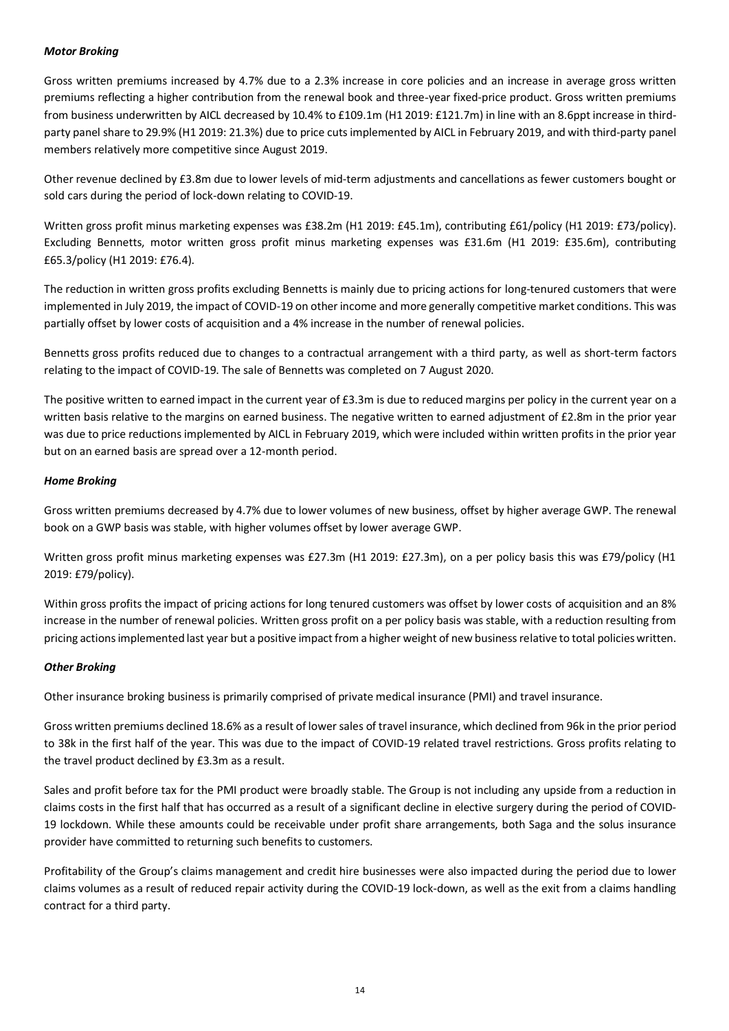***Motor Broking***

Gross written premiums increased by 4.7% due to a 2.3% increase in core policies and an increase in average gross written premiums reflecting a higher contribution from the renewal book and three-year fixed-price product. Gross written premiums from business underwritten by AICL decreased by 10.4% to £109.1m (H1 2019: £121.7m) in line with an 8.6ppt increase in third-party panel share to 29.9% (H1 2019: 21.3%) due to price cuts implemented by AICL in February 2019, and with third-party panel members relatively more competitive since August 2019.

Other revenue declined by £3.8m due to lower levels of mid-term adjustments and cancellations as fewer customers bought or sold cars during the period of lock-down relating to COVID-19.

Written gross profit minus marketing expenses was £38.2m (H1 2019: £45.1m), contributing £61/policy (H1 2019: £73/policy). Excluding Bennetts, motor written gross profit minus marketing expenses was £31.6m (H1 2019: £35.6m), contributing £65.3/policy (H1 2019: £76.4).

The reduction in written gross profits excluding Bennetts is mainly due to pricing actions for long-tenured customers that were implemented in July 2019, the impact of COVID-19 on other income and more generally competitive market conditions. This was partially offset by lower costs of acquisition and a 4% increase in the number of renewal policies.

Bennetts gross profits reduced due to changes to a contractual arrangement with a third party, as well as short-term factors relating to the impact of COVID-19. The sale of Bennetts was completed on 7 August 2020.

The positive written to earned impact in the current year of £3.3m is due to reduced margins per policy in the current year on a written basis relative to the margins on earned business. The negative written to earned adjustment of £2.8m in the prior year was due to price reductions implemented by AICL in February 2019, which were included within written profits in the prior year but on an earned basis are spread over a 12-month period.

***Home Broking***

Gross written premiums decreased by 4.7% due to lower volumes of new business, offset by higher average GWP. The renewal book on a GWP basis was stable, with higher volumes offset by lower average GWP.

Written gross profit minus marketing expenses was £27.3m (H1 2019: £27.3m), on a per policy basis this was £79/policy (H1 2019: £79/policy).

Within gross profits the impact of pricing actions for long tenured customers was offset by lower costs of acquisition and an 8% increase in the number of renewal policies. Written gross profit on a per policy basis was stable, with a reduction resulting from pricing actions implemented last year but a positive impact from a higher weight of new business relative to total policies written.

***Other Broking***

Other insurance broking business is primarily comprised of private medical insurance (PMI) and travel insurance.

Gross written premiums declined 18.6% as a result of lower sales of travel insurance, which declined from 96k in the prior period to 38k in the first half of the year. This was due to the impact of COVID-19 related travel restrictions. Gross profits relating to the travel product declined by £3.3m as a result.

Sales and profit before tax for the PMI product were broadly stable. The Group is not including any upside from a reduction in claims costs in the first half that has occurred as a result of a significant decline in elective surgery during the period of COVID-19 lockdown. While these amounts could be receivable under profit share arrangements, both Saga and the solus insurance provider have committed to returning such benefits to customers.

Profitability of the Group's claims management and credit hire businesses were also impacted during the period due to lower claims volumes as a result of reduced repair activity during the COVID-19 lock-down, as well as the exit from a claims handling contract for a third party.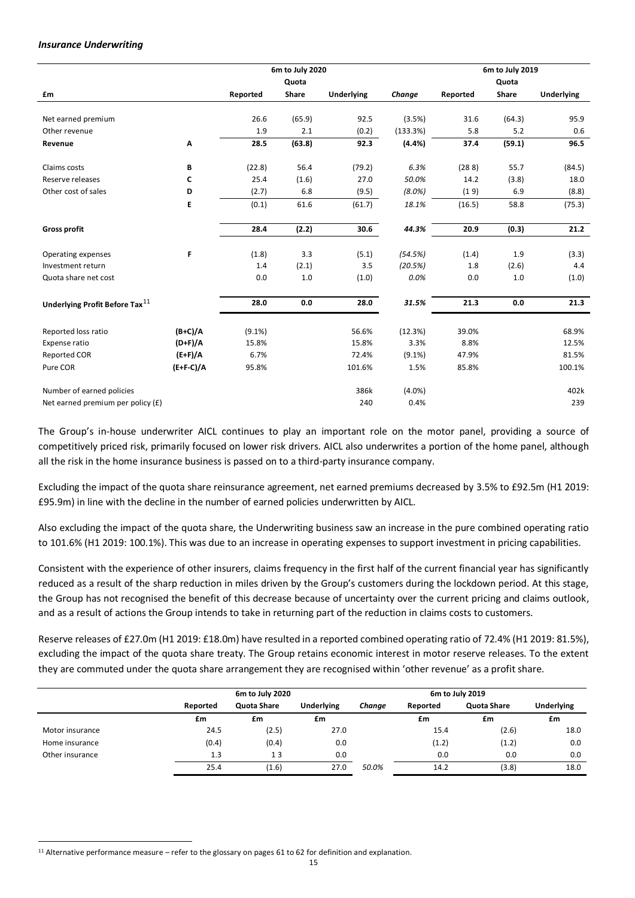***Insurance Underwriting***

| £m | | 6m to July 2020 Reported | 6m to July 2020 Quota Share | 6m to July 2020 Underlying | *Change* | 6m to July 2019 Reported | 6m to July 2019 Quota Share | 6m to July 2019 Underlying |
|---|---|---|---|---|---|---|---|---|
| Net earned premium | | 26.6 | (65.9) | 92.5 | (3.5%) | 31.6 | (64.3) | 95.9 |
| Other revenue | | 1.9 | 2.1 | (0.2) | (133.3%) | 5.8 | 5.2 | 0.6 |
| **Revenue** | **A** | **28.5** | **(63.8)** | **92.3** | **(4.4%)** | **37.4** | **(59.1)** | **96.5** |
| Claims costs | **B** | (22.8) | 56.4 | (79.2) | *6.3%* | (28 8) | 55.7 | (84.5) |
| Reserve releases | **C** | 25.4 | (1.6) | 27.0 | *50.0%* | 14.2 | (3.8) | 18.0 |
| Other cost of sales | **D** | (2.7) | 6.8 | (9.5) | *(8.0%)* | (1 9) | 6.9 | (8.8) |
| | **E** | (0.1) | 61.6 | (61.7) | *18.1%* | (16.5) | 58.8 | (75.3) |
| **Gross profit** | | **28.4** | **(2.2)** | **30.6** | ***44.3%*** | **20.9** | **(0.3)** | **21.2** |
| Operating expenses | **F** | (1.8) | 3.3 | (5.1) | *(54.5%)* | (1.4) | 1.9 | (3.3) |
| Investment return | | 1.4 | (2.1) | 3.5 | *(20.5%)* | 1.8 | (2.6) | 4.4 |
| Quota share net cost | | 0.0 | 1.0 | (1.0) | *0.0%* | 0.0 | 1.0 | (1.0) |
| **Underlying Profit Before Tax**[11] | | **28.0** | **0.0** | **28.0** | ***31.5%*** | **21.3** | **0.0** | **21.3** |
| Reported loss ratio | **(B+C)/A** | (9.1%) | | 56.6% | (12.3%) | 39.0% | | 68.9% |
| Expense ratio | **(D+F)/A** | 15.8% | | 15.8% | 3.3% | 8.8% | | 12.5% |
| Reported COR | **(E+F)/A** | 6.7% | | 72.4% | (9.1%) | 47.9% | | 81.5% |
| Pure COR | **(E+F-C)/A** | 95.8% | | 101.6% | 1.5% | 85.8% | | 100.1% |
| Number of earned policies | | | | 386k | (4.0%) | | | 402k |
| Net earned premium per policy (£) | | | | 240 | 0.4% | | | 239 |

The Group's in-house underwriter AICL continues to play an important role on the motor panel, providing a source of competitively priced risk, primarily focused on lower risk drivers. AICL also underwrites a portion of the home panel, although all the risk in the home insurance business is passed on to a third-party insurance company.

Excluding the impact of the quota share reinsurance agreement, net earned premiums decreased by 3.5% to £92.5m (H1 2019: £95.9m) in line with the decline in the number of earned policies underwritten by AICL.

Also excluding the impact of the quota share, the Underwriting business saw an increase in the pure combined operating ratio to 101.6% (H1 2019: 100.1%). This was due to an increase in operating expenses to support investment in pricing capabilities.

Consistent with the experience of other insurers, claims frequency in the first half of the current financial year has significantly reduced as a result of the sharp reduction in miles driven by the Group's customers during the lockdown period. At this stage, the Group has not recognised the benefit of this decrease because of uncertainty over the current pricing and claims outlook, and as a result of actions the Group intends to take in returning part of the reduction in claims costs to customers.

Reserve releases of £27.0m (H1 2019: £18.0m) have resulted in a reported combined operating ratio of 72.4% (H1 2019: 81.5%), excluding the impact of the quota share treaty. The Group retains economic interest in motor reserve releases. To the extent they are commuted under the quota share arrangement they are recognised within 'other revenue' as a profit share.

| | 6m to July 2020 Reported | 6m to July 2020 Quota Share | 6m to July 2020 Underlying | *Change* | 6m to July 2019 Reported | 6m to July 2019 Quota Share | 6m to July 2019 Underlying |
|---|---|---|---|---|---|---|---|
| | £m | £m | £m | | £m | £m | £m |
| Motor insurance | 24.5 | (2.5) | 27.0 | | 15.4 | (2.6) | 18.0 |
| Home insurance | (0.4) | (0.4) | 0.0 | | (1.2) | (1.2) | 0.0 |
| Other insurance | 1.3 | 1 3 | 0.0 | | 0.0 | 0.0 | 0.0 |
| | 25.4 | (1.6) | 27.0 | *50.0%* | 14.2 | (3.8) | 18.0 |

[11] Alternative performance measure – refer to the glossary on pages 61 to 62 for definition and explanation.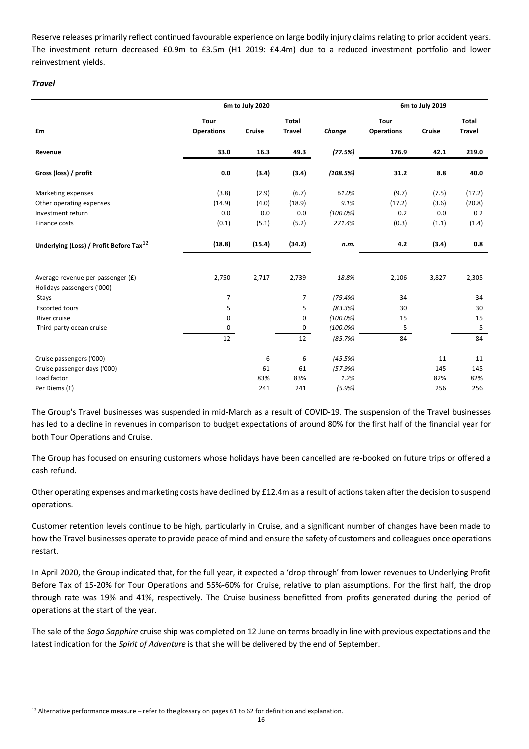Reserve releases primarily reflect continued favourable experience on large bodily injury claims relating to prior accident years. The investment return decreased £0.9m to £3.5m (H1 2019: £4.4m) due to a reduced investment portfolio and lower reinvestment yields.

### *Travel*

| | 6m to July 2020 | | | | 6m to July 2019 | | |
|---|---|---|---|---|---|---|---|
| £m | Tour Operations | Cruise | Total Travel | *Change* | Tour Operations | Cruise | Total Travel |
| **Revenue** | **33.0** | **16.3** | **49.3** | *(77.5%)* | **176.9** | **42.1** | **219.0** |
| **Gross (loss) / profit** | **0.0** | **(3.4)** | **(3.4)** | *(108.5%)* | **31.2** | **8.8** | **40.0** |
| Marketing expenses | (3.8) | (2.9) | (6.7) | *61.0%* | (9.7) | (7.5) | (17.2) |
| Other operating expenses | (14.9) | (4.0) | (18.9) | *9.1%* | (17.2) | (3.6) | (20.8) |
| Investment return | 0.0 | 0.0 | 0.0 | *(100.0%)* | 0.2 | 0.0 | 0 2 |
| Finance costs | (0.1) | (5.1) | (5.2) | *271.4%* | (0.3) | (1.1) | (1.4) |
| **Underlying (Loss) / Profit Before Tax**[12] | **(18.8)** | **(15.4)** | **(34.2)** | *n.m.* | **4.2** | **(3.4)** | **0.8** |
| Average revenue per passenger (£) | 2,750 | 2,717 | 2,739 | *18.8%* | 2,106 | 3,827 | 2,305 |
| Holidays passengers ('000) | | | | | | | |
| Stays | 7 | | 7 | *(79.4%)* | 34 | | 34 |
| Escorted tours | 5 | | 5 | *(83.3%)* | 30 | | 30 |
| River cruise | 0 | | 0 | *(100.0%)* | 15 | | 15 |
| Third-party ocean cruise | 0 | | 0 | *(100.0%)* | 5 | | 5 |
| | 12 | | 12 | *(85.7%)* | 84 | | 84 |
| Cruise passengers ('000) | | 6 | 6 | *(45.5%)* | | 11 | 11 |
| Cruise passenger days ('000) | | 61 | 61 | *(57.9%)* | | 145 | 145 |
| Load factor | | 83% | 83% | *1.2%* | | 82% | 82% |
| Per Diems (£) | | 241 | 241 | *(5.9%)* | | 256 | 256 |

The Group's Travel businesses was suspended in mid-March as a result of COVID-19. The suspension of the Travel businesses has led to a decline in revenues in comparison to budget expectations of around 80% for the first half of the financial year for both Tour Operations and Cruise.

The Group has focused on ensuring customers whose holidays have been cancelled are re-booked on future trips or offered a cash refund.

Other operating expenses and marketing costs have declined by £12.4m as a result of actions taken after the decision to suspend operations.

Customer retention levels continue to be high, particularly in Cruise, and a significant number of changes have been made to how the Travel businesses operate to provide peace of mind and ensure the safety of customers and colleagues once operations restart.

In April 2020, the Group indicated that, for the full year, it expected a 'drop through' from lower revenues to Underlying Profit Before Tax of 15-20% for Tour Operations and 55%-60% for Cruise, relative to plan assumptions. For the first half, the drop through rate was 19% and 41%, respectively. The Cruise business benefitted from profits generated during the period of operations at the start of the year.

The sale of the *Saga Sapphire* cruise ship was completed on 12 June on terms broadly in line with previous expectations and the latest indication for the *Spirit of Adventure* is that she will be delivered by the end of September.

[12] Alternative performance measure – refer to the glossary on pages 61 to 62 for definition and explanation.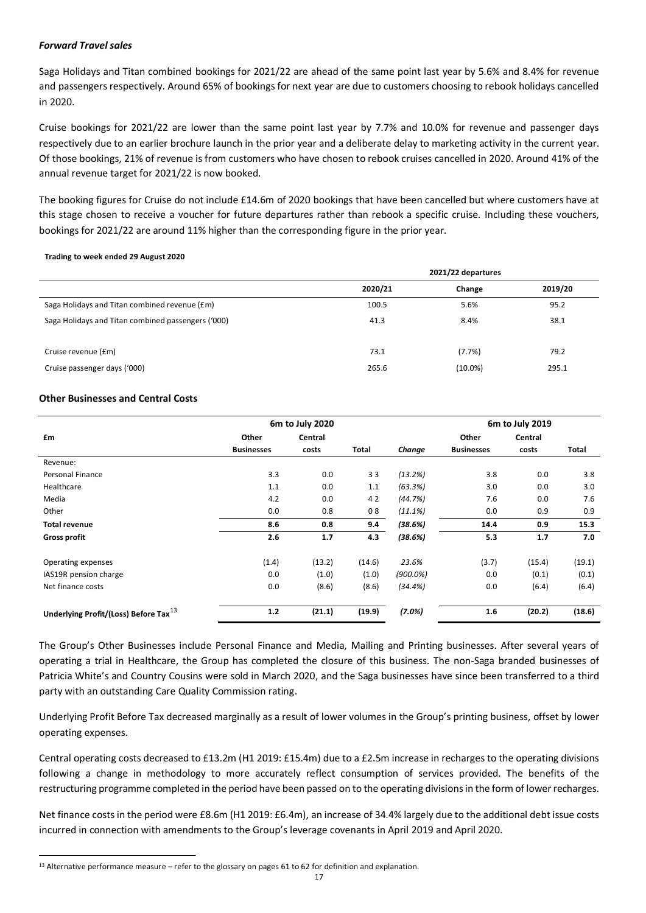### *Forward Travel sales*

Saga Holidays and Titan combined bookings for 2021/22 are ahead of the same point last year by 5.6% and 8.4% for revenue and passengers respectively. Around 65% of bookings for next year are due to customers choosing to rebook holidays cancelled in 2020.

Cruise bookings for 2021/22 are lower than the same point last year by 7.7% and 10.0% for revenue and passenger days respectively due to an earlier brochure launch in the prior year and a deliberate delay to marketing activity in the current year. Of those bookings, 21% of revenue is from customers who have chosen to rebook cruises cancelled in 2020. Around 41% of the annual revenue target for 2021/22 is now booked.

The booking figures for Cruise do not include £14.6m of 2020 bookings that have been cancelled but where customers have at this stage chosen to receive a voucher for future departures rather than rebook a specific cruise. Including these vouchers, bookings for 2021/22 are around 11% higher than the corresponding figure in the prior year.

**Trading to week ended 29 August 2020**

| | 2021/22 departures | | |
|---|---|---|---|
| | **2020/21** | **Change** | **2019/20** |
| Saga Holidays and Titan combined revenue (£m) | 100.5 | 5.6% | 95.2 |
| Saga Holidays and Titan combined passengers ('000) | 41.3 | 8.4% | 38.1 |
| Cruise revenue (£m) | 73.1 | (7.7%) | 79.2 |
| Cruise passenger days ('000) | 265.6 | (10.0%) | 295.1 |

### Other Businesses and Central Costs

| | 6m to July 2020 | | | | 6m to July 2019 | | |
|---|---|---|---|---|---|---|---|
| **£m** | **Other Businesses** | **Central costs** | **Total** | ***Change*** | **Other Businesses** | **Central costs** | **Total** |
| Revenue: | | | | | | | |
| Personal Finance | 3.3 | 0.0 | 3.3 | *(13.2%)* | 3.8 | 0.0 | 3.8 |
| Healthcare | 1.1 | 0.0 | 1.1 | *(63.3%)* | 3.0 | 0.0 | 3.0 |
| Media | 4.2 | 0.0 | 4.2 | *(44.7%)* | 7.6 | 0.0 | 7.6 |
| Other | 0.0 | 0.8 | 0.8 | *(11.1%)* | 0.0 | 0.9 | 0.9 |
| **Total revenue** | **8.6** | **0.8** | **9.4** | ***(38.6%)*** | **14.4** | **0.9** | **15.3** |
| **Gross profit** | **2.6** | **1.7** | **4.3** | ***(38.6%)*** | **5.3** | **1.7** | **7.0** |
| Operating expenses | (1.4) | (13.2) | (14.6) | *23.6%* | (3.7) | (15.4) | (19.1) |
| IAS19R pension charge | 0.0 | (1.0) | (1.0) | *(900.0%)* | 0.0 | (0.1) | (0.1) |
| Net finance costs | 0.0 | (8.6) | (8.6) | *(34.4%)* | 0.0 | (6.4) | (6.4) |
| **Underlying Profit/(Loss) Before Tax[13]** | **1.2** | **(21.1)** | **(19.9)** | ***(7.0%)*** | **1.6** | **(20.2)** | **(18.6)** |

The Group's Other Businesses include Personal Finance and Media, Mailing and Printing businesses. After several years of operating a trial in Healthcare, the Group has completed the closure of this business. The non-Saga branded businesses of Patricia White's and Country Cousins were sold in March 2020, and the Saga businesses have since been transferred to a third party with an outstanding Care Quality Commission rating.

Underlying Profit Before Tax decreased marginally as a result of lower volumes in the Group's printing business, offset by lower operating expenses.

Central operating costs decreased to £13.2m (H1 2019: £15.4m) due to a £2.5m increase in recharges to the operating divisions following a change in methodology to more accurately reflect consumption of services provided. The benefits of the restructuring programme completed in the period have been passed on to the operating divisions in the form of lower recharges.

Net finance costs in the period were £8.6m (H1 2019: £6.4m), an increase of 34.4% largely due to the additional debt issue costs incurred in connection with amendments to the Group's leverage covenants in April 2019 and April 2020.

[13] Alternative performance measure – refer to the glossary on pages 61 to 62 for definition and explanation.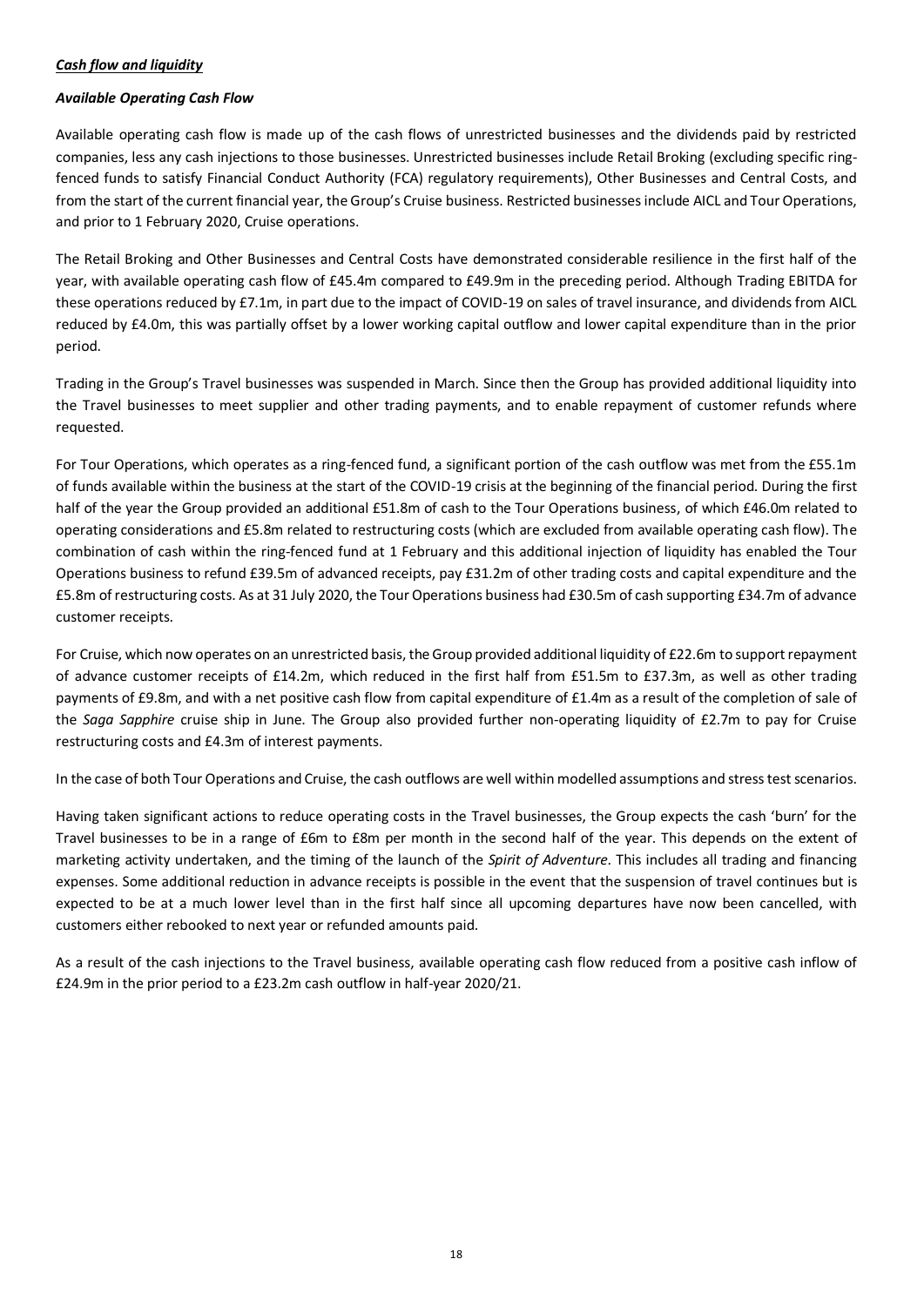***Cash flow and liquidity***

***Available Operating Cash Flow***

Available operating cash flow is made up of the cash flows of unrestricted businesses and the dividends paid by restricted companies, less any cash injections to those businesses. Unrestricted businesses include Retail Broking (excluding specific ring-fenced funds to satisfy Financial Conduct Authority (FCA) regulatory requirements), Other Businesses and Central Costs, and from the start of the current financial year, the Group's Cruise business. Restricted businesses include AICL and Tour Operations, and prior to 1 February 2020, Cruise operations.

The Retail Broking and Other Businesses and Central Costs have demonstrated considerable resilience in the first half of the year, with available operating cash flow of £45.4m compared to £49.9m in the preceding period. Although Trading EBITDA for these operations reduced by £7.1m, in part due to the impact of COVID-19 on sales of travel insurance, and dividends from AICL reduced by £4.0m, this was partially offset by a lower working capital outflow and lower capital expenditure than in the prior period.

Trading in the Group's Travel businesses was suspended in March. Since then the Group has provided additional liquidity into the Travel businesses to meet supplier and other trading payments, and to enable repayment of customer refunds where requested.

For Tour Operations, which operates as a ring-fenced fund, a significant portion of the cash outflow was met from the £55.1m of funds available within the business at the start of the COVID-19 crisis at the beginning of the financial period. During the first half of the year the Group provided an additional £51.8m of cash to the Tour Operations business, of which £46.0m related to operating considerations and £5.8m related to restructuring costs (which are excluded from available operating cash flow). The combination of cash within the ring-fenced fund at 1 February and this additional injection of liquidity has enabled the Tour Operations business to refund £39.5m of advanced receipts, pay £31.2m of other trading costs and capital expenditure and the £5.8m of restructuring costs. As at 31 July 2020, the Tour Operations business had £30.5m of cash supporting £34.7m of advance customer receipts.

For Cruise, which now operates on an unrestricted basis, the Group provided additional liquidity of £22.6m to support repayment of advance customer receipts of £14.2m, which reduced in the first half from £51.5m to £37.3m, as well as other trading payments of £9.8m, and with a net positive cash flow from capital expenditure of £1.4m as a result of the completion of sale of the *Saga Sapphire* cruise ship in June. The Group also provided further non-operating liquidity of £2.7m to pay for Cruise restructuring costs and £4.3m of interest payments.

In the case of both Tour Operations and Cruise, the cash outflows are well within modelled assumptions and stress test scenarios.

Having taken significant actions to reduce operating costs in the Travel businesses, the Group expects the cash 'burn' for the Travel businesses to be in a range of £6m to £8m per month in the second half of the year. This depends on the extent of marketing activity undertaken, and the timing of the launch of the *Spirit of Adventure*. This includes all trading and financing expenses. Some additional reduction in advance receipts is possible in the event that the suspension of travel continues but is expected to be at a much lower level than in the first half since all upcoming departures have now been cancelled, with customers either rebooked to next year or refunded amounts paid.

As a result of the cash injections to the Travel business, available operating cash flow reduced from a positive cash inflow of £24.9m in the prior period to a £23.2m cash outflow in half-year 2020/21.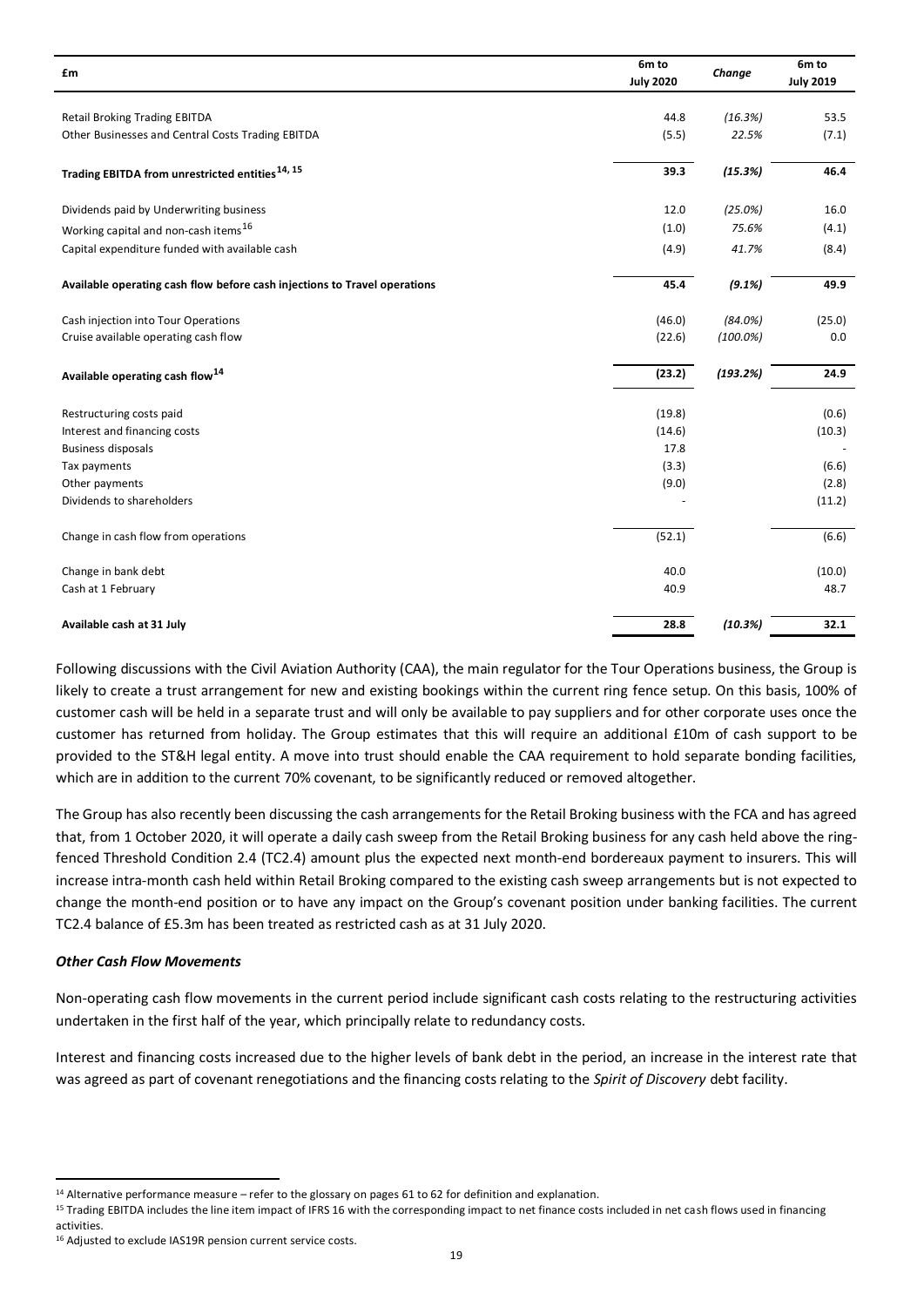| £m | 6m to July 2020 | Change | 6m to July 2019 |
|---|---|---|---|
| Retail Broking Trading EBITDA | 44.8 | *(16.3%)* | 53.5 |
| Other Businesses and Central Costs Trading EBITDA | (5.5) | *22.5%* | (7.1) |
| **Trading EBITDA from unrestricted entities[14, 15]** | **39.3** | ***(15.3%)*** | **46.4** |
| Dividends paid by Underwriting business | 12.0 | *(25.0%)* | 16.0 |
| Working capital and non-cash items[16] | (1.0) | *75.6%* | (4.1) |
| Capital expenditure funded with available cash | (4.9) | *41.7%* | (8.4) |
| **Available operating cash flow before cash injections to Travel operations** | **45.4** | ***(9.1%)*** | **49.9** |
| Cash injection into Tour Operations | (46.0) | *(84.0%)* | (25.0) |
| Cruise available operating cash flow | (22.6) | *(100.0%)* | 0.0 |
| **Available operating cash flow[14]** | **(23.2)** | ***(193.2%)*** | **24.9** |
| Restructuring costs paid | (19.8) | | (0.6) |
| Interest and financing costs | (14.6) | | (10.3) |
| Business disposals | 17.8 | | - |
| Tax payments | (3.3) | | (6.6) |
| Other payments | (9.0) | | (2.8) |
| Dividends to shareholders | - | | (11.2) |
| Change in cash flow from operations | (52.1) | | (6.6) |
| Change in bank debt | 40.0 | | (10.0) |
| Cash at 1 February | 40.9 | | 48.7 |
| **Available cash at 31 July** | **28.8** | ***(10.3%)*** | **32.1** |

Following discussions with the Civil Aviation Authority (CAA), the main regulator for the Tour Operations business, the Group is likely to create a trust arrangement for new and existing bookings within the current ring fence setup. On this basis, 100% of customer cash will be held in a separate trust and will only be available to pay suppliers and for other corporate uses once the customer has returned from holiday. The Group estimates that this will require an additional £10m of cash support to be provided to the ST&H legal entity. A move into trust should enable the CAA requirement to hold separate bonding facilities, which are in addition to the current 70% covenant, to be significantly reduced or removed altogether.

The Group has also recently been discussing the cash arrangements for the Retail Broking business with the FCA and has agreed that, from 1 October 2020, it will operate a daily cash sweep from the Retail Broking business for any cash held above the ring-fenced Threshold Condition 2.4 (TC2.4) amount plus the expected next month-end bordereaux payment to insurers. This will increase intra-month cash held within Retail Broking compared to the existing cash sweep arrangements but is not expected to change the month-end position or to have any impact on the Group's covenant position under banking facilities. The current TC2.4 balance of £5.3m has been treated as restricted cash as at 31 July 2020.

***Other Cash Flow Movements***

Non-operating cash flow movements in the current period include significant cash costs relating to the restructuring activities undertaken in the first half of the year, which principally relate to redundancy costs.

Interest and financing costs increased due to the higher levels of bank debt in the period, an increase in the interest rate that was agreed as part of covenant renegotiations and the financing costs relating to the *Spirit of Discovery* debt facility.

---

[14] Alternative performance measure – refer to the glossary on pages 61 to 62 for definition and explanation.

[15] Trading EBITDA includes the line item impact of IFRS 16 with the corresponding impact to net finance costs included in net cash flows used in financing activities.

[16] Adjusted to exclude IAS19R pension current service costs.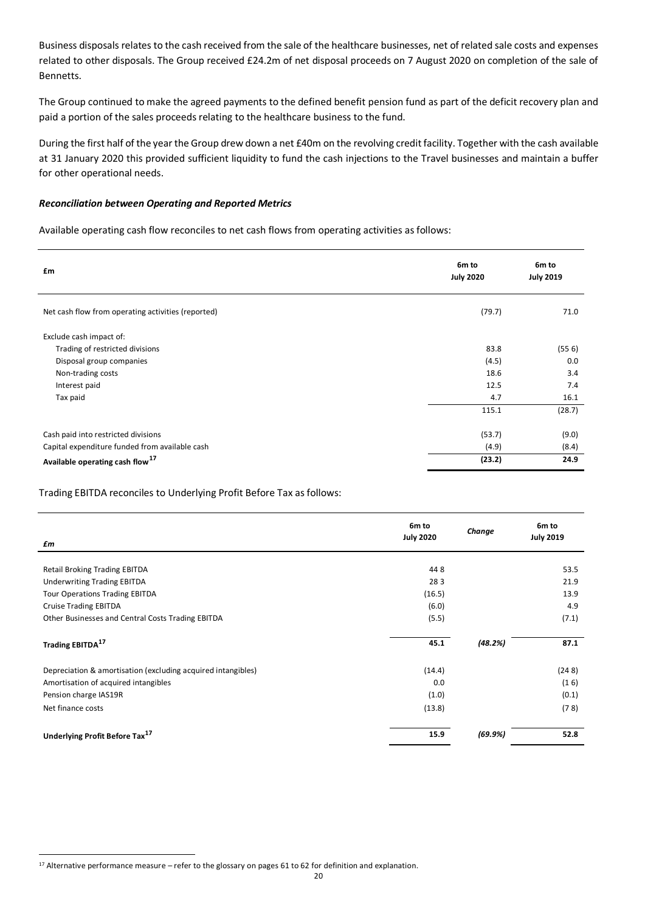Business disposals relates to the cash received from the sale of the healthcare businesses, net of related sale costs and expenses related to other disposals. The Group received £24.2m of net disposal proceeds on 7 August 2020 on completion of the sale of Bennetts.

The Group continued to make the agreed payments to the defined benefit pension fund as part of the deficit recovery plan and paid a portion of the sales proceeds relating to the healthcare business to the fund.

During the first half of the year the Group drew down a net £40m on the revolving credit facility. Together with the cash available at 31 January 2020 this provided sufficient liquidity to fund the cash injections to the Travel businesses and maintain a buffer for other operational needs.

### *Reconciliation between Operating and Reported Metrics*

Available operating cash flow reconciles to net cash flows from operating activities as follows:

| £m | 6m to July 2020 | 6m to July 2019 |
|---|---|---|
| Net cash flow from operating activities (reported) | (79.7) | 71.0 |
| Exclude cash impact of: | | |
| Trading of restricted divisions | 83.8 | (55 6) |
| Disposal group companies | (4.5) | 0.0 |
| Non-trading costs | 18.6 | 3.4 |
| Interest paid | 12.5 | 7.4 |
| Tax paid | 4.7 | 16.1 |
| | 115.1 | (28.7) |
| Cash paid into restricted divisions | (53.7) | (9.0) |
| Capital expenditure funded from available cash | (4.9) | (8.4) |
| **Available operating cash flow[17]** | **(23.2)** | **24.9** |

Trading EBITDA reconciles to Underlying Profit Before Tax as follows:

| *£m* | 6m to July 2020 | *Change* | 6m to July 2019 |
|---|---|---|---|
| Retail Broking Trading EBITDA | 44 8 | | 53.5 |
| Underwriting Trading EBITDA | 28 3 | | 21.9 |
| Tour Operations Trading EBITDA | (16.5) | | 13.9 |
| Cruise Trading EBITDA | (6.0) | | 4.9 |
| Other Businesses and Central Costs Trading EBITDA | (5.5) | | (7.1) |
| **Trading EBITDA[17]** | **45.1** | ***(48.2%)*** | **87.1** |
| Depreciation & amortisation (excluding acquired intangibles) | (14.4) | | (24 8) |
| Amortisation of acquired intangibles | 0.0 | | (1 6) |
| Pension charge IAS19R | (1.0) | | (0.1) |
| Net finance costs | (13.8) | | (7 8) |
| **Underlying Profit Before Tax[17]** | **15.9** | ***(69.9%)*** | **52.8** |

[17] Alternative performance measure – refer to the glossary on pages 61 to 62 for definition and explanation.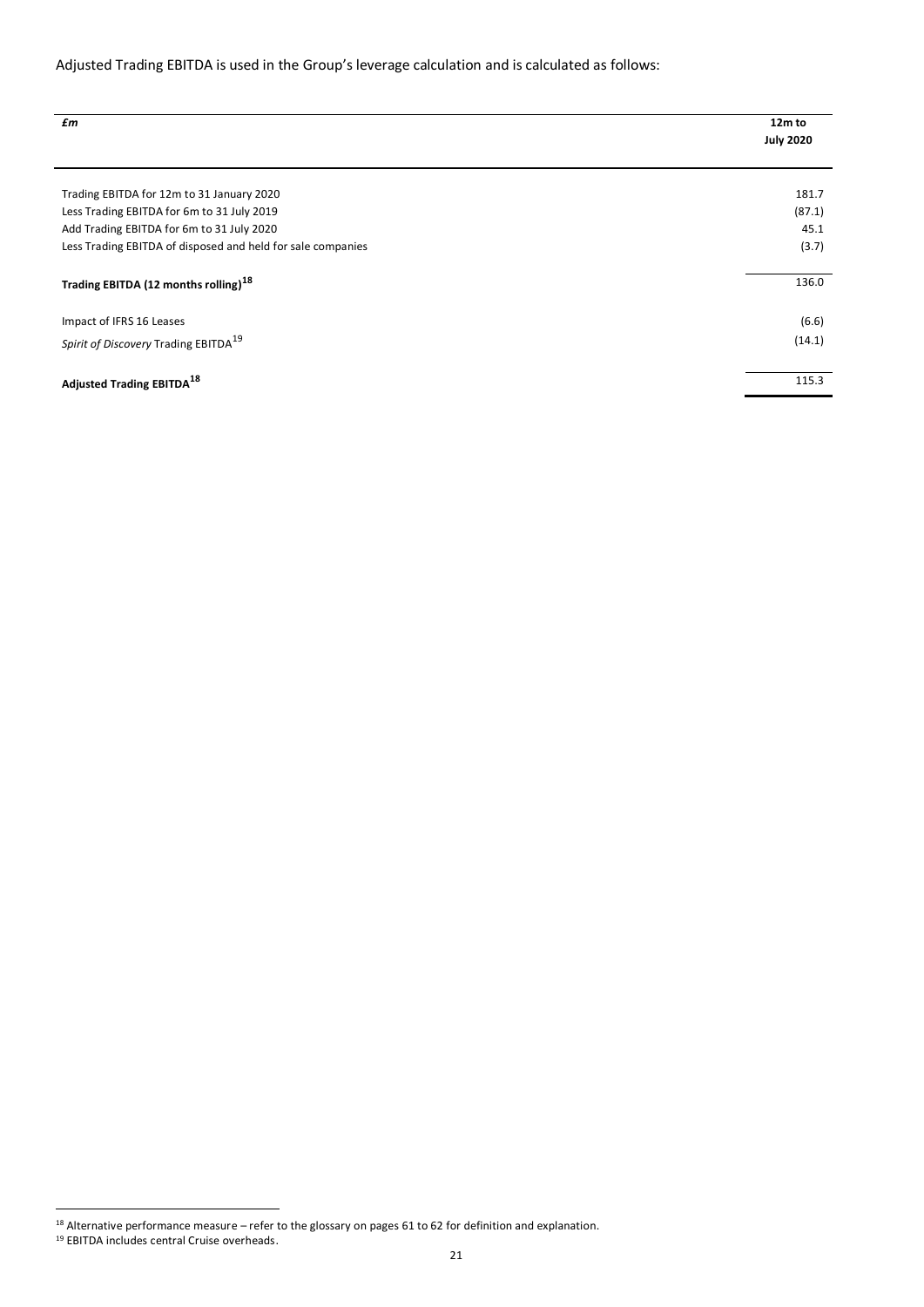Adjusted Trading EBITDA is used in the Group's leverage calculation and is calculated as follows:

| *£m* | **12m to July 2020** |
|---|---|
| Trading EBITDA for 12m to 31 January 2020 | 181.7 |
| Less Trading EBITDA for 6m to 31 July 2019 | (87.1) |
| Add Trading EBITDA for 6m to 31 July 2020 | 45.1 |
| Less Trading EBITDA of disposed and held for sale companies | (3.7) |
| **Trading EBITDA (12 months rolling)[18]** | 136.0 |
| Impact of IFRS 16 Leases | (6.6) |
| *Spirit of Discovery* Trading EBITDA[19] | (14.1) |
| **Adjusted Trading EBITDA[18]** | 115.3 |

[18] Alternative performance measure – refer to the glossary on pages 61 to 62 for definition and explanation.

[19] EBITDA includes central Cruise overheads.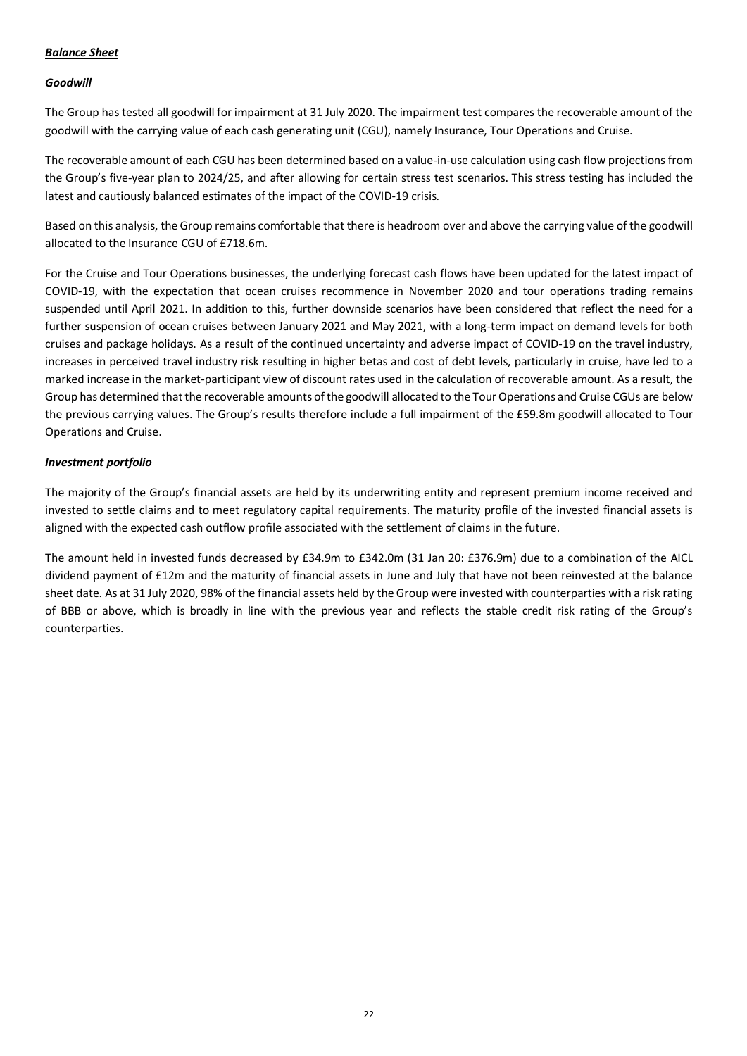***Balance Sheet***

***Goodwill***

The Group has tested all goodwill for impairment at 31 July 2020. The impairment test compares the recoverable amount of the goodwill with the carrying value of each cash generating unit (CGU), namely Insurance, Tour Operations and Cruise.

The recoverable amount of each CGU has been determined based on a value-in-use calculation using cash flow projections from the Group's five-year plan to 2024/25, and after allowing for certain stress test scenarios. This stress testing has included the latest and cautiously balanced estimates of the impact of the COVID-19 crisis.

Based on this analysis, the Group remains comfortable that there is headroom over and above the carrying value of the goodwill allocated to the Insurance CGU of £718.6m.

For the Cruise and Tour Operations businesses, the underlying forecast cash flows have been updated for the latest impact of COVID-19, with the expectation that ocean cruises recommence in November 2020 and tour operations trading remains suspended until April 2021. In addition to this, further downside scenarios have been considered that reflect the need for a further suspension of ocean cruises between January 2021 and May 2021, with a long-term impact on demand levels for both cruises and package holidays. As a result of the continued uncertainty and adverse impact of COVID-19 on the travel industry, increases in perceived travel industry risk resulting in higher betas and cost of debt levels, particularly in cruise, have led to a marked increase in the market-participant view of discount rates used in the calculation of recoverable amount. As a result, the Group has determined that the recoverable amounts of the goodwill allocated to the Tour Operations and Cruise CGUs are below the previous carrying values. The Group's results therefore include a full impairment of the £59.8m goodwill allocated to Tour Operations and Cruise.

***Investment portfolio***

The majority of the Group's financial assets are held by its underwriting entity and represent premium income received and invested to settle claims and to meet regulatory capital requirements. The maturity profile of the invested financial assets is aligned with the expected cash outflow profile associated with the settlement of claims in the future.

The amount held in invested funds decreased by £34.9m to £342.0m (31 Jan 20: £376.9m) due to a combination of the AICL dividend payment of £12m and the maturity of financial assets in June and July that have not been reinvested at the balance sheet date. As at 31 July 2020, 98% of the financial assets held by the Group were invested with counterparties with a risk rating of BBB or above, which is broadly in line with the previous year and reflects the stable credit risk rating of the Group's counterparties.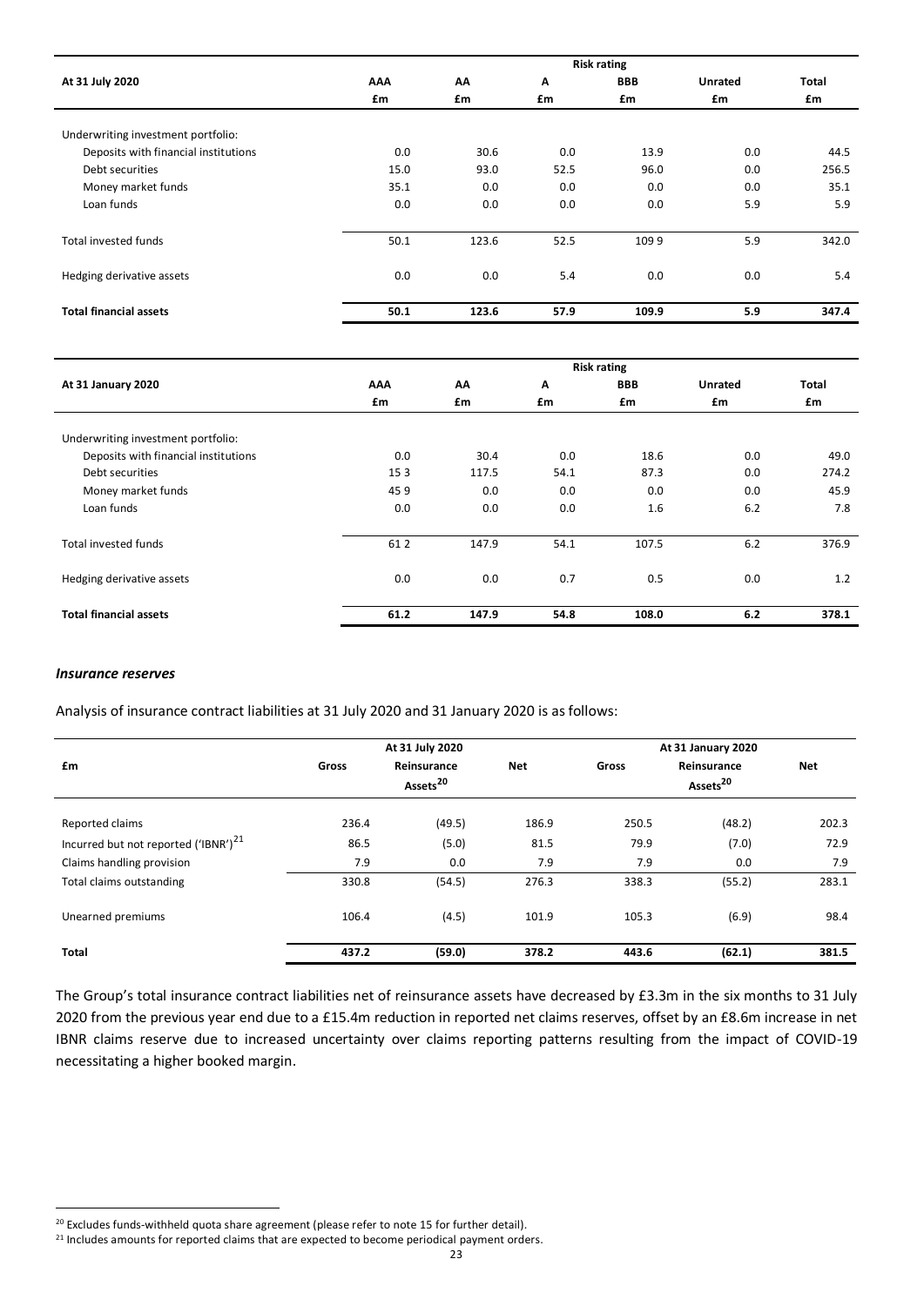| At 31 July 2020 | Risk rating | | | | | |
|---|---|---|---|---|---|---|
| | AAA | AA | A | BBB | Unrated | Total |
| | £m | £m | £m | £m | £m | £m |
| Underwriting investment portfolio: | | | | | | |
| Deposits with financial institutions | 0.0 | 30.6 | 0.0 | 13.9 | 0.0 | 44.5 |
| Debt securities | 15.0 | 93.0 | 52.5 | 96.0 | 0.0 | 256.5 |
| Money market funds | 35.1 | 0.0 | 0.0 | 0.0 | 0.0 | 35.1 |
| Loan funds | 0.0 | 0.0 | 0.0 | 0.0 | 5.9 | 5.9 |
| Total invested funds | 50.1 | 123.6 | 52.5 | 109 9 | 5.9 | 342.0 |
| Hedging derivative assets | 0.0 | 0.0 | 5.4 | 0.0 | 0.0 | 5.4 |
| **Total financial assets** | **50.1** | **123.6** | **57.9** | **109.9** | **5.9** | **347.4** |

| At 31 January 2020 | Risk rating | | | | | |
|---|---|---|---|---|---|---|
| | AAA | AA | A | BBB | Unrated | Total |
| | £m | £m | £m | £m | £m | £m |
| Underwriting investment portfolio: | | | | | | |
| Deposits with financial institutions | 0.0 | 30.4 | 0.0 | 18.6 | 0.0 | 49.0 |
| Debt securities | 15 3 | 117.5 | 54.1 | 87.3 | 0.0 | 274.2 |
| Money market funds | 45 9 | 0.0 | 0.0 | 0.0 | 0.0 | 45.9 |
| Loan funds | 0.0 | 0.0 | 0.0 | 1.6 | 6.2 | 7.8 |
| Total invested funds | 61 2 | 147.9 | 54.1 | 107.5 | 6.2 | 376.9 |
| Hedging derivative assets | 0.0 | 0.0 | 0.7 | 0.5 | 0.0 | 1.2 |
| **Total financial assets** | **61.2** | **147.9** | **54.8** | **108.0** | **6.2** | **378.1** |

***Insurance reserves***

Analysis of insurance contract liabilities at 31 July 2020 and 31 January 2020 is as follows:

| £m | At 31 July 2020 | | | At 31 January 2020 | | |
|---|---|---|---|---|---|---|
| | Gross | Reinsurance Assets[20] | Net | Gross | Reinsurance Assets[20] | Net |
| Reported claims | 236.4 | (49.5) | 186.9 | 250.5 | (48.2) | 202.3 |
| Incurred but not reported ('IBNR')[21] | 86.5 | (5.0) | 81.5 | 79.9 | (7.0) | 72.9 |
| Claims handling provision | 7.9 | 0.0 | 7.9 | 7.9 | 0.0 | 7.9 |
| Total claims outstanding | 330.8 | (54.5) | 276.3 | 338.3 | (55.2) | 283.1 |
| Unearned premiums | 106.4 | (4.5) | 101.9 | 105.3 | (6.9) | 98.4 |
| **Total** | **437.2** | **(59.0)** | **378.2** | **443.6** | **(62.1)** | **381.5** |

The Group's total insurance contract liabilities net of reinsurance assets have decreased by £3.3m in the six months to 31 July 2020 from the previous year end due to a £15.4m reduction in reported net claims reserves, offset by an £8.6m increase in net IBNR claims reserve due to increased uncertainty over claims reporting patterns resulting from the impact of COVID-19 necessitating a higher booked margin.

[20] Excludes funds-withheld quota share agreement (please refer to note 15 for further detail).

[21] Includes amounts for reported claims that are expected to become periodical payment orders.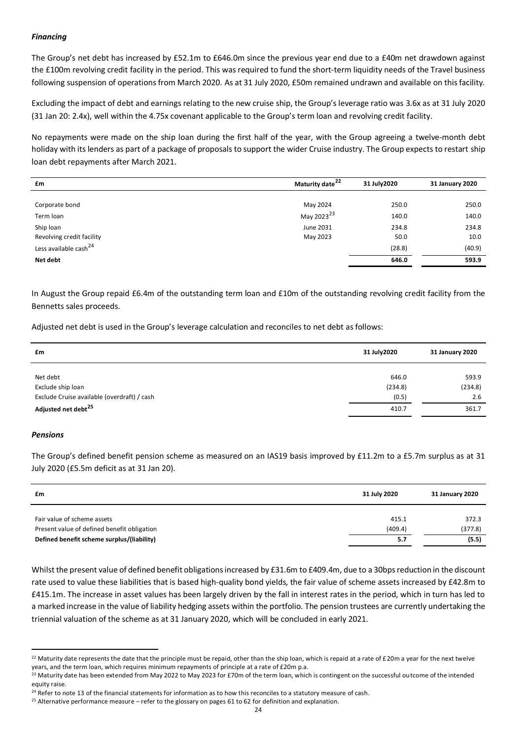### *Financing*

The Group's net debt has increased by £52.1m to £646.0m since the previous year end due to a £40m net drawdown against the £100m revolving credit facility in the period. This was required to fund the short-term liquidity needs of the Travel business following suspension of operations from March 2020. As at 31 July 2020, £50m remained undrawn and available on this facility.

Excluding the impact of debt and earnings relating to the new cruise ship, the Group's leverage ratio was 3.6x as at 31 July 2020 (31 Jan 20: 2.4x), well within the 4.75x covenant applicable to the Group's term loan and revolving credit facility.

No repayments were made on the ship loan during the first half of the year, with the Group agreeing a twelve-month debt holiday with its lenders as part of a package of proposals to support the wider Cruise industry. The Group expects to restart ship loan debt repayments after March 2021.

| £m | Maturity date[22] | 31 July2020 | 31 January 2020 |
|---|---|---|---|
| Corporate bond | May 2024 | 250.0 | 250.0 |
| Term loan | May 2023[23] | 140.0 | 140.0 |
| Ship loan | June 2031 | 234.8 | 234.8 |
| Revolving credit facility | May 2023 | 50.0 | 10.0 |
| Less available cash[24] | | (28.8) | (40.9) |
| **Net debt** | | **646.0** | **593.9** |

In August the Group repaid £6.4m of the outstanding term loan and £10m of the outstanding revolving credit facility from the Bennetts sales proceeds.

Adjusted net debt is used in the Group's leverage calculation and reconciles to net debt as follows:

| £m | 31 July2020 | 31 January 2020 |
|---|---|---|
| Net debt | 646.0 | 593.9 |
| Exclude ship loan | (234.8) | (234.8) |
| Exclude Cruise available (overdraft) / cash | (0.5) | 2.6 |
| **Adjusted net debt[25]** | 410.7 | 361.7 |

### *Pensions*

The Group's defined benefit pension scheme as measured on an IAS19 basis improved by £11.2m to a £5.7m surplus as at 31 July 2020 (£5.5m deficit as at 31 Jan 20).

| £m | 31 July 2020 | 31 January 2020 |
|---|---|---|
| Fair value of scheme assets | 415.1 | 372.3 |
| Present value of defined benefit obligation | (409.4) | (377.8) |
| **Defined benefit scheme surplus/(liability)** | **5.7** | **(5.5)** |

Whilst the present value of defined benefit obligations increased by £31.6m to £409.4m, due to a 30bps reduction in the discount rate used to value these liabilities that is based high-quality bond yields, the fair value of scheme assets increased by £42.8m to £415.1m. The increase in asset values has been largely driven by the fall in interest rates in the period, which in turn has led to a marked increase in the value of liability hedging assets within the portfolio. The pension trustees are currently undertaking the triennial valuation of the scheme as at 31 January 2020, which will be concluded in early 2021.

[22] Maturity date represents the date that the principle must be repaid, other than the ship loan, which is repaid at a rate of £20m a year for the next twelve years, and the term loan, which requires minimum repayments of principle at a rate of £20m p.a.

[23] Maturity date has been extended from May 2022 to May 2023 for £70m of the term loan, which is contingent on the successful outcome of the intended equity raise.

[24] Refer to note 13 of the financial statements for information as to how this reconciles to a statutory measure of cash.

[25] Alternative performance measure – refer to the glossary on pages 61 to 62 for definition and explanation.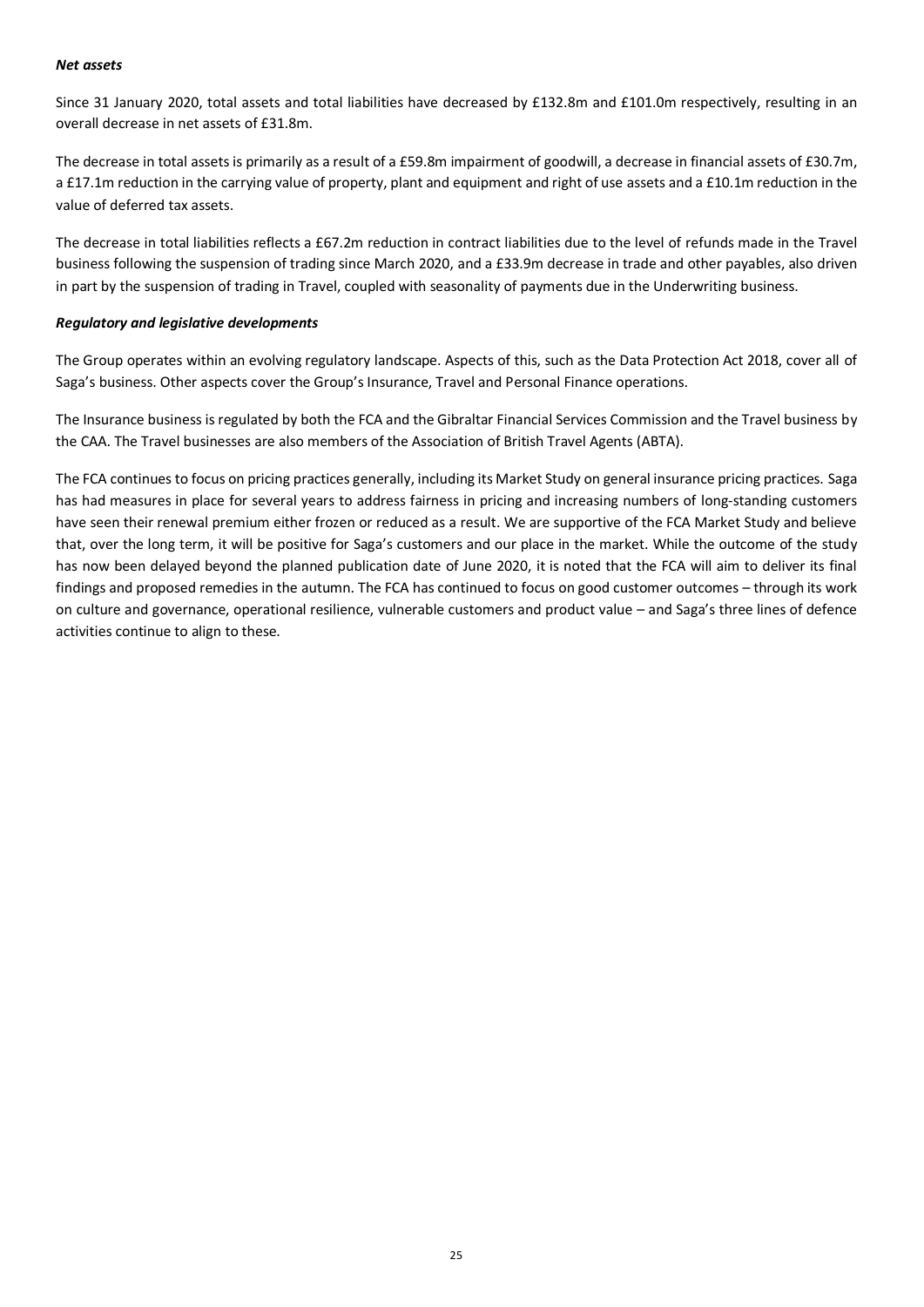### *Net assets*

Since 31 January 2020, total assets and total liabilities have decreased by £132.8m and £101.0m respectively, resulting in an overall decrease in net assets of £31.8m.

The decrease in total assets is primarily as a result of a £59.8m impairment of goodwill, a decrease in financial assets of £30.7m, a £17.1m reduction in the carrying value of property, plant and equipment and right of use assets and a £10.1m reduction in the value of deferred tax assets.

The decrease in total liabilities reflects a £67.2m reduction in contract liabilities due to the level of refunds made in the Travel business following the suspension of trading since March 2020, and a £33.9m decrease in trade and other payables, also driven in part by the suspension of trading in Travel, coupled with seasonality of payments due in the Underwriting business.

### *Regulatory and legislative developments*

The Group operates within an evolving regulatory landscape. Aspects of this, such as the Data Protection Act 2018, cover all of Saga's business. Other aspects cover the Group's Insurance, Travel and Personal Finance operations.

The Insurance business is regulated by both the FCA and the Gibraltar Financial Services Commission and the Travel business by the CAA. The Travel businesses are also members of the Association of British Travel Agents (ABTA).

The FCA continues to focus on pricing practices generally, including its Market Study on general insurance pricing practices. Saga has had measures in place for several years to address fairness in pricing and increasing numbers of long-standing customers have seen their renewal premium either frozen or reduced as a result. We are supportive of the FCA Market Study and believe that, over the long term, it will be positive for Saga's customers and our place in the market. While the outcome of the study has now been delayed beyond the planned publication date of June 2020, it is noted that the FCA will aim to deliver its final findings and proposed remedies in the autumn. The FCA has continued to focus on good customer outcomes – through its work on culture and governance, operational resilience, vulnerable customers and product value – and Saga's three lines of defence activities continue to align to these.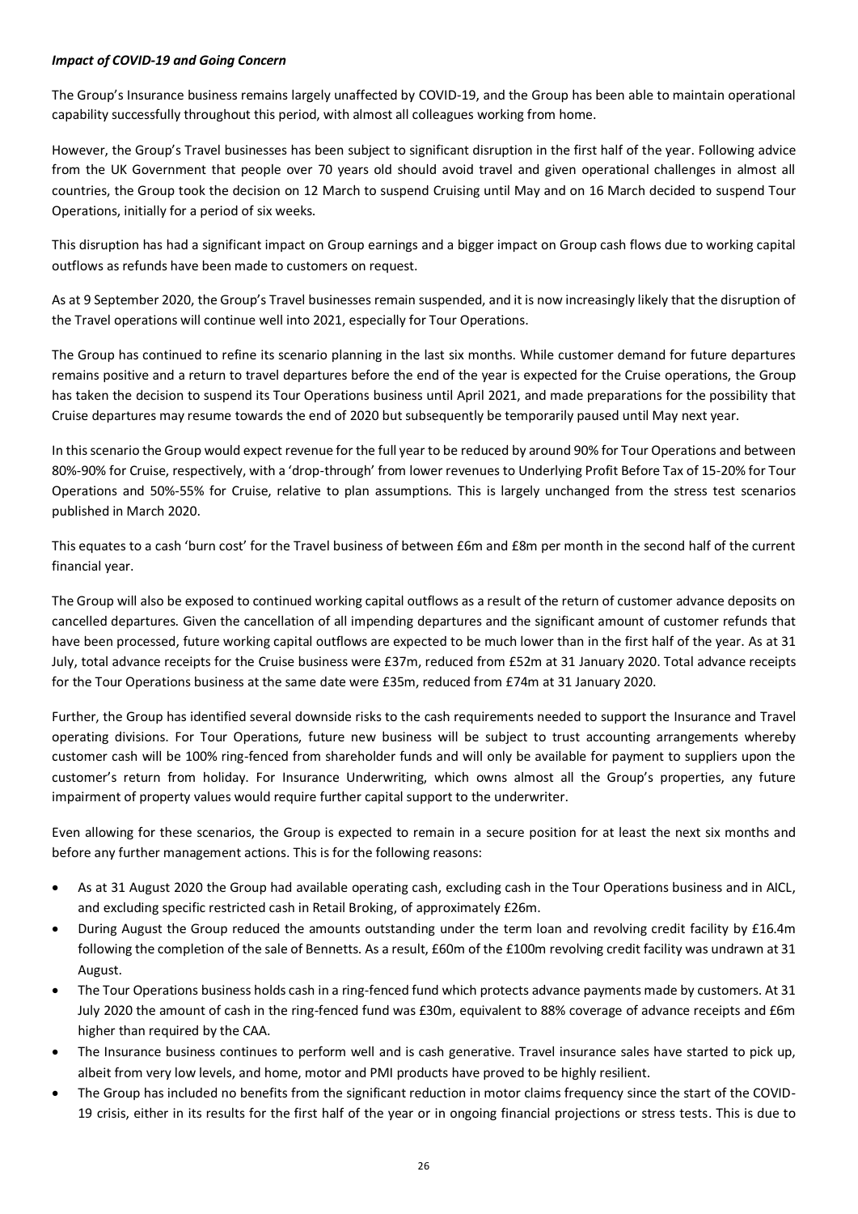***Impact of COVID-19 and Going Concern***

The Group's Insurance business remains largely unaffected by COVID-19, and the Group has been able to maintain operational capability successfully throughout this period, with almost all colleagues working from home.

However, the Group's Travel businesses has been subject to significant disruption in the first half of the year. Following advice from the UK Government that people over 70 years old should avoid travel and given operational challenges in almost all countries, the Group took the decision on 12 March to suspend Cruising until May and on 16 March decided to suspend Tour Operations, initially for a period of six weeks.

This disruption has had a significant impact on Group earnings and a bigger impact on Group cash flows due to working capital outflows as refunds have been made to customers on request.

As at 9 September 2020, the Group's Travel businesses remain suspended, and it is now increasingly likely that the disruption of the Travel operations will continue well into 2021, especially for Tour Operations.

The Group has continued to refine its scenario planning in the last six months. While customer demand for future departures remains positive and a return to travel departures before the end of the year is expected for the Cruise operations, the Group has taken the decision to suspend its Tour Operations business until April 2021, and made preparations for the possibility that Cruise departures may resume towards the end of 2020 but subsequently be temporarily paused until May next year.

In this scenario the Group would expect revenue for the full year to be reduced by around 90% for Tour Operations and between 80%-90% for Cruise, respectively, with a 'drop-through' from lower revenues to Underlying Profit Before Tax of 15-20% for Tour Operations and 50%-55% for Cruise, relative to plan assumptions. This is largely unchanged from the stress test scenarios published in March 2020.

This equates to a cash 'burn cost' for the Travel business of between £6m and £8m per month in the second half of the current financial year.

The Group will also be exposed to continued working capital outflows as a result of the return of customer advance deposits on cancelled departures. Given the cancellation of all impending departures and the significant amount of customer refunds that have been processed, future working capital outflows are expected to be much lower than in the first half of the year. As at 31 July, total advance receipts for the Cruise business were £37m, reduced from £52m at 31 January 2020. Total advance receipts for the Tour Operations business at the same date were £35m, reduced from £74m at 31 January 2020.

Further, the Group has identified several downside risks to the cash requirements needed to support the Insurance and Travel operating divisions. For Tour Operations, future new business will be subject to trust accounting arrangements whereby customer cash will be 100% ring-fenced from shareholder funds and will only be available for payment to suppliers upon the customer's return from holiday. For Insurance Underwriting, which owns almost all the Group's properties, any future impairment of property values would require further capital support to the underwriter.

Even allowing for these scenarios, the Group is expected to remain in a secure position for at least the next six months and before any further management actions. This is for the following reasons:

- As at 31 August 2020 the Group had available operating cash, excluding cash in the Tour Operations business and in AICL, and excluding specific restricted cash in Retail Broking, of approximately £26m.
- During August the Group reduced the amounts outstanding under the term loan and revolving credit facility by £16.4m following the completion of the sale of Bennetts. As a result, £60m of the £100m revolving credit facility was undrawn at 31 August.
- The Tour Operations business holds cash in a ring-fenced fund which protects advance payments made by customers. At 31 July 2020 the amount of cash in the ring-fenced fund was £30m, equivalent to 88% coverage of advance receipts and £6m higher than required by the CAA.
- The Insurance business continues to perform well and is cash generative. Travel insurance sales have started to pick up, albeit from very low levels, and home, motor and PMI products have proved to be highly resilient.
- The Group has included no benefits from the significant reduction in motor claims frequency since the start of the COVID-19 crisis, either in its results for the first half of the year or in ongoing financial projections or stress tests. This is due to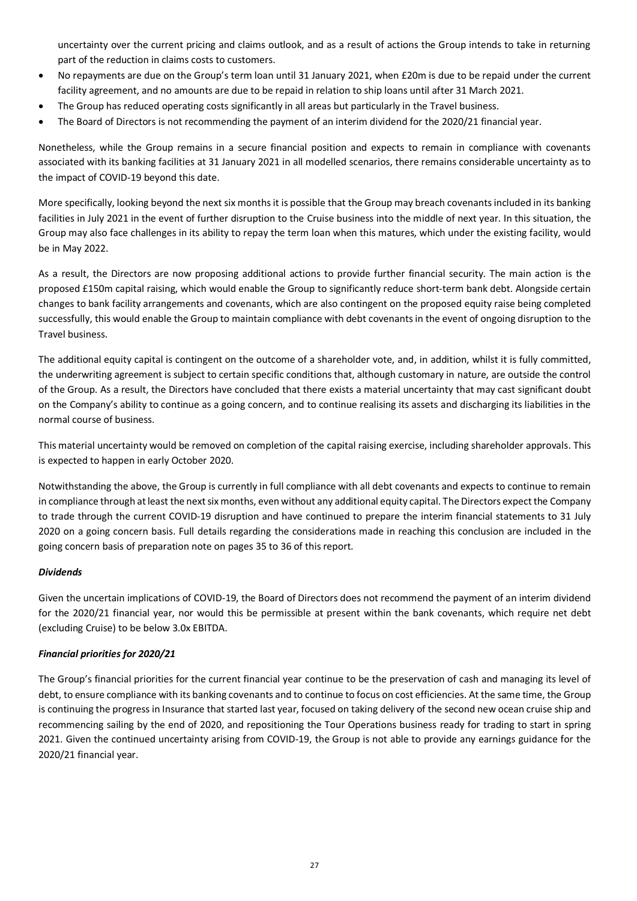uncertainty over the current pricing and claims outlook, and as a result of actions the Group intends to take in returning part of the reduction in claims costs to customers.

- No repayments are due on the Group's term loan until 31 January 2021, when £20m is due to be repaid under the current facility agreement, and no amounts are due to be repaid in relation to ship loans until after 31 March 2021.
- The Group has reduced operating costs significantly in all areas but particularly in the Travel business.
- The Board of Directors is not recommending the payment of an interim dividend for the 2020/21 financial year.

Nonetheless, while the Group remains in a secure financial position and expects to remain in compliance with covenants associated with its banking facilities at 31 January 2021 in all modelled scenarios, there remains considerable uncertainty as to the impact of COVID-19 beyond this date.

More specifically, looking beyond the next six months it is possible that the Group may breach covenants included in its banking facilities in July 2021 in the event of further disruption to the Cruise business into the middle of next year. In this situation, the Group may also face challenges in its ability to repay the term loan when this matures, which under the existing facility, would be in May 2022.

As a result, the Directors are now proposing additional actions to provide further financial security. The main action is the proposed £150m capital raising, which would enable the Group to significantly reduce short-term bank debt. Alongside certain changes to bank facility arrangements and covenants, which are also contingent on the proposed equity raise being completed successfully, this would enable the Group to maintain compliance with debt covenants in the event of ongoing disruption to the Travel business.

The additional equity capital is contingent on the outcome of a shareholder vote, and, in addition, whilst it is fully committed, the underwriting agreement is subject to certain specific conditions that, although customary in nature, are outside the control of the Group. As a result, the Directors have concluded that there exists a material uncertainty that may cast significant doubt on the Company's ability to continue as a going concern, and to continue realising its assets and discharging its liabilities in the normal course of business.

This material uncertainty would be removed on completion of the capital raising exercise, including shareholder approvals. This is expected to happen in early October 2020.

Notwithstanding the above, the Group is currently in full compliance with all debt covenants and expects to continue to remain in compliance through at least the next six months, even without any additional equity capital. The Directors expect the Company to trade through the current COVID-19 disruption and have continued to prepare the interim financial statements to 31 July 2020 on a going concern basis. Full details regarding the considerations made in reaching this conclusion are included in the going concern basis of preparation note on pages 35 to 36 of this report.

***Dividends***

Given the uncertain implications of COVID-19, the Board of Directors does not recommend the payment of an interim dividend for the 2020/21 financial year, nor would this be permissible at present within the bank covenants, which require net debt (excluding Cruise) to be below 3.0x EBITDA.

***Financial priorities for 2020/21***

The Group's financial priorities for the current financial year continue to be the preservation of cash and managing its level of debt, to ensure compliance with its banking covenants and to continue to focus on cost efficiencies. At the same time, the Group is continuing the progress in Insurance that started last year, focused on taking delivery of the second new ocean cruise ship and recommencing sailing by the end of 2020, and repositioning the Tour Operations business ready for trading to start in spring 2021. Given the continued uncertainty arising from COVID-19, the Group is not able to provide any earnings guidance for the 2020/21 financial year.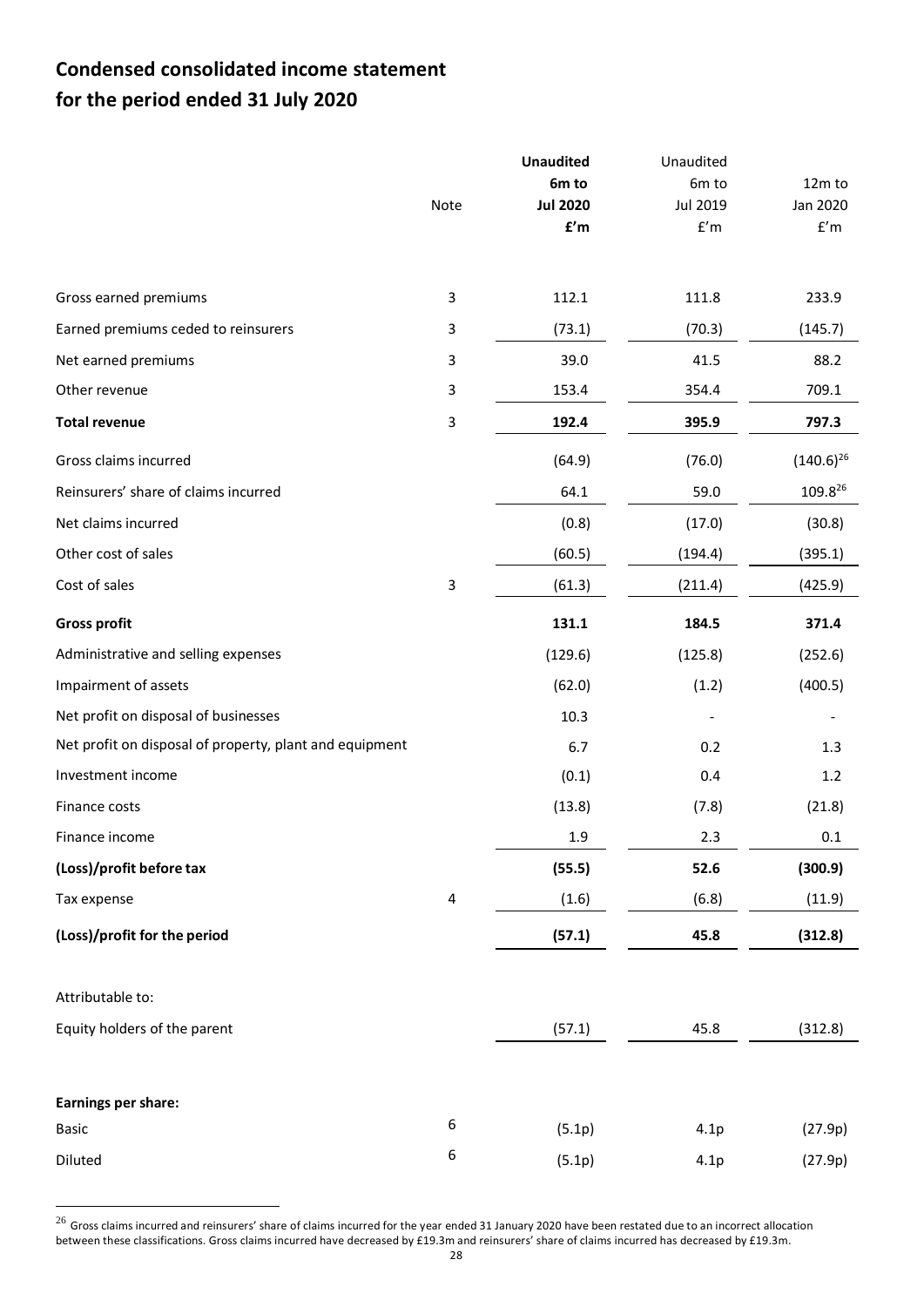# Condensed consolidated income statement
# for the period ended 31 July 2020

| | Note | **Unaudited 6m to Jul 2020 £'m** | Unaudited 6m to Jul 2019 £'m | 12m to Jan 2020 £'m |
|---|---|---|---|---|
| Gross earned premiums | 3 | 112.1 | 111.8 | 233.9 |
| Earned premiums ceded to reinsurers | 3 | (73.1) | (70.3) | (145.7) |
| Net earned premiums | 3 | 39.0 | 41.5 | 88.2 |
| Other revenue | 3 | 153.4 | 354.4 | 709.1 |
| **Total revenue** | 3 | **192.4** | **395.9** | **797.3** |
| Gross claims incurred | | (64.9) | (76.0) | (140.6)[26] |
| Reinsurers' share of claims incurred | | 64.1 | 59.0 | 109.8[26] |
| Net claims incurred | | (0.8) | (17.0) | (30.8) |
| Other cost of sales | | (60.5) | (194.4) | (395.1) |
| Cost of sales | 3 | (61.3) | (211.4) | (425.9) |
| **Gross profit** | | **131.1** | **184.5** | **371.4** |
| Administrative and selling expenses | | (129.6) | (125.8) | (252.6) |
| Impairment of assets | | (62.0) | (1.2) | (400.5) |
| Net profit on disposal of businesses | | 10.3 | - | - |
| Net profit on disposal of property, plant and equipment | | 6.7 | 0.2 | 1.3 |
| Investment income | | (0.1) | 0.4 | 1.2 |
| Finance costs | | (13.8) | (7.8) | (21.8) |
| Finance income | | 1.9 | 2.3 | 0.1 |
| **(Loss)/profit before tax** | | **(55.5)** | **52.6** | **(300.9)** |
| Tax expense | 4 | (1.6) | (6.8) | (11.9) |
| **(Loss)/profit for the period** | | **(57.1)** | **45.8** | **(312.8)** |
| | | | | |
| Attributable to: | | | | |
| Equity holders of the parent | | (57.1) | 45.8 | (312.8) |
| | | | | |
| **Earnings per share:** | | | | |
| Basic | 6 | (5.1p) | 4.1p | (27.9p) |
| Diluted | 6 | (5.1p) | 4.1p | (27.9p) |

[26] Gross claims incurred and reinsurers' share of claims incurred for the year ended 31 January 2020 have been restated due to an incorrect allocation between these classifications. Gross claims incurred have decreased by £19.3m and reinsurers' share of claims incurred has decreased by £19.3m.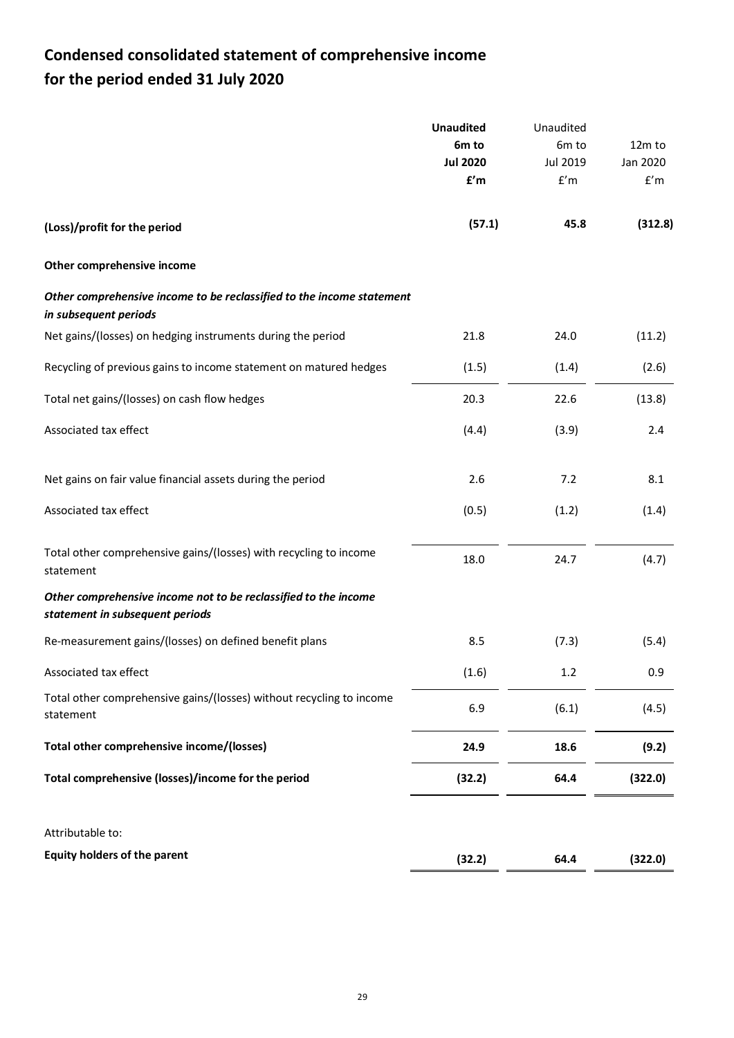# Condensed consolidated statement of comprehensive income for the period ended 31 July 2020

| | **Unaudited 6m to Jul 2020 £'m** | Unaudited 6m to Jul 2019 £'m | 12m to Jan 2020 £'m |
|---|---|---|---|
| **(Loss)/profit for the period** | **(57.1)** | **45.8** | **(312.8)** |
| **Other comprehensive income** | | | |
| ***Other comprehensive income to be reclassified to the income statement in subsequent periods*** | | | |
| Net gains/(losses) on hedging instruments during the period | 21.8 | 24.0 | (11.2) |
| Recycling of previous gains to income statement on matured hedges | (1.5) | (1.4) | (2.6) |
| Total net gains/(losses) on cash flow hedges | 20.3 | 22.6 | (13.8) |
| Associated tax effect | (4.4) | (3.9) | 2.4 |
| Net gains on fair value financial assets during the period | 2.6 | 7.2 | 8.1 |
| Associated tax effect | (0.5) | (1.2) | (1.4) |
| Total other comprehensive gains/(losses) with recycling to income statement | 18.0 | 24.7 | (4.7) |
| ***Other comprehensive income not to be reclassified to the income statement in subsequent periods*** | | | |
| Re-measurement gains/(losses) on defined benefit plans | 8.5 | (7.3) | (5.4) |
| Associated tax effect | (1.6) | 1.2 | 0.9 |
| Total other comprehensive gains/(losses) without recycling to income statement | 6.9 | (6.1) | (4.5) |
| **Total other comprehensive income/(losses)** | **24.9** | **18.6** | **(9.2)** |
| **Total comprehensive (losses)/income for the period** | **(32.2)** | **64.4** | **(322.0)** |
| Attributable to: | | | |
| **Equity holders of the parent** | **(32.2)** | **64.4** | **(322.0)** |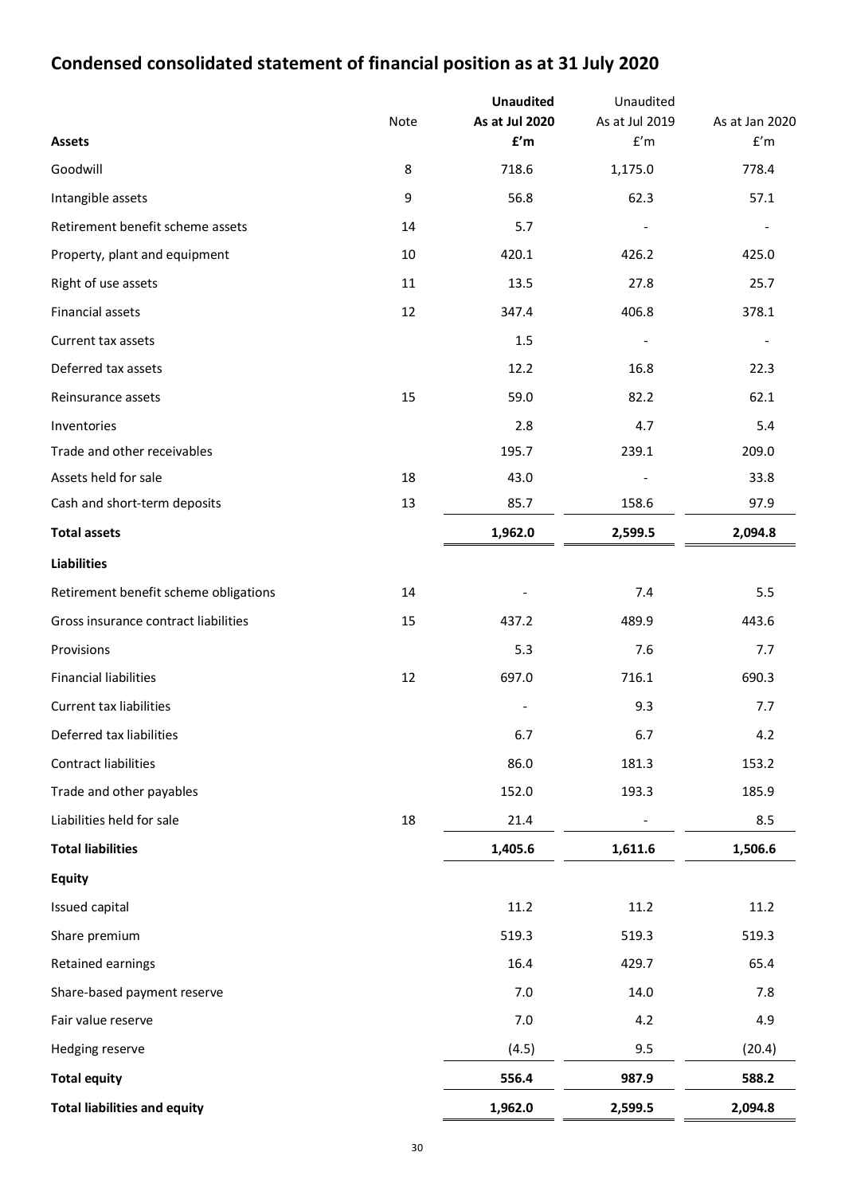# Condensed consolidated statement of financial position as at 31 July 2020

| Assets | Note | **Unaudited As at Jul 2020 £'m** | Unaudited As at Jul 2019 £'m | As at Jan 2020 £'m |
|---|---|---|---|---|
| Goodwill | 8 | 718.6 | 1,175.0 | 778.4 |
| Intangible assets | 9 | 56.8 | 62.3 | 57.1 |
| Retirement benefit scheme assets | 14 | 5.7 | - | - |
| Property, plant and equipment | 10 | 420.1 | 426.2 | 425.0 |
| Right of use assets | 11 | 13.5 | 27.8 | 25.7 |
| Financial assets | 12 | 347.4 | 406.8 | 378.1 |
| Current tax assets | | 1.5 | - | - |
| Deferred tax assets | | 12.2 | 16.8 | 22.3 |
| Reinsurance assets | 15 | 59.0 | 82.2 | 62.1 |
| Inventories | | 2.8 | 4.7 | 5.4 |
| Trade and other receivables | | 195.7 | 239.1 | 209.0 |
| Assets held for sale | 18 | 43.0 | - | 33.8 |
| Cash and short-term deposits | 13 | 85.7 | 158.6 | 97.9 |
| **Total assets** | | **1,962.0** | **2,599.5** | **2,094.8** |
| **Liabilities** | | | | |
| Retirement benefit scheme obligations | 14 | - | 7.4 | 5.5 |
| Gross insurance contract liabilities | 15 | 437.2 | 489.9 | 443.6 |
| Provisions | | 5.3 | 7.6 | 7.7 |
| Financial liabilities | 12 | 697.0 | 716.1 | 690.3 |
| Current tax liabilities | | - | 9.3 | 7.7 |
| Deferred tax liabilities | | 6.7 | 6.7 | 4.2 |
| Contract liabilities | | 86.0 | 181.3 | 153.2 |
| Trade and other payables | | 152.0 | 193.3 | 185.9 |
| Liabilities held for sale | 18 | 21.4 | - | 8.5 |
| **Total liabilities** | | **1,405.6** | **1,611.6** | **1,506.6** |
| **Equity** | | | | |
| Issued capital | | 11.2 | 11.2 | 11.2 |
| Share premium | | 519.3 | 519.3 | 519.3 |
| Retained earnings | | 16.4 | 429.7 | 65.4 |
| Share-based payment reserve | | 7.0 | 14.0 | 7.8 |
| Fair value reserve | | 7.0 | 4.2 | 4.9 |
| Hedging reserve | | (4.5) | 9.5 | (20.4) |
| **Total equity** | | **556.4** | **987.9** | **588.2** |
| **Total liabilities and equity** | | **1,962.0** | **2,599.5** | **2,094.8** |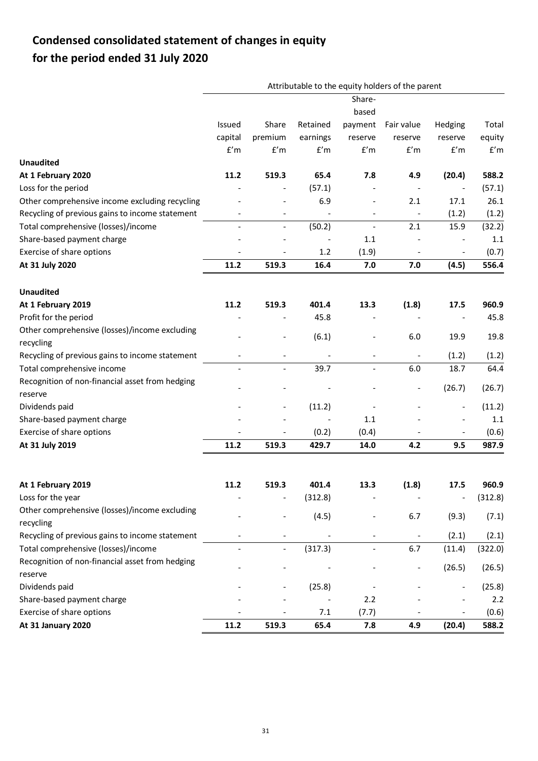# Condensed consolidated statement of changes in equity
# for the period ended 31 July 2020

| | Attributable to the equity holders of the parent | | | | | | |
|---|---|---|---|---|---|---|---|
| | Issued capital £'m | Share premium £'m | Retained earnings £'m | Share-based payment reserve £'m | Fair value reserve £'m | Hedging reserve £'m | Total equity £'m |
| **Unaudited** | | | | | | | |
| **At 1 February 2020** | **11.2** | **519.3** | **65.4** | **7.8** | **4.9** | **(20.4)** | **588.2** |
| Loss for the period | - | - | (57.1) | - | - | - | (57.1) |
| Other comprehensive income excluding recycling | - | - | 6.9 | - | 2.1 | 17.1 | 26.1 |
| Recycling of previous gains to income statement | - | - | - | - | - | (1.2) | (1.2) |
| Total comprehensive (losses)/income | - | - | (50.2) | - | 2.1 | 15.9 | (32.2) |
| Share-based payment charge | - | - | - | 1.1 | - | - | 1.1 |
| Exercise of share options | - | - | 1.2 | (1.9) | - | - | (0.7) |
| **At 31 July 2020** | **11.2** | **519.3** | **16.4** | **7.0** | **7.0** | **(4.5)** | **556.4** |
| | | | | | | | |
| **Unaudited** | | | | | | | |
| **At 1 February 2019** | **11.2** | **519.3** | **401.4** | **13.3** | **(1.8)** | **17.5** | **960.9** |
| Profit for the period | - | - | 45.8 | - | - | - | 45.8 |
| Other comprehensive (losses)/income excluding recycling | - | - | (6.1) | - | 6.0 | 19.9 | 19.8 |
| Recycling of previous gains to income statement | - | - | - | - | - | (1.2) | (1.2) |
| Total comprehensive income | - | - | 39.7 | - | 6.0 | 18.7 | 64.4 |
| Recognition of non-financial asset from hedging reserve | - | - | - | - | - | (26.7) | (26.7) |
| Dividends paid | - | - | (11.2) | - | - | - | (11.2) |
| Share-based payment charge | - | - | - | 1.1 | - | - | 1.1 |
| Exercise of share options | - | - | (0.2) | (0.4) | - | - | (0.6) |
| **At 31 July 2019** | **11.2** | **519.3** | **429.7** | **14.0** | **4.2** | **9.5** | **987.9** |
| | | | | | | | |
| **At 1 February 2019** | **11.2** | **519.3** | **401.4** | **13.3** | **(1.8)** | **17.5** | **960.9** |
| Loss for the year | - | - | (312.8) | - | - | - | (312.8) |
| Other comprehensive (losses)/income excluding recycling | - | - | (4.5) | - | 6.7 | (9.3) | (7.1) |
| Recycling of previous gains to income statement | - | - | - | - | - | (2.1) | (2.1) |
| Total comprehensive (losses)/income | - | - | (317.3) | - | 6.7 | (11.4) | (322.0) |
| Recognition of non-financial asset from hedging reserve | - | - | - | - | - | (26.5) | (26.5) |
| Dividends paid | - | - | (25.8) | - | - | - | (25.8) |
| Share-based payment charge | - | - | - | 2.2 | - | - | 2.2 |
| Exercise of share options | - | - | 7.1 | (7.7) | - | - | (0.6) |
| **At 31 January 2020** | **11.2** | **519.3** | **65.4** | **7.8** | **4.9** | **(20.4)** | **588.2** |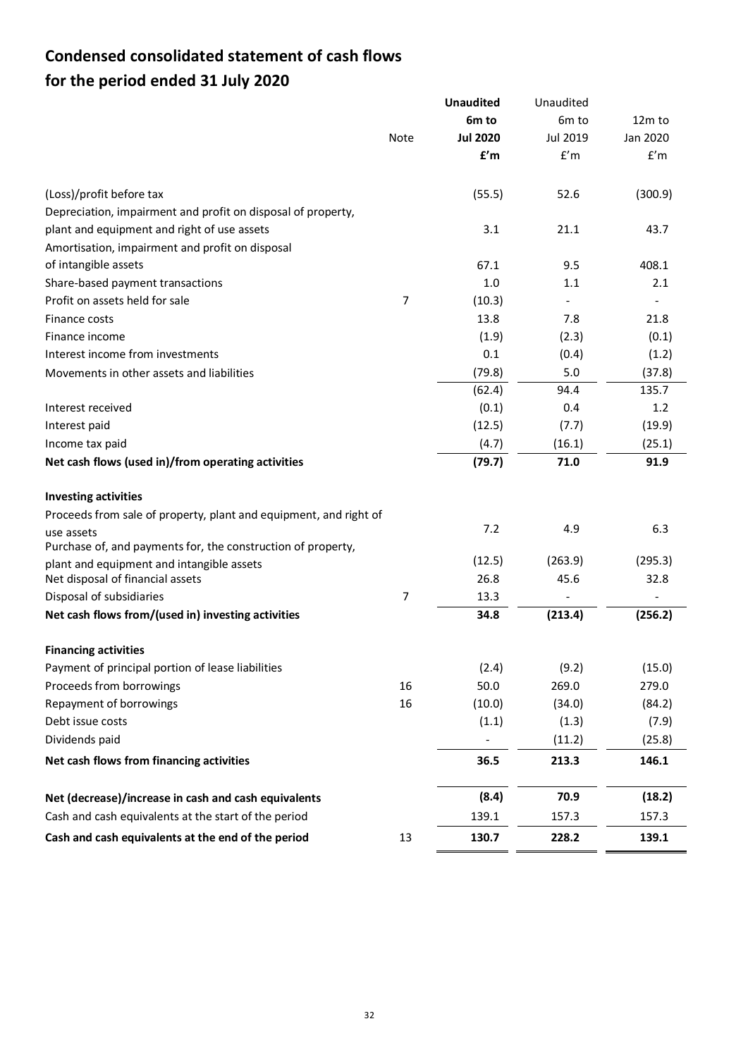# Condensed consolidated statement of cash flows
# for the period ended 31 July 2020

| | Note | **Unaudited 6m to Jul 2020 £'m** | Unaudited 6m to Jul 2019 £'m | 12m to Jan 2020 £'m |
|---|---|---|---|---|
| (Loss)/profit before tax | | (55.5) | 52.6 | (300.9) |
| Depreciation, impairment and profit on disposal of property, plant and equipment and right of use assets | | 3.1 | 21.1 | 43.7 |
| Amortisation, impairment and profit on disposal of intangible assets | | 67.1 | 9.5 | 408.1 |
| Share-based payment transactions | | 1.0 | 1.1 | 2.1 |
| Profit on assets held for sale | 7 | (10.3) | - | - |
| Finance costs | | 13.8 | 7.8 | 21.8 |
| Finance income | | (1.9) | (2.3) | (0.1) |
| Interest income from investments | | 0.1 | (0.4) | (1.2) |
| Movements in other assets and liabilities | | (79.8) | 5.0 | (37.8) |
| | | (62.4) | 94.4 | 135.7 |
| Interest received | | (0.1) | 0.4 | 1.2 |
| Interest paid | | (12.5) | (7.7) | (19.9) |
| Income tax paid | | (4.7) | (16.1) | (25.1) |
| **Net cash flows (used in)/from operating activities** | | **(79.7)** | **71.0** | **91.9** |
| **Investing activities** | | | | |
| Proceeds from sale of property, plant and equipment, and right of use assets | | 7.2 | 4.9 | 6.3 |
| Purchase of, and payments for, the construction of property, plant and equipment and intangible assets | | (12.5) | (263.9) | (295.3) |
| Net disposal of financial assets | | 26.8 | 45.6 | 32.8 |
| Disposal of subsidiaries | 7 | 13.3 | - | - |
| **Net cash flows from/(used in) investing activities** | | **34.8** | **(213.4)** | **(256.2)** |
| **Financing activities** | | | | |
| Payment of principal portion of lease liabilities | | (2.4) | (9.2) | (15.0) |
| Proceeds from borrowings | 16 | 50.0 | 269.0 | 279.0 |
| Repayment of borrowings | 16 | (10.0) | (34.0) | (84.2) |
| Debt issue costs | | (1.1) | (1.3) | (7.9) |
| Dividends paid | | - | (11.2) | (25.8) |
| **Net cash flows from financing activities** | | **36.5** | **213.3** | **146.1** |
| **Net (decrease)/increase in cash and cash equivalents** | | **(8.4)** | **70.9** | **(18.2)** |
| Cash and cash equivalents at the start of the period | | 139.1 | 157.3 | 157.3 |
| **Cash and cash equivalents at the end of the period** | 13 | **130.7** | **228.2** | **139.1** |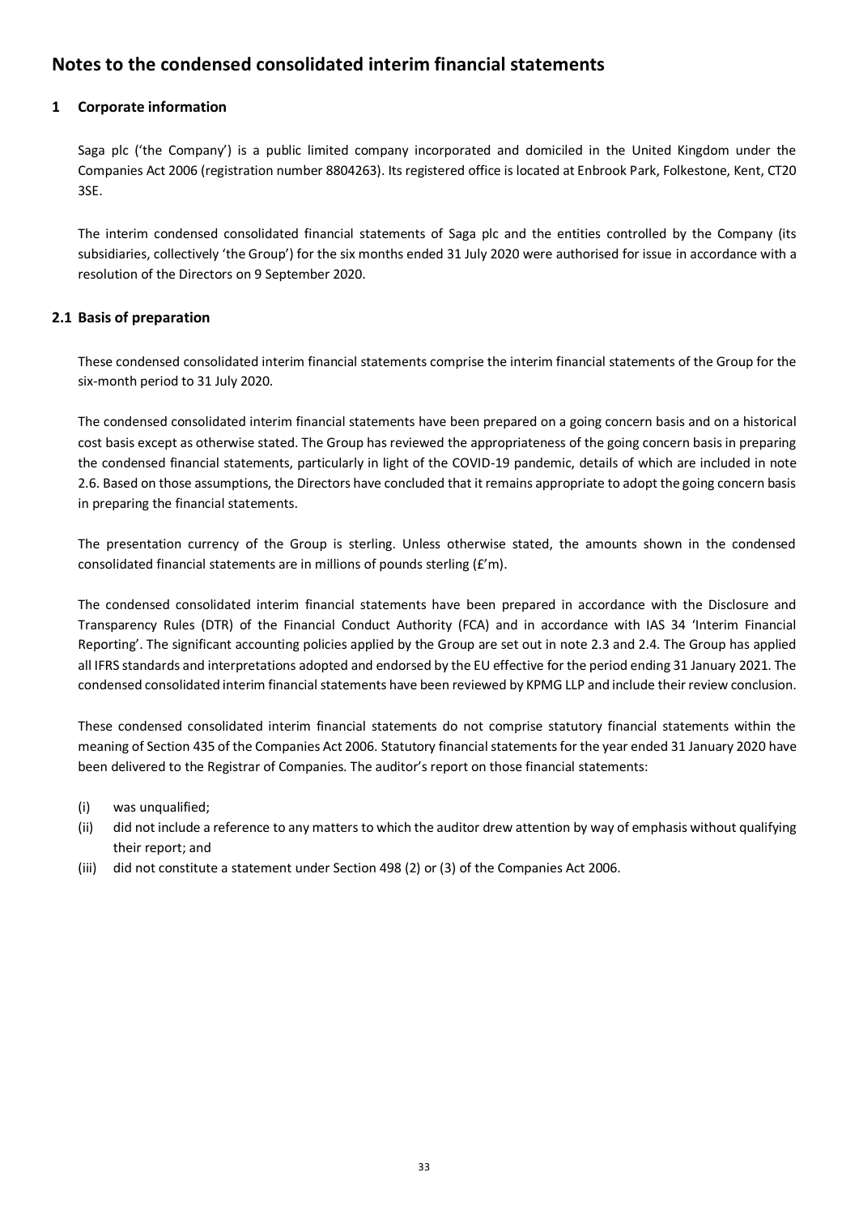# Notes to the condensed consolidated interim financial statements

## 1 Corporate information

Saga plc ('the Company') is a public limited company incorporated and domiciled in the United Kingdom under the Companies Act 2006 (registration number 8804263). Its registered office is located at Enbrook Park, Folkestone, Kent, CT20 3SE.

The interim condensed consolidated financial statements of Saga plc and the entities controlled by the Company (its subsidiaries, collectively 'the Group') for the six months ended 31 July 2020 were authorised for issue in accordance with a resolution of the Directors on 9 September 2020.

## 2.1 Basis of preparation

These condensed consolidated interim financial statements comprise the interim financial statements of the Group for the six-month period to 31 July 2020.

The condensed consolidated interim financial statements have been prepared on a going concern basis and on a historical cost basis except as otherwise stated. The Group has reviewed the appropriateness of the going concern basis in preparing the condensed financial statements, particularly in light of the COVID-19 pandemic, details of which are included in note 2.6. Based on those assumptions, the Directors have concluded that it remains appropriate to adopt the going concern basis in preparing the financial statements.

The presentation currency of the Group is sterling. Unless otherwise stated, the amounts shown in the condensed consolidated financial statements are in millions of pounds sterling (£'m).

The condensed consolidated interim financial statements have been prepared in accordance with the Disclosure and Transparency Rules (DTR) of the Financial Conduct Authority (FCA) and in accordance with IAS 34 'Interim Financial Reporting'. The significant accounting policies applied by the Group are set out in note 2.3 and 2.4. The Group has applied all IFRS standards and interpretations adopted and endorsed by the EU effective for the period ending 31 January 2021. The condensed consolidated interim financial statements have been reviewed by KPMG LLP and include their review conclusion.

These condensed consolidated interim financial statements do not comprise statutory financial statements within the meaning of Section 435 of the Companies Act 2006. Statutory financial statements for the year ended 31 January 2020 have been delivered to the Registrar of Companies. The auditor's report on those financial statements:

(i) was unqualified;

(ii) did not include a reference to any matters to which the auditor drew attention by way of emphasis without qualifying their report; and

(iii) did not constitute a statement under Section 498 (2) or (3) of the Companies Act 2006.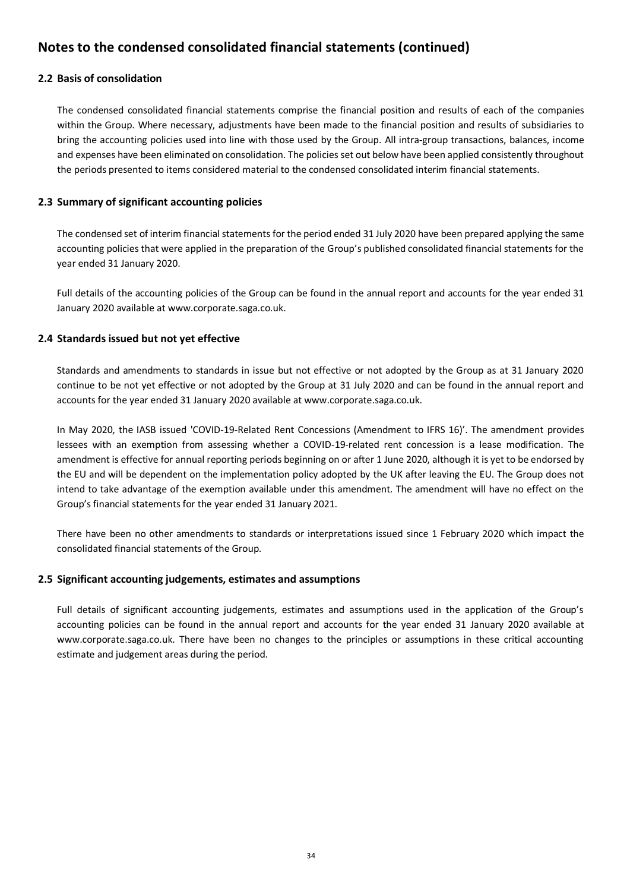# Notes to the condensed consolidated financial statements (continued)

### 2.2 Basis of consolidation

The condensed consolidated financial statements comprise the financial position and results of each of the companies within the Group. Where necessary, adjustments have been made to the financial position and results of subsidiaries to bring the accounting policies used into line with those used by the Group. All intra-group transactions, balances, income and expenses have been eliminated on consolidation. The policies set out below have been applied consistently throughout the periods presented to items considered material to the condensed consolidated interim financial statements.

### 2.3 Summary of significant accounting policies

The condensed set of interim financial statements for the period ended 31 July 2020 have been prepared applying the same accounting policies that were applied in the preparation of the Group's published consolidated financial statements for the year ended 31 January 2020.

Full details of the accounting policies of the Group can be found in the annual report and accounts for the year ended 31 January 2020 available at www.corporate.saga.co.uk.

### 2.4 Standards issued but not yet effective

Standards and amendments to standards in issue but not effective or not adopted by the Group as at 31 January 2020 continue to be not yet effective or not adopted by the Group at 31 July 2020 and can be found in the annual report and accounts for the year ended 31 January 2020 available at www.corporate.saga.co.uk.

In May 2020, the IASB issued 'COVID-19-Related Rent Concessions (Amendment to IFRS 16)'. The amendment provides lessees with an exemption from assessing whether a COVID-19-related rent concession is a lease modification. The amendment is effective for annual reporting periods beginning on or after 1 June 2020, although it is yet to be endorsed by the EU and will be dependent on the implementation policy adopted by the UK after leaving the EU. The Group does not intend to take advantage of the exemption available under this amendment. The amendment will have no effect on the Group's financial statements for the year ended 31 January 2021.

There have been no other amendments to standards or interpretations issued since 1 February 2020 which impact the consolidated financial statements of the Group.

### 2.5 Significant accounting judgements, estimates and assumptions

Full details of significant accounting judgements, estimates and assumptions used in the application of the Group's accounting policies can be found in the annual report and accounts for the year ended 31 January 2020 available at www.corporate.saga.co.uk. There have been no changes to the principles or assumptions in these critical accounting estimate and judgement areas during the period.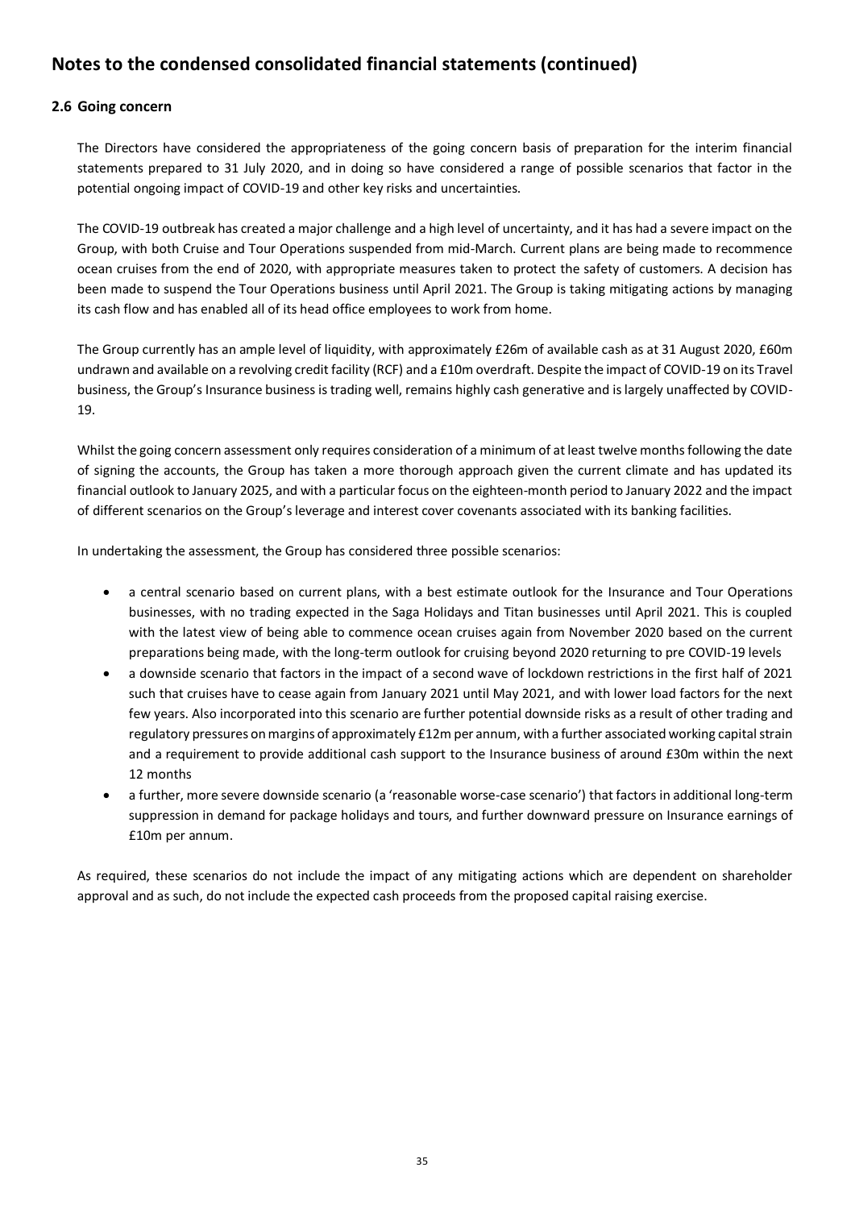# Notes to the condensed consolidated financial statements (continued)

### 2.6 Going concern

The Directors have considered the appropriateness of the going concern basis of preparation for the interim financial statements prepared to 31 July 2020, and in doing so have considered a range of possible scenarios that factor in the potential ongoing impact of COVID-19 and other key risks and uncertainties.

The COVID-19 outbreak has created a major challenge and a high level of uncertainty, and it has had a severe impact on the Group, with both Cruise and Tour Operations suspended from mid-March. Current plans are being made to recommence ocean cruises from the end of 2020, with appropriate measures taken to protect the safety of customers. A decision has been made to suspend the Tour Operations business until April 2021. The Group is taking mitigating actions by managing its cash flow and has enabled all of its head office employees to work from home.

The Group currently has an ample level of liquidity, with approximately £26m of available cash as at 31 August 2020, £60m undrawn and available on a revolving credit facility (RCF) and a £10m overdraft. Despite the impact of COVID-19 on its Travel business, the Group's Insurance business is trading well, remains highly cash generative and is largely unaffected by COVID-19.

Whilst the going concern assessment only requires consideration of a minimum of at least twelve months following the date of signing the accounts, the Group has taken a more thorough approach given the current climate and has updated its financial outlook to January 2025, and with a particular focus on the eighteen-month period to January 2022 and the impact of different scenarios on the Group's leverage and interest cover covenants associated with its banking facilities.

In undertaking the assessment, the Group has considered three possible scenarios:

- a central scenario based on current plans, with a best estimate outlook for the Insurance and Tour Operations businesses, with no trading expected in the Saga Holidays and Titan businesses until April 2021. This is coupled with the latest view of being able to commence ocean cruises again from November 2020 based on the current preparations being made, with the long-term outlook for cruising beyond 2020 returning to pre COVID-19 levels
- a downside scenario that factors in the impact of a second wave of lockdown restrictions in the first half of 2021 such that cruises have to cease again from January 2021 until May 2021, and with lower load factors for the next few years. Also incorporated into this scenario are further potential downside risks as a result of other trading and regulatory pressures on margins of approximately £12m per annum, with a further associated working capital strain and a requirement to provide additional cash support to the Insurance business of around £30m within the next 12 months
- a further, more severe downside scenario (a 'reasonable worse-case scenario') that factors in additional long-term suppression in demand for package holidays and tours, and further downward pressure on Insurance earnings of £10m per annum.

As required, these scenarios do not include the impact of any mitigating actions which are dependent on shareholder approval and as such, do not include the expected cash proceeds from the proposed capital raising exercise.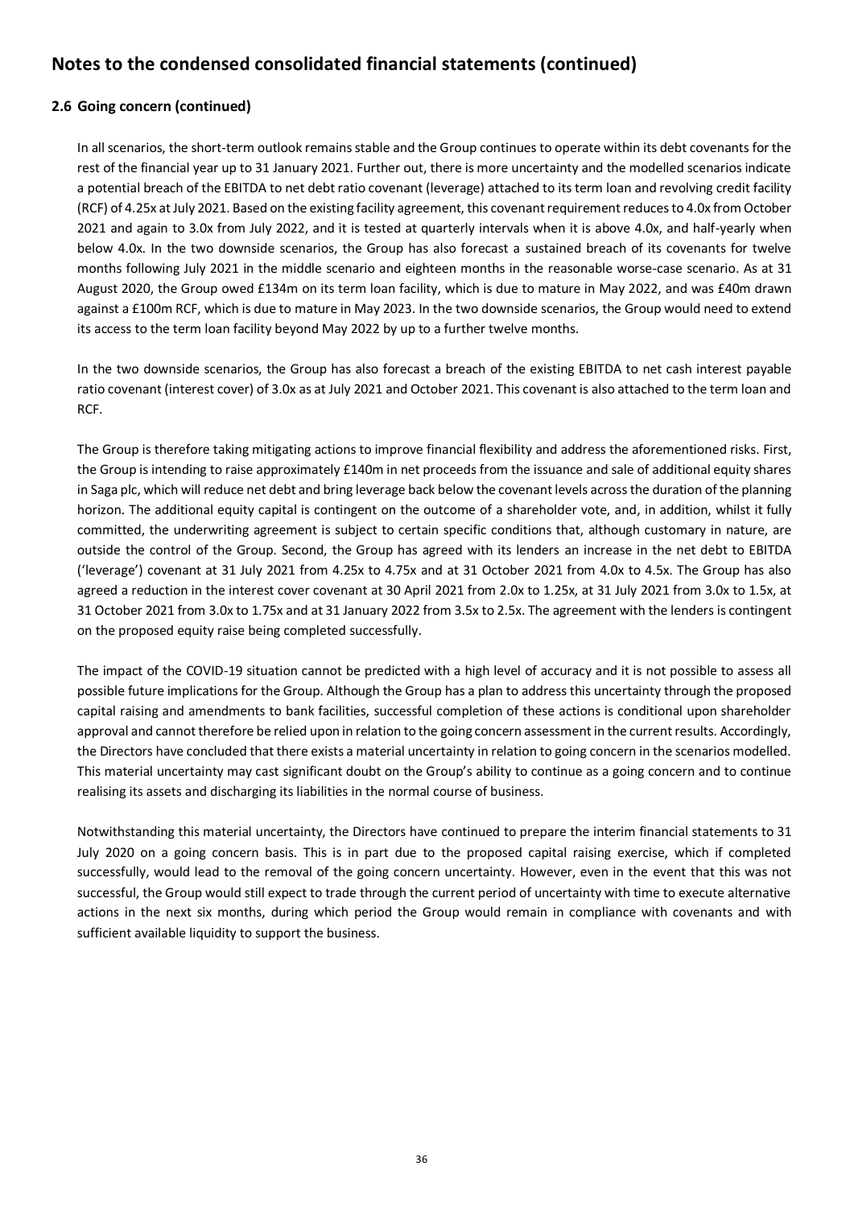## Notes to the condensed consolidated financial statements (continued)

### 2.6 Going concern (continued)

In all scenarios, the short-term outlook remains stable and the Group continues to operate within its debt covenants for the rest of the financial year up to 31 January 2021. Further out, there is more uncertainty and the modelled scenarios indicate a potential breach of the EBITDA to net debt ratio covenant (leverage) attached to its term loan and revolving credit facility (RCF) of 4.25x at July 2021. Based on the existing facility agreement, this covenant requirement reduces to 4.0x from October 2021 and again to 3.0x from July 2022, and it is tested at quarterly intervals when it is above 4.0x, and half-yearly when below 4.0x. In the two downside scenarios, the Group has also forecast a sustained breach of its covenants for twelve months following July 2021 in the middle scenario and eighteen months in the reasonable worse-case scenario. As at 31 August 2020, the Group owed £134m on its term loan facility, which is due to mature in May 2022, and was £40m drawn against a £100m RCF, which is due to mature in May 2023. In the two downside scenarios, the Group would need to extend its access to the term loan facility beyond May 2022 by up to a further twelve months.

In the two downside scenarios, the Group has also forecast a breach of the existing EBITDA to net cash interest payable ratio covenant (interest cover) of 3.0x as at July 2021 and October 2021. This covenant is also attached to the term loan and RCF.

The Group is therefore taking mitigating actions to improve financial flexibility and address the aforementioned risks. First, the Group is intending to raise approximately £140m in net proceeds from the issuance and sale of additional equity shares in Saga plc, which will reduce net debt and bring leverage back below the covenant levels across the duration of the planning horizon. The additional equity capital is contingent on the outcome of a shareholder vote, and, in addition, whilst it fully committed, the underwriting agreement is subject to certain specific conditions that, although customary in nature, are outside the control of the Group. Second, the Group has agreed with its lenders an increase in the net debt to EBITDA ('leverage') covenant at 31 July 2021 from 4.25x to 4.75x and at 31 October 2021 from 4.0x to 4.5x. The Group has also agreed a reduction in the interest cover covenant at 30 April 2021 from 2.0x to 1.25x, at 31 July 2021 from 3.0x to 1.5x, at 31 October 2021 from 3.0x to 1.75x and at 31 January 2022 from 3.5x to 2.5x. The agreement with the lenders is contingent on the proposed equity raise being completed successfully.

The impact of the COVID-19 situation cannot be predicted with a high level of accuracy and it is not possible to assess all possible future implications for the Group. Although the Group has a plan to address this uncertainty through the proposed capital raising and amendments to bank facilities, successful completion of these actions is conditional upon shareholder approval and cannot therefore be relied upon in relation to the going concern assessment in the current results. Accordingly, the Directors have concluded that there exists a material uncertainty in relation to going concern in the scenarios modelled. This material uncertainty may cast significant doubt on the Group's ability to continue as a going concern and to continue realising its assets and discharging its liabilities in the normal course of business.

Notwithstanding this material uncertainty, the Directors have continued to prepare the interim financial statements to 31 July 2020 on a going concern basis. This is in part due to the proposed capital raising exercise, which if completed successfully, would lead to the removal of the going concern uncertainty. However, even in the event that this was not successful, the Group would still expect to trade through the current period of uncertainty with time to execute alternative actions in the next six months, during which period the Group would remain in compliance with covenants and with sufficient available liquidity to support the business.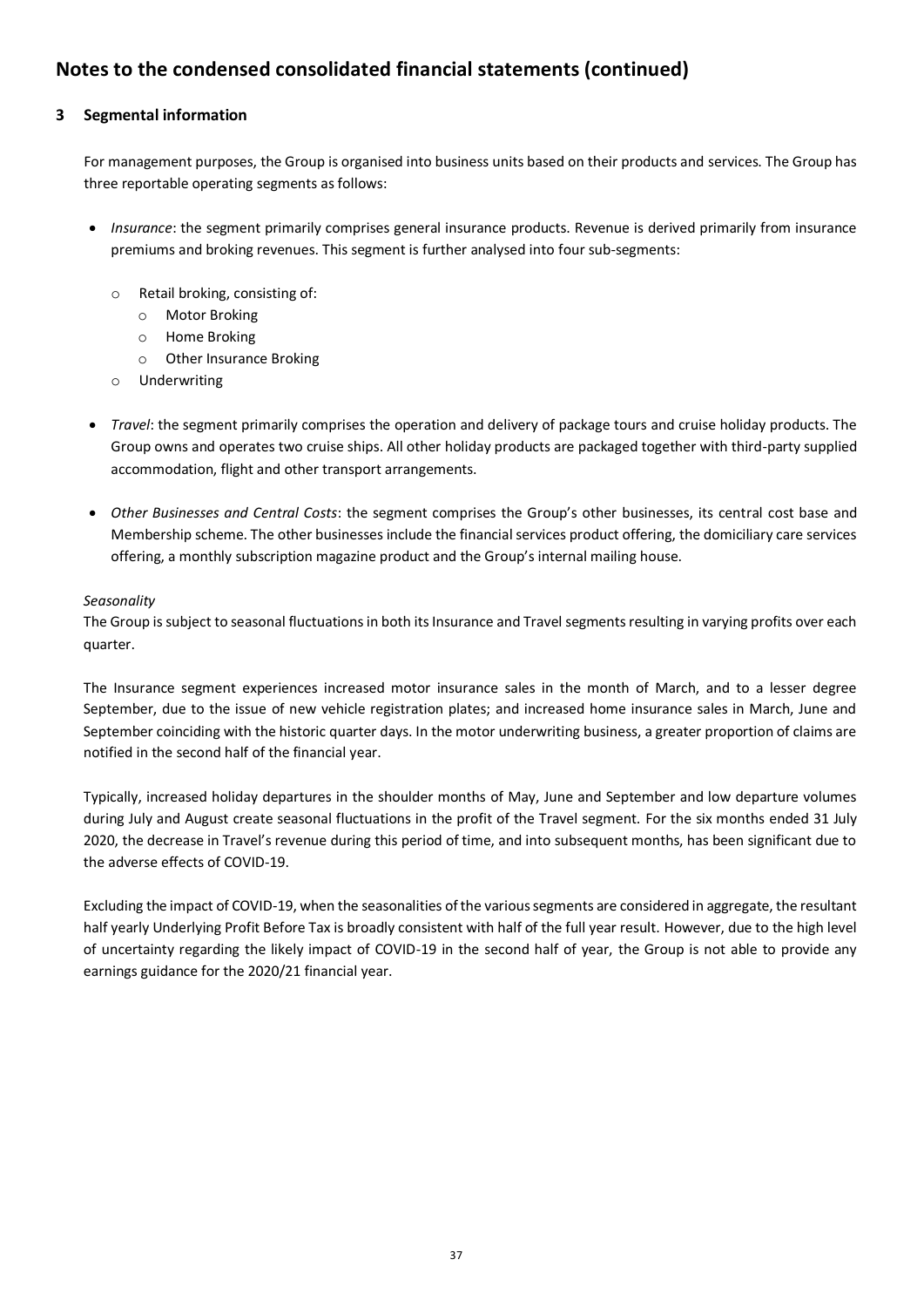# Notes to the condensed consolidated financial statements (continued)

## 3 Segmental information

For management purposes, the Group is organised into business units based on their products and services. The Group has three reportable operating segments as follows:

- *Insurance*: the segment primarily comprises general insurance products. Revenue is derived primarily from insurance premiums and broking revenues. This segment is further analysed into four sub-segments:
  - Retail broking, consisting of:
    - Motor Broking
    - Home Broking
    - Other Insurance Broking
  - Underwriting
- *Travel*: the segment primarily comprises the operation and delivery of package tours and cruise holiday products. The Group owns and operates two cruise ships. All other holiday products are packaged together with third-party supplied accommodation, flight and other transport arrangements.
- *Other Businesses and Central Costs*: the segment comprises the Group's other businesses, its central cost base and Membership scheme. The other businesses include the financial services product offering, the domiciliary care services offering, a monthly subscription magazine product and the Group's internal mailing house.

*Seasonality*

The Group is subject to seasonal fluctuations in both its Insurance and Travel segments resulting in varying profits over each quarter.

The Insurance segment experiences increased motor insurance sales in the month of March, and to a lesser degree September, due to the issue of new vehicle registration plates; and increased home insurance sales in March, June and September coinciding with the historic quarter days. In the motor underwriting business, a greater proportion of claims are notified in the second half of the financial year.

Typically, increased holiday departures in the shoulder months of May, June and September and low departure volumes during July and August create seasonal fluctuations in the profit of the Travel segment. For the six months ended 31 July 2020, the decrease in Travel's revenue during this period of time, and into subsequent months, has been significant due to the adverse effects of COVID-19.

Excluding the impact of COVID-19, when the seasonalities of the various segments are considered in aggregate, the resultant half yearly Underlying Profit Before Tax is broadly consistent with half of the full year result. However, due to the high level of uncertainty regarding the likely impact of COVID-19 in the second half of year, the Group is not able to provide any earnings guidance for the 2020/21 financial year.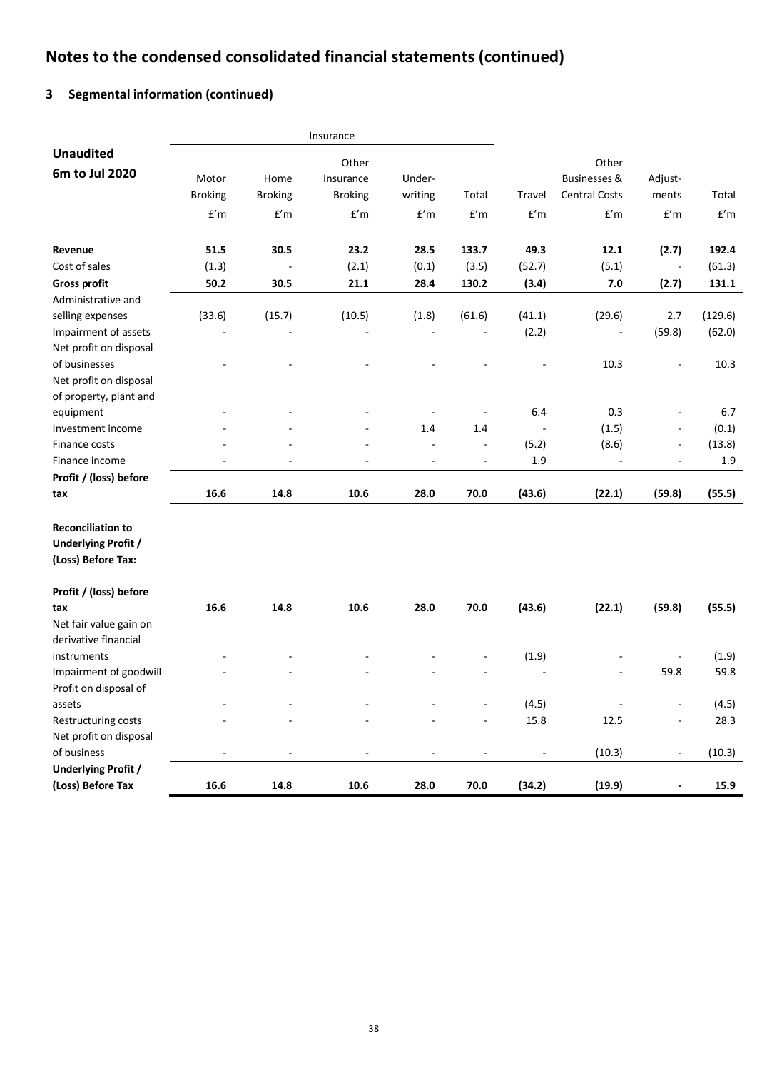# Notes to the condensed consolidated financial statements (continued)

## 3 Segmental information (continued)

| Unaudited 6m to Jul 2020 | Insurance | | | | | | | | |
|---|---|---|---|---|---|---|---|---|---|
| | Motor Broking | Home Broking | Other Insurance Broking | Under-writing | Total | Travel | Other Businesses & Central Costs | Adjust-ments | Total |
| | £'m | £'m | £'m | £'m | £'m | £'m | £'m | £'m | £'m |
| **Revenue** | **51.5** | **30.5** | **23.2** | **28.5** | **133.7** | **49.3** | **12.1** | **(2.7)** | **192.4** |
| Cost of sales | (1.3) | - | (2.1) | (0.1) | (3.5) | (52.7) | (5.1) | - | (61.3) |
| **Gross profit** | **50.2** | **30.5** | **21.1** | **28.4** | **130.2** | **(3.4)** | **7.0** | **(2.7)** | **131.1** |
| Administrative and selling expenses | (33.6) | (15.7) | (10.5) | (1.8) | (61.6) | (41.1) | (29.6) | 2.7 | (129.6) |
| Impairment of assets | - | - | - | - | - | (2.2) | - | (59.8) | (62.0) |
| Net profit on disposal of businesses | - | - | - | - | - | - | 10.3 | - | 10.3 |
| Net profit on disposal of property, plant and equipment | - | - | - | - | - | 6.4 | 0.3 | - | 6.7 |
| Investment income | - | - | - | 1.4 | 1.4 | - | (1.5) | - | (0.1) |
| Finance costs | - | - | - | - | - | (5.2) | (8.6) | - | (13.8) |
| Finance income | - | - | - | - | - | 1.9 | - | - | 1.9 |
| **Profit / (loss) before tax** | **16.6** | **14.8** | **10.6** | **28.0** | **70.0** | **(43.6)** | **(22.1)** | **(59.8)** | **(55.5)** |
| **Reconciliation to Underlying Profit / (Loss) Before Tax:** | | | | | | | | | |
| **Profit / (loss) before tax** | **16.6** | **14.8** | **10.6** | **28.0** | **70.0** | **(43.6)** | **(22.1)** | **(59.8)** | **(55.5)** |
| Net fair value gain on derivative financial instruments | - | - | - | - | - | (1.9) | - | - | (1.9) |
| Impairment of goodwill | - | - | - | - | - | - | - | 59.8 | 59.8 |
| Profit on disposal of assets | - | - | - | - | - | (4.5) | - | - | (4.5) |
| Restructuring costs | - | - | - | - | - | 15.8 | 12.5 | - | 28.3 |
| Net profit on disposal of business | - | - | - | - | - | - | (10.3) | - | (10.3) |
| **Underlying Profit / (Loss) Before Tax** | **16.6** | **14.8** | **10.6** | **28.0** | **70.0** | **(34.2)** | **(19.9)** | **-** | **15.9** |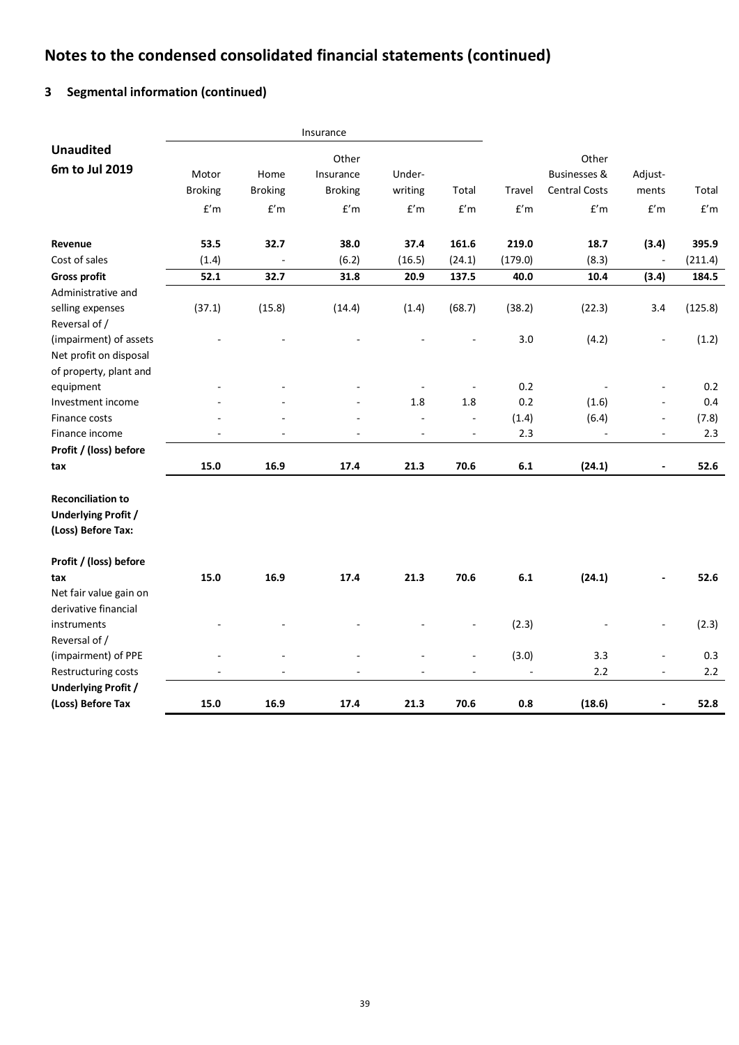# Notes to the condensed consolidated financial statements (continued)

## 3 Segmental information (continued)

| Unaudited 6m to Jul 2019 | Insurance | | | | | | | | |
|---|---|---|---|---|---|---|---|---|---|
| | Motor Broking | Home Broking | Other Insurance Broking | Under-writing | Total | Travel | Other Businesses & Central Costs | Adjust-ments | Total |
| | £'m | £'m | £'m | £'m | £'m | £'m | £'m | £'m | £'m |
| **Revenue** | **53.5** | **32.7** | **38.0** | **37.4** | **161.6** | **219.0** | **18.7** | **(3.4)** | **395.9** |
| Cost of sales | (1.4) | - | (6.2) | (16.5) | (24.1) | (179.0) | (8.3) | - | (211.4) |
| **Gross profit** | **52.1** | **32.7** | **31.8** | **20.9** | **137.5** | **40.0** | **10.4** | **(3.4)** | **184.5** |
| Administrative and selling expenses | (37.1) | (15.8) | (14.4) | (1.4) | (68.7) | (38.2) | (22.3) | 3.4 | (125.8) |
| Reversal of / (impairment) of assets | - | - | - | - | - | 3.0 | (4.2) | - | (1.2) |
| Net profit on disposal of property, plant and equipment | - | - | - | - | - | 0.2 | - | - | 0.2 |
| Investment income | - | - | - | 1.8 | 1.8 | 0.2 | (1.6) | - | 0.4 |
| Finance costs | - | - | - | - | - | (1.4) | (6.4) | - | (7.8) |
| Finance income | - | - | - | - | - | 2.3 | - | - | 2.3 |
| **Profit / (loss) before tax** | **15.0** | **16.9** | **17.4** | **21.3** | **70.6** | **6.1** | **(24.1)** | **-** | **52.6** |
| **Reconciliation to Underlying Profit / (Loss) Before Tax:** | | | | | | | | | |
| **Profit / (loss) before tax** | **15.0** | **16.9** | **17.4** | **21.3** | **70.6** | **6.1** | **(24.1)** | **-** | **52.6** |
| Net fair value gain on derivative financial instruments | - | - | - | - | - | (2.3) | - | - | (2.3) |
| Reversal of / (impairment) of PPE | - | - | - | - | - | (3.0) | 3.3 | - | 0.3 |
| Restructuring costs | - | - | - | - | - | - | 2.2 | - | 2.2 |
| **Underlying Profit / (Loss) Before Tax** | **15.0** | **16.9** | **17.4** | **21.3** | **70.6** | **0.8** | **(18.6)** | **-** | **52.8** |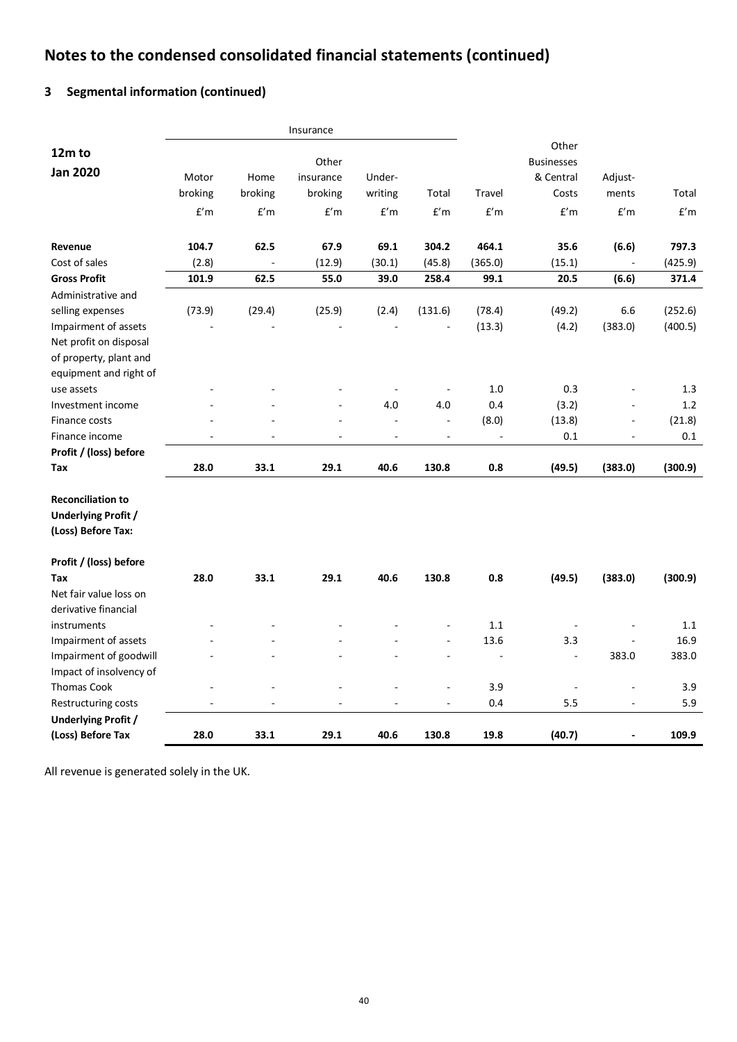# Notes to the condensed consolidated financial statements (continued)

## 3 Segmental information (continued)

| 12m to Jan 2020 | Insurance | | | | | | | | |
|---|---|---|---|---|---|---|---|---|---|
| | Motor broking | Home broking | Other insurance broking | Under-writing | Total | Travel | Other Businesses & Central Costs | Adjust-ments | Total |
| | £'m | £'m | £'m | £'m | £'m | £'m | £'m | £'m | £'m |
| **Revenue** | **104.7** | **62.5** | **67.9** | **69.1** | **304.2** | **464.1** | **35.6** | **(6.6)** | **797.3** |
| Cost of sales | (2.8) | - | (12.9) | (30.1) | (45.8) | (365.0) | (15.1) | - | (425.9) |
| **Gross Profit** | **101.9** | **62.5** | **55.0** | **39.0** | **258.4** | **99.1** | **20.5** | **(6.6)** | **371.4** |
| Administrative and selling expenses | (73.9) | (29.4) | (25.9) | (2.4) | (131.6) | (78.4) | (49.2) | 6.6 | (252.6) |
| Impairment of assets | - | - | - | - | - | (13.3) | (4.2) | (383.0) | (400.5) |
| Net profit on disposal of property, plant and equipment and right of use assets | - | - | - | - | - | 1.0 | 0.3 | - | 1.3 |
| Investment income | - | - | - | 4.0 | 4.0 | 0.4 | (3.2) | - | 1.2 |
| Finance costs | - | - | - | - | - | (8.0) | (13.8) | - | (21.8) |
| Finance income | - | - | - | - | - | - | 0.1 | - | 0.1 |
| **Profit / (loss) before Tax** | **28.0** | **33.1** | **29.1** | **40.6** | **130.8** | **0.8** | **(49.5)** | **(383.0)** | **(300.9)** |
| **Reconciliation to Underlying Profit / (Loss) Before Tax:** | | | | | | | | | |
| **Profit / (loss) before Tax** | **28.0** | **33.1** | **29.1** | **40.6** | **130.8** | **0.8** | **(49.5)** | **(383.0)** | **(300.9)** |
| Net fair value loss on derivative financial instruments | - | - | - | - | - | 1.1 | - | - | 1.1 |
| Impairment of assets | - | - | - | - | - | 13.6 | 3.3 | - | 16.9 |
| Impairment of goodwill | - | - | - | - | - | - | - | 383.0 | 383.0 |
| Impact of insolvency of Thomas Cook | - | - | - | - | - | 3.9 | - | - | 3.9 |
| Restructuring costs | - | - | - | - | - | 0.4 | 5.5 | - | 5.9 |
| **Underlying Profit / (Loss) Before Tax** | **28.0** | **33.1** | **29.1** | **40.6** | **130.8** | **19.8** | **(40.7)** | **-** | **109.9** |

All revenue is generated solely in the UK.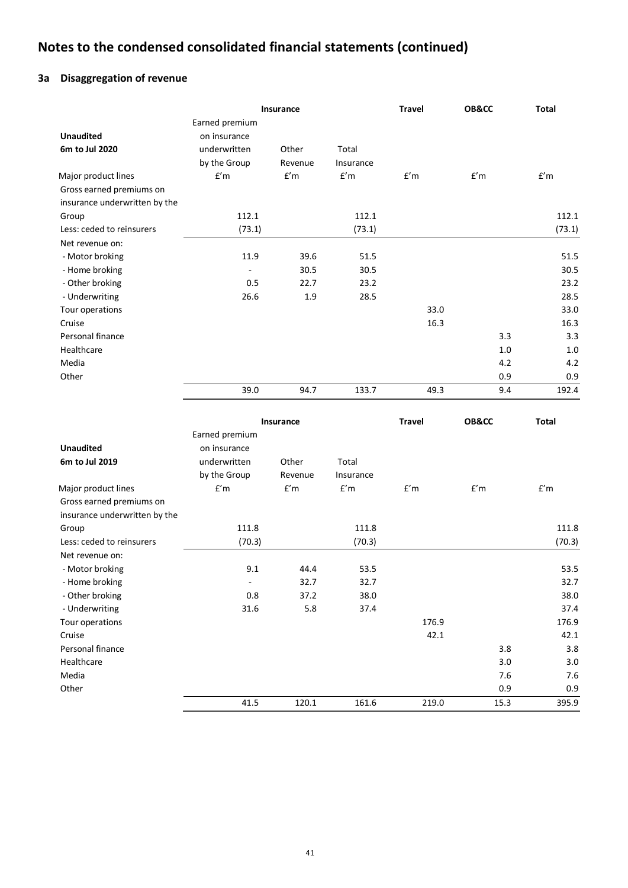# Notes to the condensed consolidated financial statements (continued)

## 3a Disaggregation of revenue

| Unaudited 6m to Jul 2020 | Insurance | | | Travel | OB&CC | Total |
|---|---|---|---|---|---|---|
| | Earned premium on insurance underwritten by the Group | Other Revenue | Total Insurance | | | |
| Major product lines | £'m | £'m | £'m | £'m | £'m | £'m |
| Gross earned premiums on insurance underwritten by the Group | 112.1 | | 112.1 | | | 112.1 |
| Less: ceded to reinsurers | (73.1) | | (73.1) | | | (73.1) |
| Net revenue on: | | | | | | |
| - Motor broking | 11.9 | 39.6 | 51.5 | | | 51.5 |
| - Home broking | - | 30.5 | 30.5 | | | 30.5 |
| - Other broking | 0.5 | 22.7 | 23.2 | | | 23.2 |
| - Underwriting | 26.6 | 1.9 | 28.5 | | | 28.5 |
| Tour operations | | | | 33.0 | | 33.0 |
| Cruise | | | | 16.3 | | 16.3 |
| Personal finance | | | | | 3.3 | 3.3 |
| Healthcare | | | | | 1.0 | 1.0 |
| Media | | | | | 4.2 | 4.2 |
| Other | | | | | 0.9 | 0.9 |
| | 39.0 | 94.7 | 133.7 | 49.3 | 9.4 | 192.4 |

| Unaudited 6m to Jul 2019 | Insurance | | | Travel | OB&CC | Total |
|---|---|---|---|---|---|---|
| | Earned premium on insurance underwritten by the Group | Other Revenue | Total Insurance | | | |
| Major product lines | £'m | £'m | £'m | £'m | £'m | £'m |
| Gross earned premiums on insurance underwritten by the Group | 111.8 | | 111.8 | | | 111.8 |
| Less: ceded to reinsurers | (70.3) | | (70.3) | | | (70.3) |
| Net revenue on: | | | | | | |
| - Motor broking | 9.1 | 44.4 | 53.5 | | | 53.5 |
| - Home broking | - | 32.7 | 32.7 | | | 32.7 |
| - Other broking | 0.8 | 37.2 | 38.0 | | | 38.0 |
| - Underwriting | 31.6 | 5.8 | 37.4 | | | 37.4 |
| Tour operations | | | | 176.9 | | 176.9 |
| Cruise | | | | 42.1 | | 42.1 |
| Personal finance | | | | | 3.8 | 3.8 |
| Healthcare | | | | | 3.0 | 3.0 |
| Media | | | | | 7.6 | 7.6 |
| Other | | | | | 0.9 | 0.9 |
| | 41.5 | 120.1 | 161.6 | 219.0 | 15.3 | 395.9 |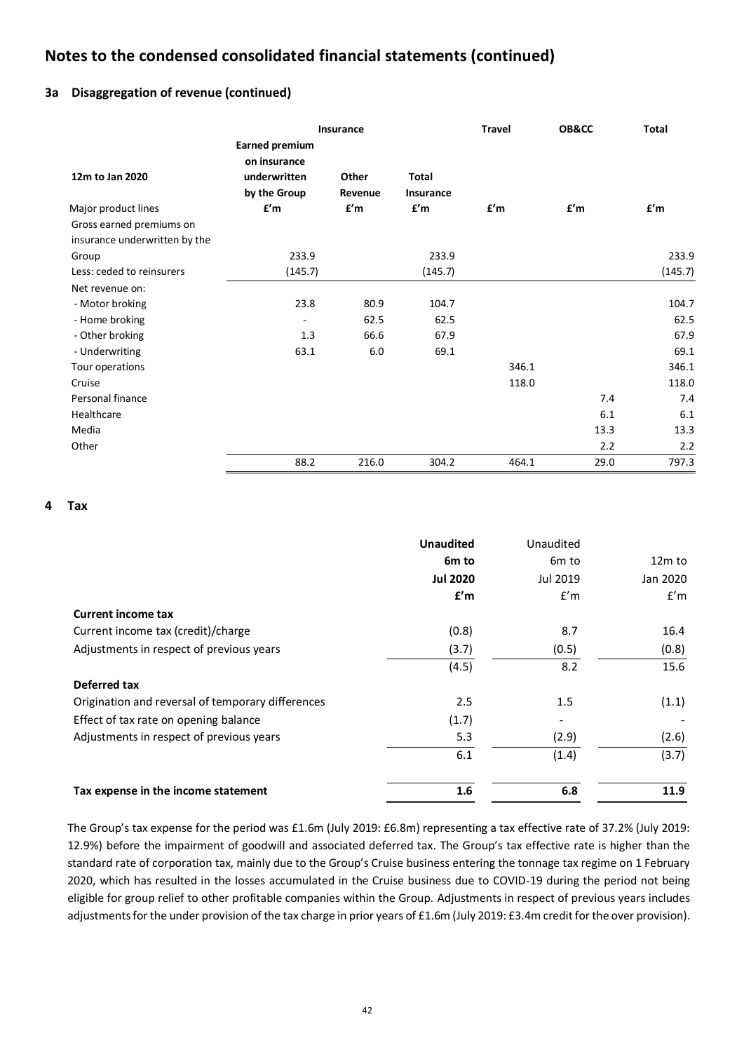## Notes to the condensed consolidated financial statements (continued)

### 3a Disaggregation of revenue (continued)

| 12m to Jan 2020 | Insurance | | | Travel | OB&CC | Total |
|---|---|---|---|---|---|---|
| | Earned premium on insurance underwritten by the Group | Other Revenue | Total Insurance | | | |
| Major product lines | £'m | £'m | £'m | £'m | £'m | £'m |
| Gross earned premiums on insurance underwritten by the Group | 233.9 | | 233.9 | | | 233.9 |
| Less: ceded to reinsurers | (145.7) | | (145.7) | | | (145.7) |
| Net revenue on: | | | | | | |
| - Motor broking | 23.8 | 80.9 | 104.7 | | | 104.7 |
| - Home broking | - | 62.5 | 62.5 | | | 62.5 |
| - Other broking | 1.3 | 66.6 | 67.9 | | | 67.9 |
| - Underwriting | 63.1 | 6.0 | 69.1 | | | 69.1 |
| Tour operations | | | | 346.1 | | 346.1 |
| Cruise | | | | 118.0 | | 118.0 |
| Personal finance | | | | | 7.4 | 7.4 |
| Healthcare | | | | | 6.1 | 6.1 |
| Media | | | | | 13.3 | 13.3 |
| Other | | | | | 2.2 | 2.2 |
| | 88.2 | 216.0 | 304.2 | 464.1 | 29.0 | 797.3 |

### 4 Tax

| | **Unaudited 6m to Jul 2020 £'m** | Unaudited 6m to Jul 2019 £'m | 12m to Jan 2020 £'m |
|---|---|---|---|
| **Current income tax** | | | |
| Current income tax (credit)/charge | (0.8) | 8.7 | 16.4 |
| Adjustments in respect of previous years | (3.7) | (0.5) | (0.8) |
| | (4.5) | 8.2 | 15.6 |
| **Deferred tax** | | | |
| Origination and reversal of temporary differences | 2.5 | 1.5 | (1.1) |
| Effect of tax rate on opening balance | (1.7) | - | - |
| Adjustments in respect of previous years | 5.3 | (2.9) | (2.6) |
| | 6.1 | (1.4) | (3.7) |
| **Tax expense in the income statement** | **1.6** | **6.8** | **11.9** |

The Group's tax expense for the period was £1.6m (July 2019: £6.8m) representing a tax effective rate of 37.2% (July 2019: 12.9%) before the impairment of goodwill and associated deferred tax. The Group's tax effective rate is higher than the standard rate of corporation tax, mainly due to the Group's Cruise business entering the tonnage tax regime on 1 February 2020, which has resulted in the losses accumulated in the Cruise business due to COVID-19 during the period not being eligible for group relief to other profitable companies within the Group. Adjustments in respect of previous years includes adjustments for the under provision of the tax charge in prior years of £1.6m (July 2019: £3.4m credit for the over provision).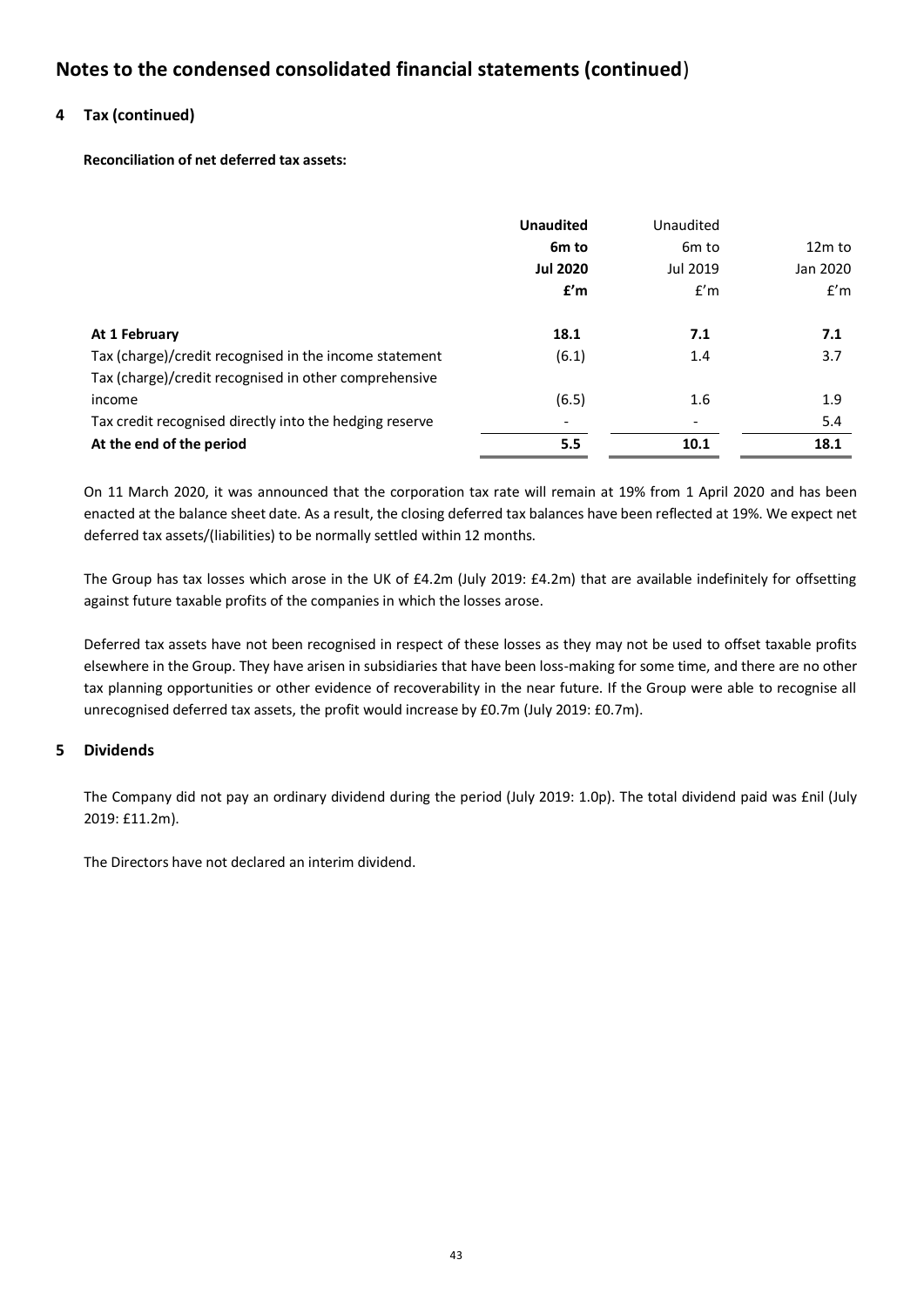# Notes to the condensed consolidated financial statements (continued)

## 4 Tax (continued)

**Reconciliation of net deferred tax assets:**

| | **Unaudited 6m to Jul 2020 £'m** | Unaudited 6m to Jul 2019 £'m | 12m to Jan 2020 £'m |
|---|---|---|---|
| **At 1 February** | **18.1** | **7.1** | **7.1** |
| Tax (charge)/credit recognised in the income statement | (6.1) | 1.4 | 3.7 |
| Tax (charge)/credit recognised in other comprehensive income | (6.5) | 1.6 | 1.9 |
| Tax credit recognised directly into the hedging reserve | - | - | 5.4 |
| **At the end of the period** | **5.5** | **10.1** | **18.1** |

On 11 March 2020, it was announced that the corporation tax rate will remain at 19% from 1 April 2020 and has been enacted at the balance sheet date. As a result, the closing deferred tax balances have been reflected at 19%. We expect net deferred tax assets/(liabilities) to be normally settled within 12 months.

The Group has tax losses which arose in the UK of £4.2m (July 2019: £4.2m) that are available indefinitely for offsetting against future taxable profits of the companies in which the losses arose.

Deferred tax assets have not been recognised in respect of these losses as they may not be used to offset taxable profits elsewhere in the Group. They have arisen in subsidiaries that have been loss-making for some time, and there are no other tax planning opportunities or other evidence of recoverability in the near future. If the Group were able to recognise all unrecognised deferred tax assets, the profit would increase by £0.7m (July 2019: £0.7m).

## 5 Dividends

The Company did not pay an ordinary dividend during the period (July 2019: 1.0p). The total dividend paid was £nil (July 2019: £11.2m).

The Directors have not declared an interim dividend.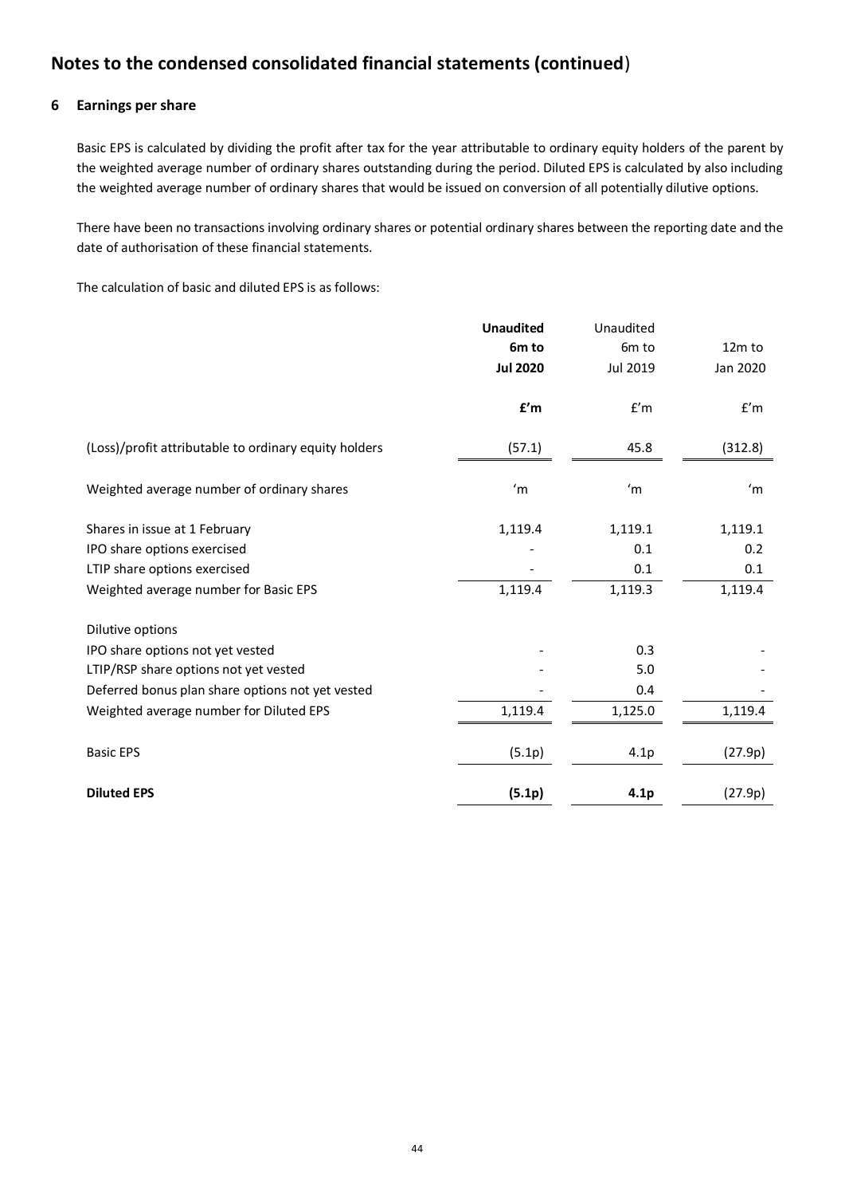# Notes to the condensed consolidated financial statements (continued)

## 6 Earnings per share

Basic EPS is calculated by dividing the profit after tax for the year attributable to ordinary equity holders of the parent by the weighted average number of ordinary shares outstanding during the period. Diluted EPS is calculated by also including the weighted average number of ordinary shares that would be issued on conversion of all potentially dilutive options.

There have been no transactions involving ordinary shares or potential ordinary shares between the reporting date and the date of authorisation of these financial statements.

The calculation of basic and diluted EPS is as follows:

| | **Unaudited 6m to Jul 2020** | Unaudited 6m to Jul 2019 | 12m to Jan 2020 |
|---|---|---|---|
| | **£'m** | £'m | £'m |
| (Loss)/profit attributable to ordinary equity holders | (57.1) | 45.8 | (312.8) |
| Weighted average number of ordinary shares | 'm | 'm | 'm |
| Shares in issue at 1 February | 1,119.4 | 1,119.1 | 1,119.1 |
| IPO share options exercised | - | 0.1 | 0.2 |
| LTIP share options exercised | - | 0.1 | 0.1 |
| Weighted average number for Basic EPS | 1,119.4 | 1,119.3 | 1,119.4 |
| Dilutive options | | | |
| IPO share options not yet vested | - | 0.3 | - |
| LTIP/RSP share options not yet vested | - | 5.0 | - |
| Deferred bonus plan share options not yet vested | - | 0.4 | - |
| Weighted average number for Diluted EPS | 1,119.4 | 1,125.0 | 1,119.4 |
| Basic EPS | (5.1p) | 4.1p | (27.9p) |
| **Diluted EPS** | **(5.1p)** | **4.1p** | (27.9p) |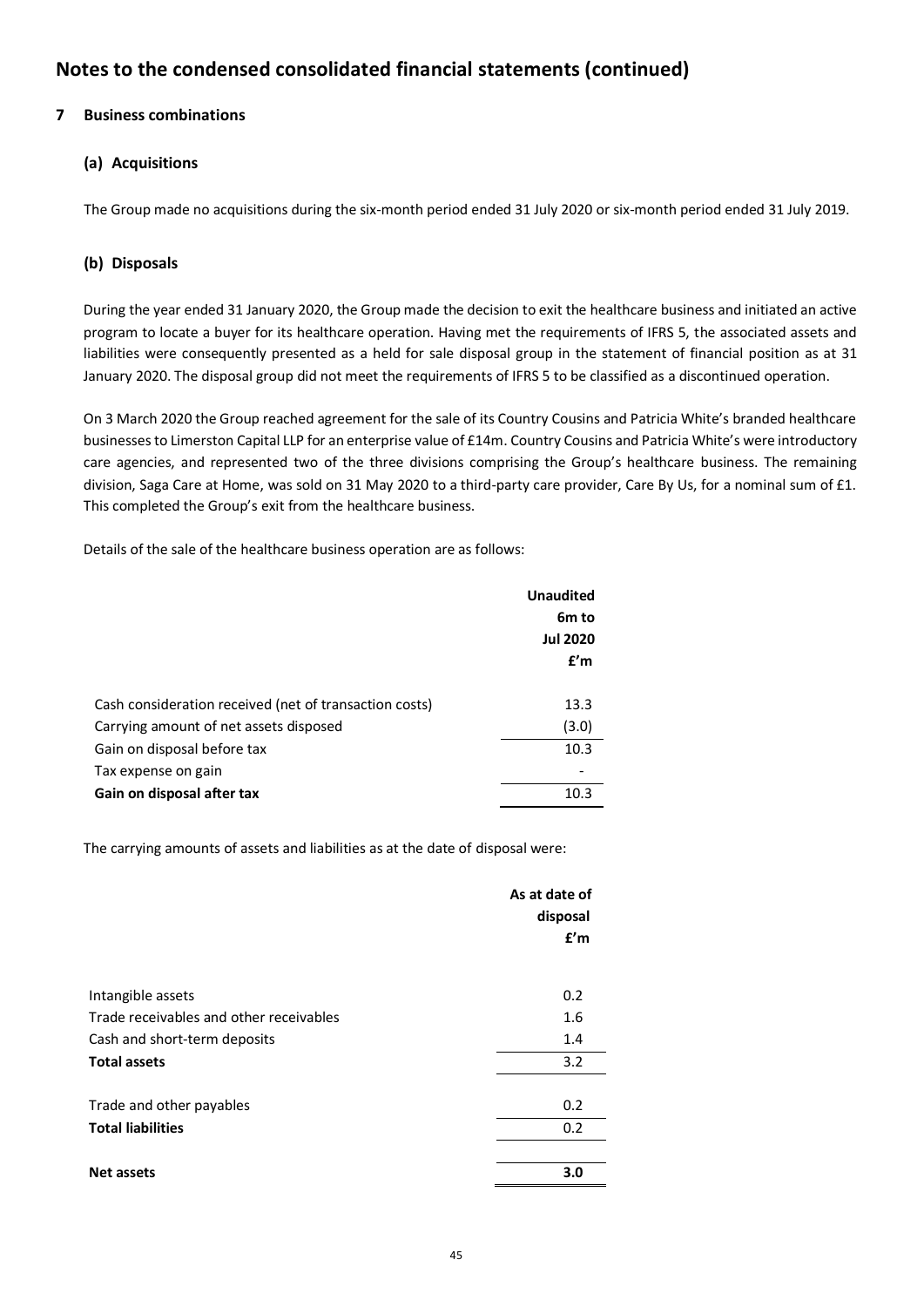# Notes to the condensed consolidated financial statements (continued)

## 7 Business combinations

### (a) Acquisitions

The Group made no acquisitions during the six-month period ended 31 July 2020 or six-month period ended 31 July 2019.

### (b) Disposals

During the year ended 31 January 2020, the Group made the decision to exit the healthcare business and initiated an active program to locate a buyer for its healthcare operation. Having met the requirements of IFRS 5, the associated assets and liabilities were consequently presented as a held for sale disposal group in the statement of financial position as at 31 January 2020. The disposal group did not meet the requirements of IFRS 5 to be classified as a discontinued operation.

On 3 March 2020 the Group reached agreement for the sale of its Country Cousins and Patricia White's branded healthcare businesses to Limerston Capital LLP for an enterprise value of £14m. Country Cousins and Patricia White's were introductory care agencies, and represented two of the three divisions comprising the Group's healthcare business. The remaining division, Saga Care at Home, was sold on 31 May 2020 to a third-party care provider, Care By Us, for a nominal sum of £1. This completed the Group's exit from the healthcare business.

Details of the sale of the healthcare business operation are as follows:

| | Unaudited 6m to Jul 2020 £'m |
|---|---|
| Cash consideration received (net of transaction costs) | 13.3 |
| Carrying amount of net assets disposed | (3.0) |
| Gain on disposal before tax | 10.3 |
| Tax expense on gain | - |
| **Gain on disposal after tax** | 10.3 |

The carrying amounts of assets and liabilities as at the date of disposal were:

| | As at date of disposal £'m |
|---|---|
| Intangible assets | 0.2 |
| Trade receivables and other receivables | 1.6 |
| Cash and short-term deposits | 1.4 |
| **Total assets** | 3.2 |
| | |
| Trade and other payables | 0.2 |
| **Total liabilities** | 0.2 |
| | |
| **Net assets** | **3.0** |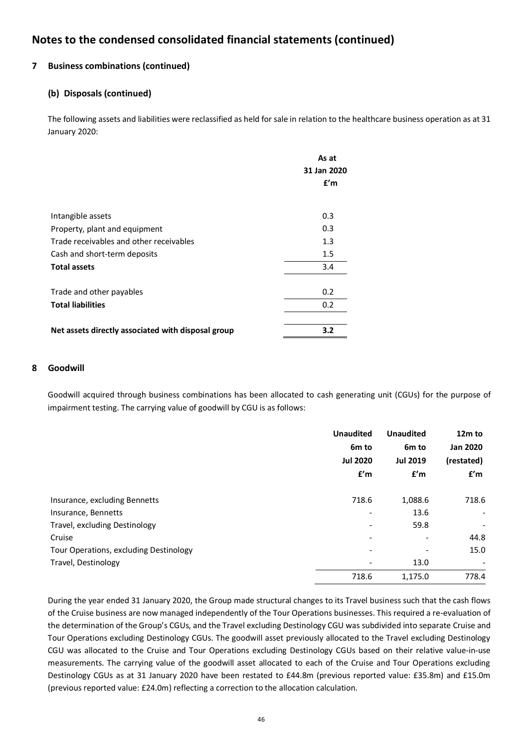# Notes to the condensed consolidated financial statements (continued)

## 7 Business combinations (continued)

### (b) Disposals (continued)

The following assets and liabilities were reclassified as held for sale in relation to the healthcare business operation as at 31 January 2020:

| | As at 31 Jan 2020 £'m |
|---|---|
| Intangible assets | 0.3 |
| Property, plant and equipment | 0.3 |
| Trade receivables and other receivables | 1.3 |
| Cash and short-term deposits | 1.5 |
| **Total assets** | 3.4 |
| | |
| Trade and other payables | 0.2 |
| **Total liabilities** | 0.2 |
| | |
| **Net assets directly associated with disposal group** | **3.2** |

## 8 Goodwill

Goodwill acquired through business combinations has been allocated to cash generating unit (CGUs) for the purpose of impairment testing. The carrying value of goodwill by CGU is as follows:

| | Unaudited 6m to Jul 2020 £'m | Unaudited 6m to Jul 2019 £'m | 12m to Jan 2020 (restated) £'m |
|---|---|---|---|
| Insurance, excluding Bennetts | 718.6 | 1,088.6 | 718.6 |
| Insurance, Bennetts | - | 13.6 | - |
| Travel, excluding Destinology | - | 59.8 | - |
| Cruise | - | - | 44.8 |
| Tour Operations, excluding Destinology | - | - | 15.0 |
| Travel, Destinology | - | 13.0 | - |
| | 718.6 | 1,175.0 | 778.4 |

During the year ended 31 January 2020, the Group made structural changes to its Travel business such that the cash flows of the Cruise business are now managed independently of the Tour Operations businesses. This required a re-evaluation of the determination of the Group's CGUs, and the Travel excluding Destinology CGU was subdivided into separate Cruise and Tour Operations excluding Destinology CGUs. The goodwill asset previously allocated to the Travel excluding Destinology CGU was allocated to the Cruise and Tour Operations excluding Destinology CGUs based on their relative value-in-use measurements. The carrying value of the goodwill asset allocated to each of the Cruise and Tour Operations excluding Destinology CGUs as at 31 January 2020 have been restated to £44.8m (previous reported value: £35.8m) and £15.0m (previous reported value: £24.0m) reflecting a correction to the allocation calculation.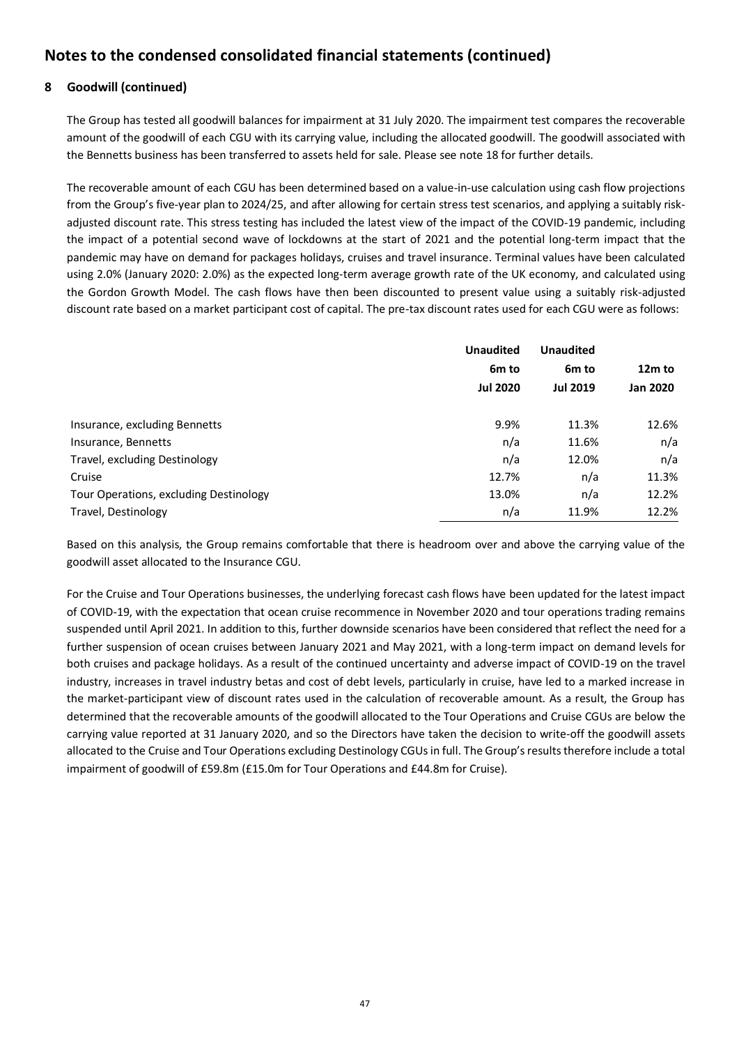# Notes to the condensed consolidated financial statements (continued)

## 8 Goodwill (continued)

The Group has tested all goodwill balances for impairment at 31 July 2020. The impairment test compares the recoverable amount of the goodwill of each CGU with its carrying value, including the allocated goodwill. The goodwill associated with the Bennetts business has been transferred to assets held for sale. Please see note 18 for further details.

The recoverable amount of each CGU has been determined based on a value-in-use calculation using cash flow projections from the Group's five-year plan to 2024/25, and after allowing for certain stress test scenarios, and applying a suitably risk-adjusted discount rate. This stress testing has included the latest view of the impact of the COVID-19 pandemic, including the impact of a potential second wave of lockdowns at the start of 2021 and the potential long-term impact that the pandemic may have on demand for packages holidays, cruises and travel insurance. Terminal values have been calculated using 2.0% (January 2020: 2.0%) as the expected long-term average growth rate of the UK economy, and calculated using the Gordon Growth Model. The cash flows have then been discounted to present value using a suitably risk-adjusted discount rate based on a market participant cost of capital. The pre-tax discount rates used for each CGU were as follows:

| | Unaudited 6m to Jul 2020 | Unaudited 6m to Jul 2019 | 12m to Jan 2020 |
|---|---|---|---|
| Insurance, excluding Bennetts | 9.9% | 11.3% | 12.6% |
| Insurance, Bennetts | n/a | 11.6% | n/a |
| Travel, excluding Destinology | n/a | 12.0% | n/a |
| Cruise | 12.7% | n/a | 11.3% |
| Tour Operations, excluding Destinology | 13.0% | n/a | 12.2% |
| Travel, Destinology | n/a | 11.9% | 12.2% |

Based on this analysis, the Group remains comfortable that there is headroom over and above the carrying value of the goodwill asset allocated to the Insurance CGU.

For the Cruise and Tour Operations businesses, the underlying forecast cash flows have been updated for the latest impact of COVID-19, with the expectation that ocean cruise recommence in November 2020 and tour operations trading remains suspended until April 2021. In addition to this, further downside scenarios have been considered that reflect the need for a further suspension of ocean cruises between January 2021 and May 2021, with a long-term impact on demand levels for both cruises and package holidays. As a result of the continued uncertainty and adverse impact of COVID-19 on the travel industry, increases in travel industry betas and cost of debt levels, particularly in cruise, have led to a marked increase in the market-participant view of discount rates used in the calculation of recoverable amount. As a result, the Group has determined that the recoverable amounts of the goodwill allocated to the Tour Operations and Cruise CGUs are below the carrying value reported at 31 January 2020, and so the Directors have taken the decision to write-off the goodwill assets allocated to the Cruise and Tour Operations excluding Destinology CGUs in full. The Group's results therefore include a total impairment of goodwill of £59.8m (£15.0m for Tour Operations and £44.8m for Cruise).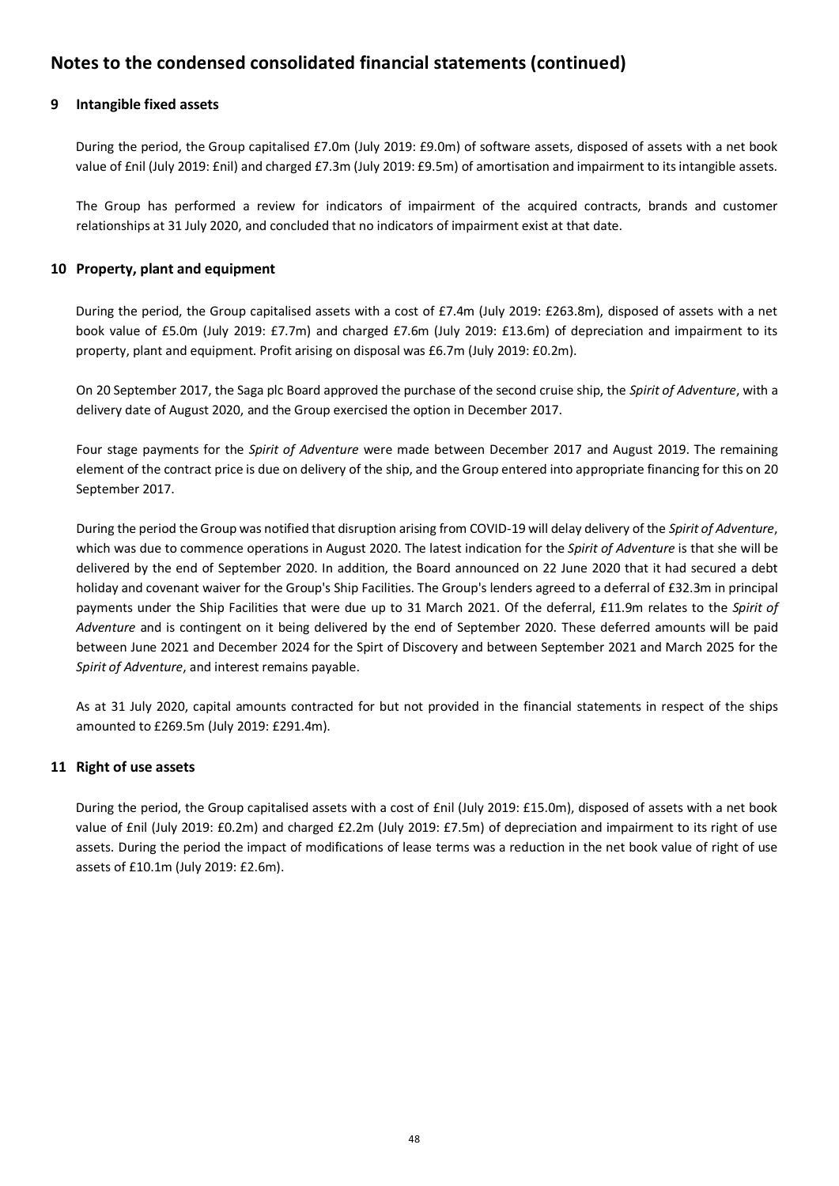# Notes to the condensed consolidated financial statements (continued)

## 9 Intangible fixed assets

During the period, the Group capitalised £7.0m (July 2019: £9.0m) of software assets, disposed of assets with a net book value of £nil (July 2019: £nil) and charged £7.3m (July 2019: £9.5m) of amortisation and impairment to its intangible assets.

The Group has performed a review for indicators of impairment of the acquired contracts, brands and customer relationships at 31 July 2020, and concluded that no indicators of impairment exist at that date.

## 10 Property, plant and equipment

During the period, the Group capitalised assets with a cost of £7.4m (July 2019: £263.8m), disposed of assets with a net book value of £5.0m (July 2019: £7.7m) and charged £7.6m (July 2019: £13.6m) of depreciation and impairment to its property, plant and equipment. Profit arising on disposal was £6.7m (July 2019: £0.2m).

On 20 September 2017, the Saga plc Board approved the purchase of the second cruise ship, the *Spirit of Adventure*, with a delivery date of August 2020, and the Group exercised the option in December 2017.

Four stage payments for the *Spirit of Adventure* were made between December 2017 and August 2019. The remaining element of the contract price is due on delivery of the ship, and the Group entered into appropriate financing for this on 20 September 2017.

During the period the Group was notified that disruption arising from COVID-19 will delay delivery of the *Spirit of Adventure*, which was due to commence operations in August 2020. The latest indication for the *Spirit of Adventure* is that she will be delivered by the end of September 2020. In addition, the Board announced on 22 June 2020 that it had secured a debt holiday and covenant waiver for the Group's Ship Facilities. The Group's lenders agreed to a deferral of £32.3m in principal payments under the Ship Facilities that were due up to 31 March 2021. Of the deferral, £11.9m relates to the *Spirit of Adventure* and is contingent on it being delivered by the end of September 2020. These deferred amounts will be paid between June 2021 and December 2024 for the Spirt of Discovery and between September 2021 and March 2025 for the *Spirit of Adventure*, and interest remains payable.

As at 31 July 2020, capital amounts contracted for but not provided in the financial statements in respect of the ships amounted to £269.5m (July 2019: £291.4m).

## 11 Right of use assets

During the period, the Group capitalised assets with a cost of £nil (July 2019: £15.0m), disposed of assets with a net book value of £nil (July 2019: £0.2m) and charged £2.2m (July 2019: £7.5m) of depreciation and impairment to its right of use assets. During the period the impact of modifications of lease terms was a reduction in the net book value of right of use assets of £10.1m (July 2019: £2.6m).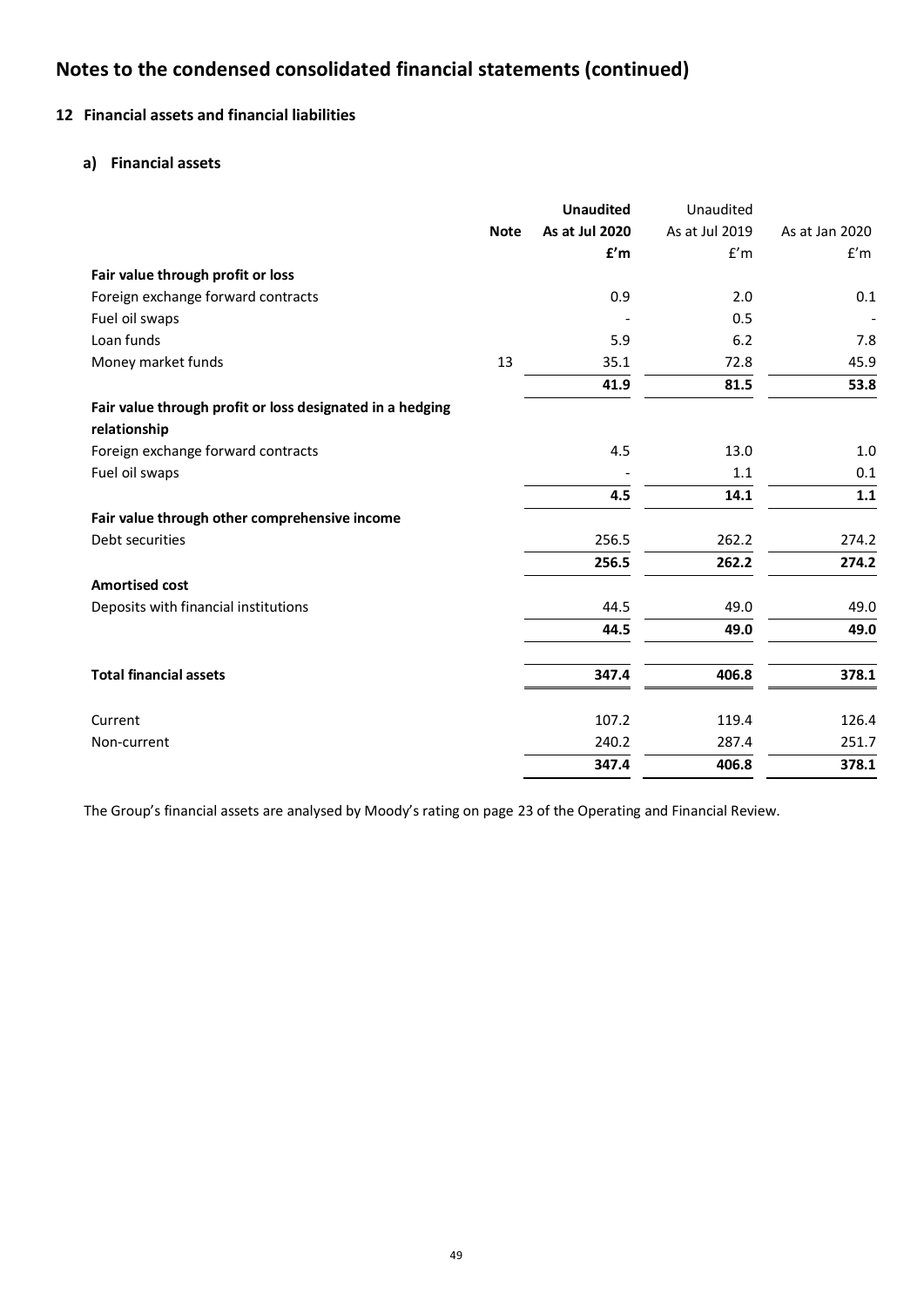# Notes to the condensed consolidated financial statements (continued)

## 12 Financial assets and financial liabilities

### a) Financial assets

| | Note | **Unaudited** | Unaudited | |
|---|---|---|---|---|
| | | **As at Jul 2020** | As at Jul 2019 | As at Jan 2020 |
| | | **£'m** | £'m | £'m |
| **Fair value through profit or loss** | | | | |
| Foreign exchange forward contracts | | 0.9 | 2.0 | 0.1 |
| Fuel oil swaps | | - | 0.5 | - |
| Loan funds | | 5.9 | 6.2 | 7.8 |
| Money market funds | 13 | 35.1 | 72.8 | 45.9 |
| | | **41.9** | **81.5** | **53.8** |
| **Fair value through profit or loss designated in a hedging relationship** | | | | |
| Foreign exchange forward contracts | | 4.5 | 13.0 | 1.0 |
| Fuel oil swaps | | - | 1.1 | 0.1 |
| | | **4.5** | **14.1** | **1.1** |
| **Fair value through other comprehensive income** | | | | |
| Debt securities | | 256.5 | 262.2 | 274.2 |
| | | **256.5** | **262.2** | **274.2** |
| **Amortised cost** | | | | |
| Deposits with financial institutions | | 44.5 | 49.0 | 49.0 |
| | | **44.5** | **49.0** | **49.0** |
| **Total financial assets** | | **347.4** | **406.8** | **378.1** |
| Current | | 107.2 | 119.4 | 126.4 |
| Non-current | | 240.2 | 287.4 | 251.7 |
| | | **347.4** | **406.8** | **378.1** |

The Group's financial assets are analysed by Moody's rating on page 23 of the Operating and Financial Review.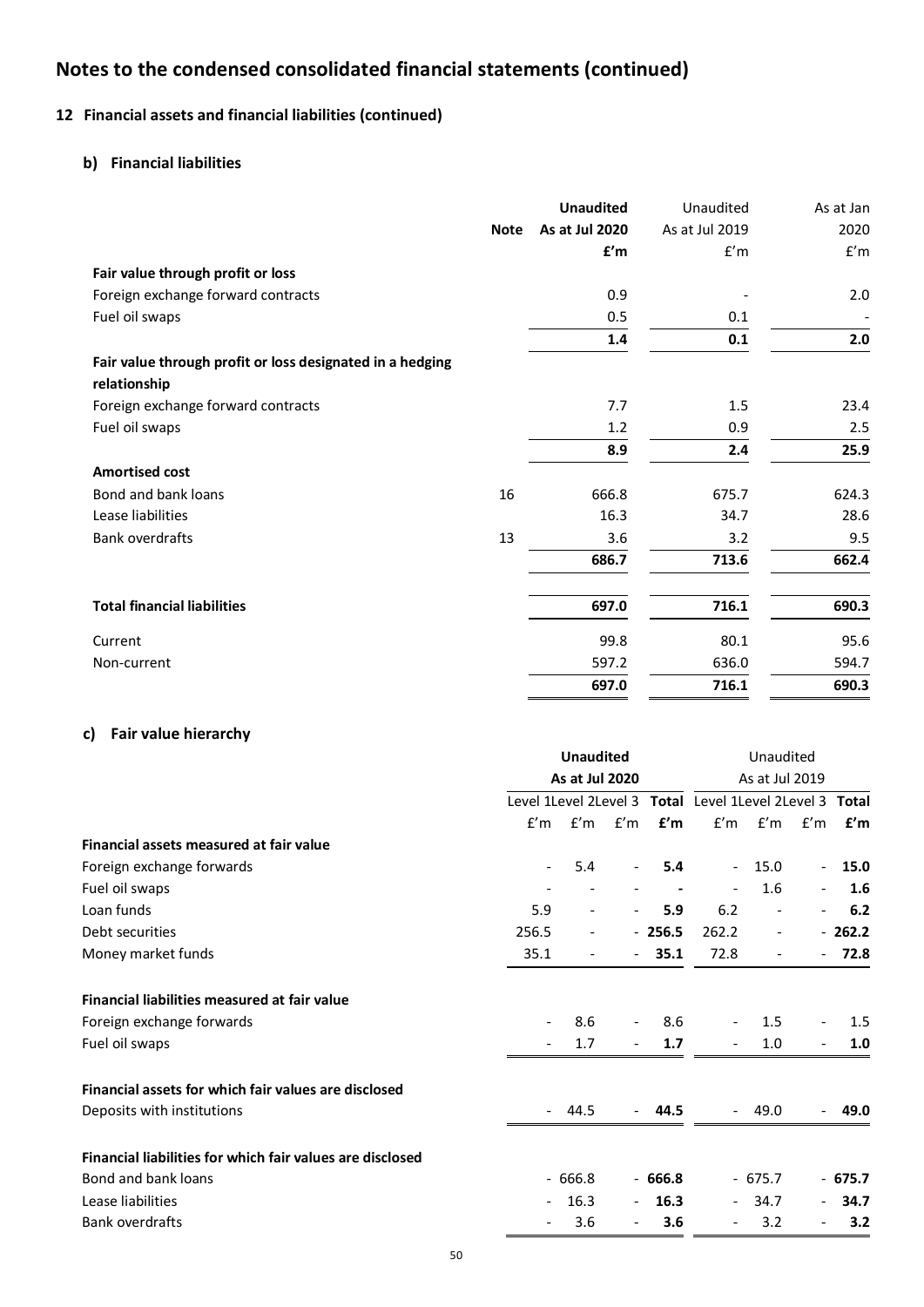# Notes to the condensed consolidated financial statements (continued)

## 12 Financial assets and financial liabilities (continued)

### b) Financial liabilities

| | Note | **Unaudited As at Jul 2020 £'m** | Unaudited As at Jul 2019 £'m | As at Jan 2020 £'m |
|---|---|---|---|---|
| **Fair value through profit or loss** | | | | |
| Foreign exchange forward contracts | | 0.9 | - | 2.0 |
| Fuel oil swaps | | 0.5 | 0.1 | - |
| | | **1.4** | **0.1** | **2.0** |
| **Fair value through profit or loss designated in a hedging relationship** | | | | |
| Foreign exchange forward contracts | | 7.7 | 1.5 | 23.4 |
| Fuel oil swaps | | 1.2 | 0.9 | 2.5 |
| | | **8.9** | **2.4** | **25.9** |
| **Amortised cost** | | | | |
| Bond and bank loans | 16 | 666.8 | 675.7 | 624.3 |
| Lease liabilities | | 16.3 | 34.7 | 28.6 |
| Bank overdrafts | 13 | 3.6 | 3.2 | 9.5 |
| | | **686.7** | **713.6** | **662.4** |
| **Total financial liabilities** | | **697.0** | **716.1** | **690.3** |
| Current | | 99.8 | 80.1 | 95.6 |
| Non-current | | 597.2 | 636.0 | 594.7 |
| | | **697.0** | **716.1** | **690.3** |

### c) Fair value hierarchy

| | **Unaudited As at Jul 2020** | | | | Unaudited As at Jul 2019 | | | |
|---|---|---|---|---|---|---|---|---|
| | Level 1 | Level 2 | Level 3 | **Total** | Level 1 | Level 2 | Level 3 | **Total** |
| | £'m | £'m | £'m | **£'m** | £'m | £'m | £'m | **£'m** |
| **Financial assets measured at fair value** | | | | | | | | |
| Foreign exchange forwards | - | 5.4 | - | **5.4** | - | 15.0 | - | **15.0** |
| Fuel oil swaps | - | - | - | **-** | - | 1.6 | - | **1.6** |
| Loan funds | 5.9 | - | - | **5.9** | 6.2 | - | - | **6.2** |
| Debt securities | 256.5 | - | - | **256.5** | 262.2 | - | - | **262.2** |
| Money market funds | 35.1 | - | - | **35.1** | 72.8 | - | - | **72.8** |
| **Financial liabilities measured at fair value** | | | | | | | | |
| Foreign exchange forwards | - | 8.6 | - | 8.6 | - | 1.5 | - | 1.5 |
| Fuel oil swaps | - | 1.7 | - | **1.7** | - | 1.0 | - | **1.0** |
| **Financial assets for which fair values are disclosed** | | | | | | | | |
| Deposits with institutions | - | 44.5 | - | **44.5** | - | 49.0 | - | **49.0** |
| **Financial liabilities for which fair values are disclosed** | | | | | | | | |
| Bond and bank loans | - | 666.8 | - | **666.8** | - | 675.7 | - | **675.7** |
| Lease liabilities | - | 16.3 | - | **16.3** | - | 34.7 | - | **34.7** |
| Bank overdrafts | - | 3.6 | - | **3.6** | - | 3.2 | - | **3.2** |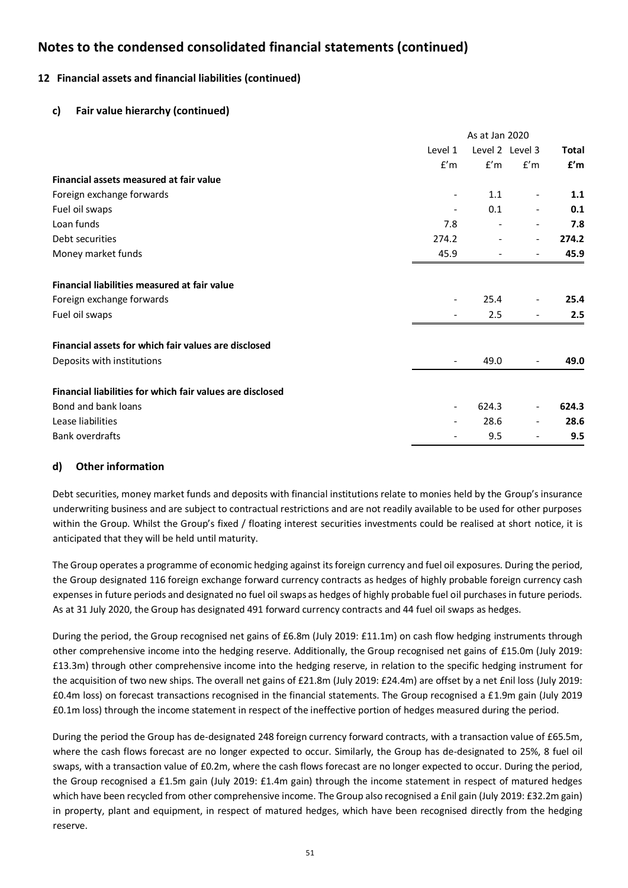# Notes to the condensed consolidated financial statements (continued)

## 12 Financial assets and financial liabilities (continued)

### c) Fair value hierarchy (continued)

| | As at Jan 2020 | | | |
|---|---|---|---|---|
| | Level 1 | Level 2 | Level 3 | **Total** |
| | £'m | £'m | £'m | **£'m** |
| **Financial assets measured at fair value** | | | | |
| Foreign exchange forwards | - | 1.1 | - | **1.1** |
| Fuel oil swaps | - | 0.1 | - | **0.1** |
| Loan funds | 7.8 | - | - | **7.8** |
| Debt securities | 274.2 | - | - | **274.2** |
| Money market funds | 45.9 | - | - | **45.9** |
| **Financial liabilities measured at fair value** | | | | |
| Foreign exchange forwards | - | 25.4 | - | **25.4** |
| Fuel oil swaps | - | 2.5 | - | **2.5** |
| **Financial assets for which fair values are disclosed** | | | | |
| Deposits with institutions | - | 49.0 | - | **49.0** |
| **Financial liabilities for which fair values are disclosed** | | | | |
| Bond and bank loans | - | 624.3 | - | **624.3** |
| Lease liabilities | - | 28.6 | - | **28.6** |
| Bank overdrafts | - | 9.5 | - | **9.5** |

### d) Other information

Debt securities, money market funds and deposits with financial institutions relate to monies held by the Group's insurance underwriting business and are subject to contractual restrictions and are not readily available to be used for other purposes within the Group. Whilst the Group's fixed / floating interest securities investments could be realised at short notice, it is anticipated that they will be held until maturity.

The Group operates a programme of economic hedging against its foreign currency and fuel oil exposures. During the period, the Group designated 116 foreign exchange forward currency contracts as hedges of highly probable foreign currency cash expenses in future periods and designated no fuel oil swaps as hedges of highly probable fuel oil purchases in future periods. As at 31 July 2020, the Group has designated 491 forward currency contracts and 44 fuel oil swaps as hedges.

During the period, the Group recognised net gains of £6.8m (July 2019: £11.1m) on cash flow hedging instruments through other comprehensive income into the hedging reserve. Additionally, the Group recognised net gains of £15.0m (July 2019: £13.3m) through other comprehensive income into the hedging reserve, in relation to the specific hedging instrument for the acquisition of two new ships. The overall net gains of £21.8m (July 2019: £24.4m) are offset by a net £nil loss (July 2019: £0.4m loss) on forecast transactions recognised in the financial statements. The Group recognised a £1.9m gain (July 2019 £0.1m loss) through the income statement in respect of the ineffective portion of hedges measured during the period.

During the period the Group has de-designated 248 foreign currency forward contracts, with a transaction value of £65.5m, where the cash flows forecast are no longer expected to occur. Similarly, the Group has de-designated to 25%, 8 fuel oil swaps, with a transaction value of £0.2m, where the cash flows forecast are no longer expected to occur. During the period, the Group recognised a £1.5m gain (July 2019: £1.4m gain) through the income statement in respect of matured hedges which have been recycled from other comprehensive income. The Group also recognised a £nil gain (July 2019: £32.2m gain) in property, plant and equipment, in respect of matured hedges, which have been recognised directly from the hedging reserve.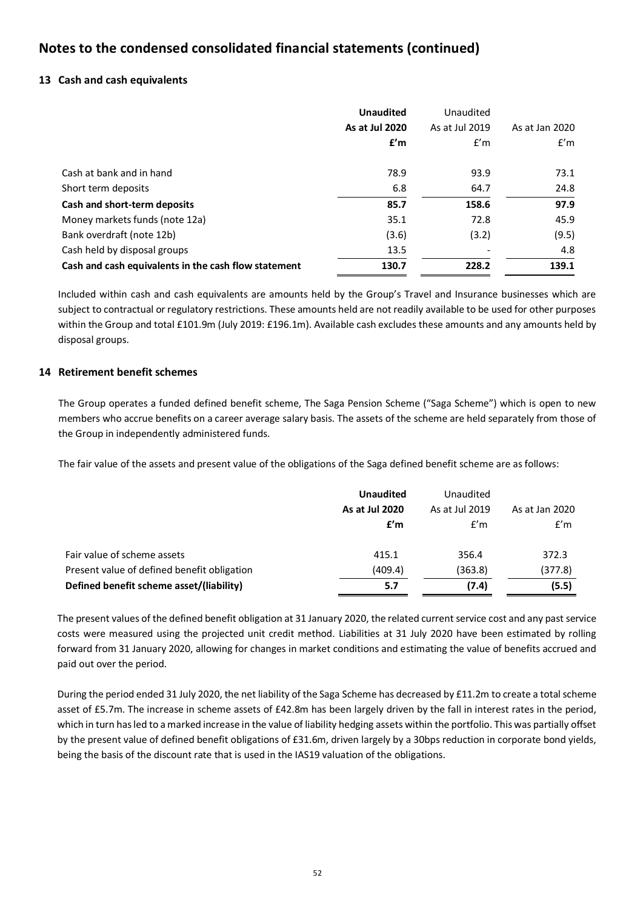# Notes to the condensed consolidated financial statements (continued)

## 13 Cash and cash equivalents

| | **Unaudited** | Unaudited | |
|---|---|---|---|
| | **As at Jul 2020** | As at Jul 2019 | As at Jan 2020 |
| | **£'m** | £'m | £'m |
| Cash at bank and in hand | 78.9 | 93.9 | 73.1 |
| Short term deposits | 6.8 | 64.7 | 24.8 |
| **Cash and short-term deposits** | **85.7** | **158.6** | **97.9** |
| Money markets funds (note 12a) | 35.1 | 72.8 | 45.9 |
| Bank overdraft (note 12b) | (3.6) | (3.2) | (9.5) |
| Cash held by disposal groups | 13.5 | - | 4.8 |
| **Cash and cash equivalents in the cash flow statement** | **130.7** | **228.2** | **139.1** |

Included within cash and cash equivalents are amounts held by the Group's Travel and Insurance businesses which are subject to contractual or regulatory restrictions. These amounts held are not readily available to be used for other purposes within the Group and total £101.9m (July 2019: £196.1m). Available cash excludes these amounts and any amounts held by disposal groups.

## 14 Retirement benefit schemes

The Group operates a funded defined benefit scheme, The Saga Pension Scheme ("Saga Scheme") which is open to new members who accrue benefits on a career average salary basis. The assets of the scheme are held separately from those of the Group in independently administered funds.

The fair value of the assets and present value of the obligations of the Saga defined benefit scheme are as follows:

| | **Unaudited** | Unaudited | |
|---|---|---|---|
| | **As at Jul 2020** | As at Jul 2019 | As at Jan 2020 |
| | **£'m** | £'m | £'m |
| Fair value of scheme assets | 415.1 | 356.4 | 372.3 |
| Present value of defined benefit obligation | (409.4) | (363.8) | (377.8) |
| **Defined benefit scheme asset/(liability)** | **5.7** | **(7.4)** | **(5.5)** |

The present values of the defined benefit obligation at 31 January 2020, the related current service cost and any past service costs were measured using the projected unit credit method. Liabilities at 31 July 2020 have been estimated by rolling forward from 31 January 2020, allowing for changes in market conditions and estimating the value of benefits accrued and paid out over the period.

During the period ended 31 July 2020, the net liability of the Saga Scheme has decreased by £11.2m to create a total scheme asset of £5.7m. The increase in scheme assets of £42.8m has been largely driven by the fall in interest rates in the period, which in turn has led to a marked increase in the value of liability hedging assets within the portfolio. This was partially offset by the present value of defined benefit obligations of £31.6m, driven largely by a 30bps reduction in corporate bond yields, being the basis of the discount rate that is used in the IAS19 valuation of the obligations.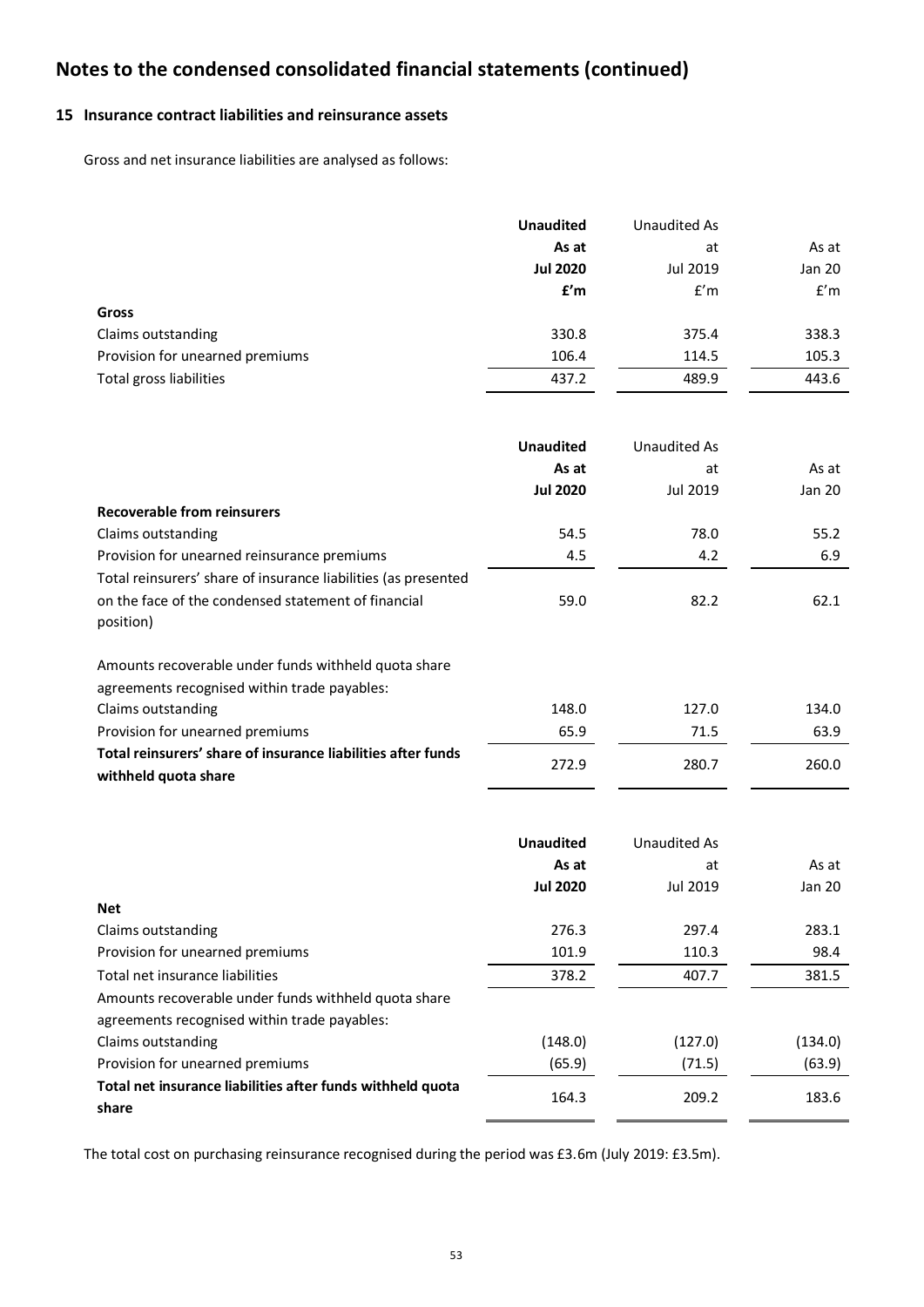# Notes to the condensed consolidated financial statements (continued)

## 15 Insurance contract liabilities and reinsurance assets

Gross and net insurance liabilities are analysed as follows:

| | **Unaudited As at Jul 2020 £'m** | Unaudited As at Jul 2019 £'m | As at Jan 20 £'m |
|---|---|---|---|
| **Gross** | | | |
| Claims outstanding | 330.8 | 375.4 | 338.3 |
| Provision for unearned premiums | 106.4 | 114.5 | 105.3 |
| Total gross liabilities | 437.2 | 489.9 | 443.6 |

| | **Unaudited As at Jul 2020** | Unaudited As at Jul 2019 | As at Jan 20 |
|---|---|---|---|
| **Recoverable from reinsurers** | | | |
| Claims outstanding | 54.5 | 78.0 | 55.2 |
| Provision for unearned reinsurance premiums | 4.5 | 4.2 | 6.9 |
| Total reinsurers' share of insurance liabilities (as presented on the face of the condensed statement of financial position) | 59.0 | 82.2 | 62.1 |
| Amounts recoverable under funds withheld quota share agreements recognised within trade payables: | | | |
| Claims outstanding | 148.0 | 127.0 | 134.0 |
| Provision for unearned premiums | 65.9 | 71.5 | 63.9 |
| **Total reinsurers' share of insurance liabilities after funds withheld quota share** | 272.9 | 280.7 | 260.0 |

| | **Unaudited As at Jul 2020** | Unaudited As at Jul 2019 | As at Jan 20 |
|---|---|---|---|
| **Net** | | | |
| Claims outstanding | 276.3 | 297.4 | 283.1 |
| Provision for unearned premiums | 101.9 | 110.3 | 98.4 |
| Total net insurance liabilities | 378.2 | 407.7 | 381.5 |
| Amounts recoverable under funds withheld quota share agreements recognised within trade payables: | | | |
| Claims outstanding | (148.0) | (127.0) | (134.0) |
| Provision for unearned premiums | (65.9) | (71.5) | (63.9) |
| **Total net insurance liabilities after funds withheld quota share** | 164.3 | 209.2 | 183.6 |

The total cost on purchasing reinsurance recognised during the period was £3.6m (July 2019: £3.5m).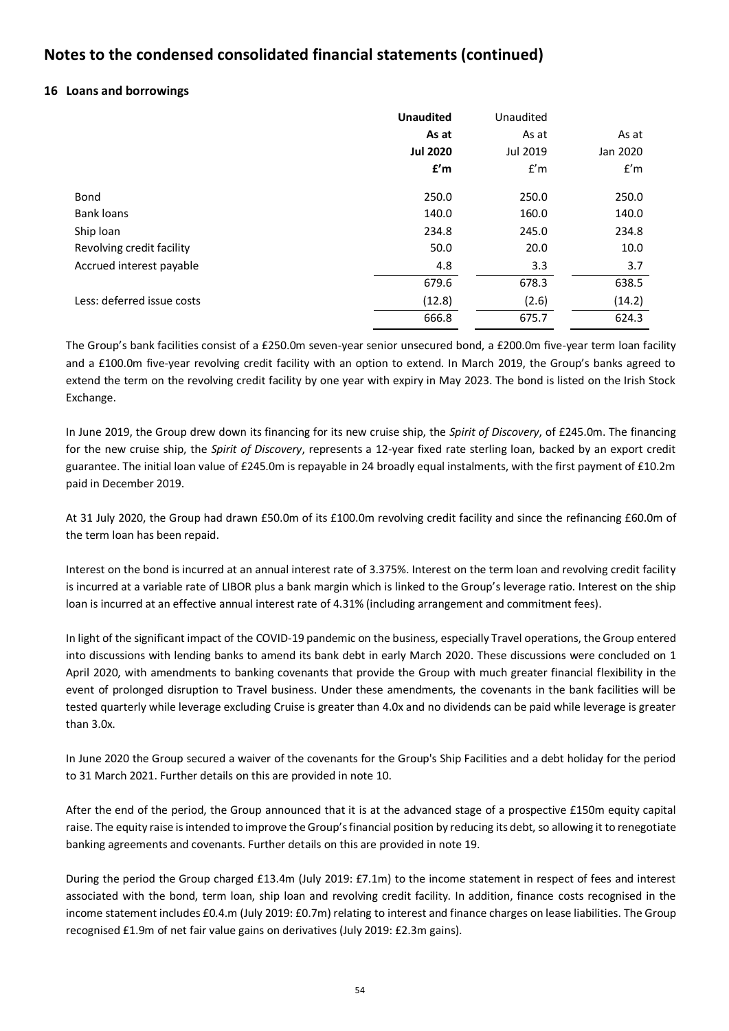## Notes to the condensed consolidated financial statements (continued)

### 16 Loans and borrowings

| | **Unaudited** | Unaudited | |
|---|---|---|---|
| | **As at** | As at | As at |
| | **Jul 2020** | Jul 2019 | Jan 2020 |
| | **£'m** | £'m | £'m |
| Bond | 250.0 | 250.0 | 250.0 |
| Bank loans | 140.0 | 160.0 | 140.0 |
| Ship loan | 234.8 | 245.0 | 234.8 |
| Revolving credit facility | 50.0 | 20.0 | 10.0 |
| Accrued interest payable | 4.8 | 3.3 | 3.7 |
| | 679.6 | 678.3 | 638.5 |
| Less: deferred issue costs | (12.8) | (2.6) | (14.2) |
| | 666.8 | 675.7 | 624.3 |

The Group's bank facilities consist of a £250.0m seven-year senior unsecured bond, a £200.0m five-year term loan facility and a £100.0m five-year revolving credit facility with an option to extend. In March 2019, the Group's banks agreed to extend the term on the revolving credit facility by one year with expiry in May 2023. The bond is listed on the Irish Stock Exchange.

In June 2019, the Group drew down its financing for its new cruise ship, the *Spirit of Discovery*, of £245.0m. The financing for the new cruise ship, the *Spirit of Discovery*, represents a 12-year fixed rate sterling loan, backed by an export credit guarantee. The initial loan value of £245.0m is repayable in 24 broadly equal instalments, with the first payment of £10.2m paid in December 2019.

At 31 July 2020, the Group had drawn £50.0m of its £100.0m revolving credit facility and since the refinancing £60.0m of the term loan has been repaid.

Interest on the bond is incurred at an annual interest rate of 3.375%. Interest on the term loan and revolving credit facility is incurred at a variable rate of LIBOR plus a bank margin which is linked to the Group's leverage ratio. Interest on the ship loan is incurred at an effective annual interest rate of 4.31% (including arrangement and commitment fees).

In light of the significant impact of the COVID-19 pandemic on the business, especially Travel operations, the Group entered into discussions with lending banks to amend its bank debt in early March 2020. These discussions were concluded on 1 April 2020, with amendments to banking covenants that provide the Group with much greater financial flexibility in the event of prolonged disruption to Travel business. Under these amendments, the covenants in the bank facilities will be tested quarterly while leverage excluding Cruise is greater than 4.0x and no dividends can be paid while leverage is greater than 3.0x.

In June 2020 the Group secured a waiver of the covenants for the Group's Ship Facilities and a debt holiday for the period to 31 March 2021. Further details on this are provided in note 10.

After the end of the period, the Group announced that it is at the advanced stage of a prospective £150m equity capital raise. The equity raise is intended to improve the Group's financial position by reducing its debt, so allowing it to renegotiate banking agreements and covenants. Further details on this are provided in note 19.

During the period the Group charged £13.4m (July 2019: £7.1m) to the income statement in respect of fees and interest associated with the bond, term loan, ship loan and revolving credit facility. In addition, finance costs recognised in the income statement includes £0.4.m (July 2019: £0.7m) relating to interest and finance charges on lease liabilities. The Group recognised £1.9m of net fair value gains on derivatives (July 2019: £2.3m gains).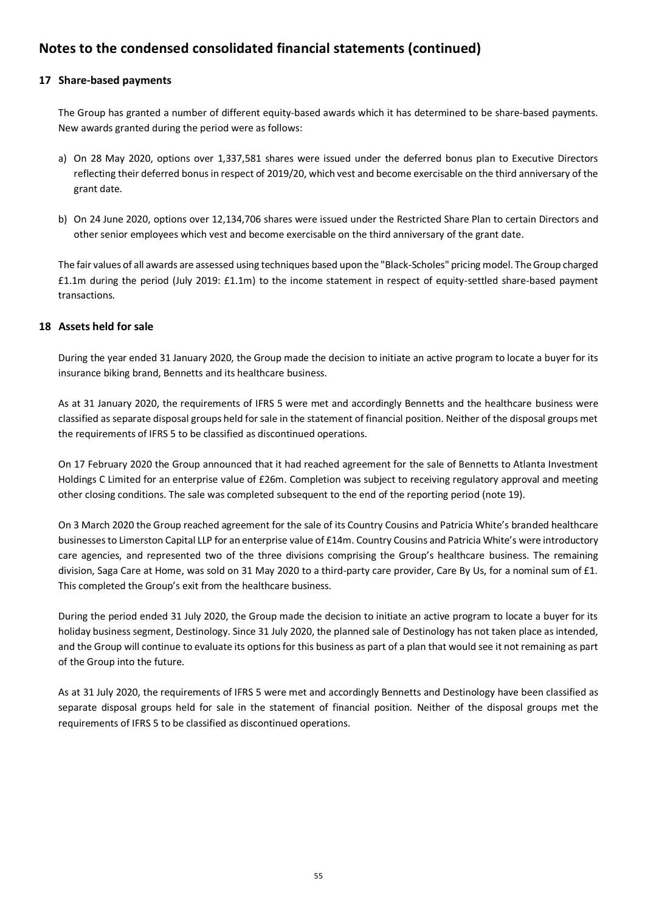# Notes to the condensed consolidated financial statements (continued)

## 17 Share-based payments

The Group has granted a number of different equity-based awards which it has determined to be share-based payments. New awards granted during the period were as follows:

a) On 28 May 2020, options over 1,337,581 shares were issued under the deferred bonus plan to Executive Directors reflecting their deferred bonus in respect of 2019/20, which vest and become exercisable on the third anniversary of the grant date.

b) On 24 June 2020, options over 12,134,706 shares were issued under the Restricted Share Plan to certain Directors and other senior employees which vest and become exercisable on the third anniversary of the grant date.

The fair values of all awards are assessed using techniques based upon the "Black-Scholes" pricing model. The Group charged £1.1m during the period (July 2019: £1.1m) to the income statement in respect of equity-settled share-based payment transactions.

## 18 Assets held for sale

During the year ended 31 January 2020, the Group made the decision to initiate an active program to locate a buyer for its insurance biking brand, Bennetts and its healthcare business.

As at 31 January 2020, the requirements of IFRS 5 were met and accordingly Bennetts and the healthcare business were classified as separate disposal groups held for sale in the statement of financial position. Neither of the disposal groups met the requirements of IFRS 5 to be classified as discontinued operations.

On 17 February 2020 the Group announced that it had reached agreement for the sale of Bennetts to Atlanta Investment Holdings C Limited for an enterprise value of £26m. Completion was subject to receiving regulatory approval and meeting other closing conditions. The sale was completed subsequent to the end of the reporting period (note 19).

On 3 March 2020 the Group reached agreement for the sale of its Country Cousins and Patricia White's branded healthcare businesses to Limerston Capital LLP for an enterprise value of £14m. Country Cousins and Patricia White's were introductory care agencies, and represented two of the three divisions comprising the Group's healthcare business. The remaining division, Saga Care at Home, was sold on 31 May 2020 to a third-party care provider, Care By Us, for a nominal sum of £1. This completed the Group's exit from the healthcare business.

During the period ended 31 July 2020, the Group made the decision to initiate an active program to locate a buyer for its holiday business segment, Destinology. Since 31 July 2020, the planned sale of Destinology has not taken place as intended, and the Group will continue to evaluate its options for this business as part of a plan that would see it not remaining as part of the Group into the future.

As at 31 July 2020, the requirements of IFRS 5 were met and accordingly Bennetts and Destinology have been classified as separate disposal groups held for sale in the statement of financial position. Neither of the disposal groups met the requirements of IFRS 5 to be classified as discontinued operations.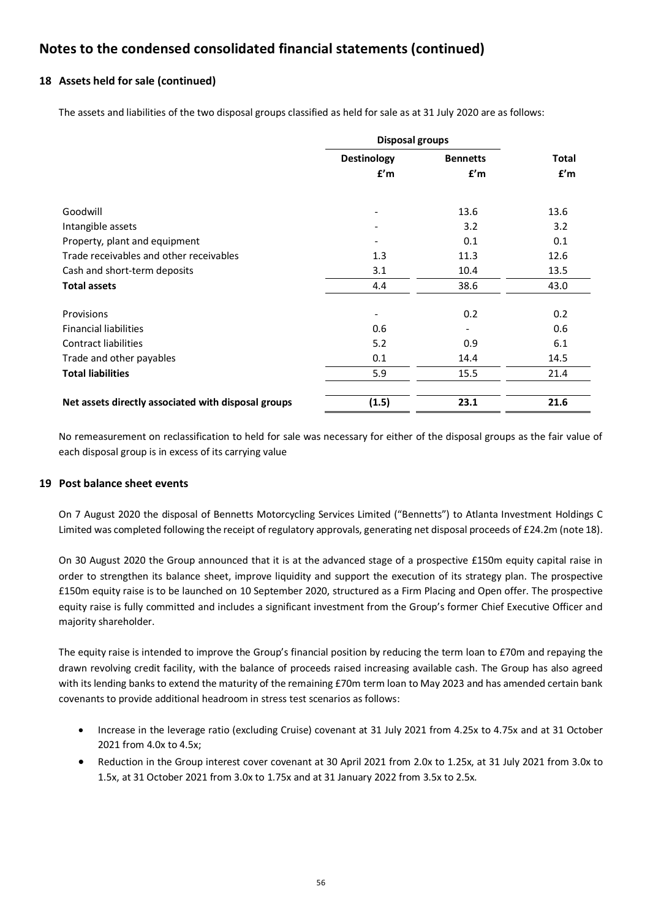# Notes to the condensed consolidated financial statements (continued)

## 18 Assets held for sale (continued)

The assets and liabilities of the two disposal groups classified as held for sale as at 31 July 2020 are as follows:

| | Disposal groups | | |
|---|---|---|---|
| | Destinology £'m | Bennetts £'m | Total £'m |
| Goodwill | - | 13.6 | 13.6 |
| Intangible assets | - | 3.2 | 3.2 |
| Property, plant and equipment | - | 0.1 | 0.1 |
| Trade receivables and other receivables | 1.3 | 11.3 | 12.6 |
| Cash and short-term deposits | 3.1 | 10.4 | 13.5 |
| **Total assets** | 4.4 | 38.6 | 43.0 |
| Provisions | - | 0.2 | 0.2 |
| Financial liabilities | 0.6 | - | 0.6 |
| Contract liabilities | 5.2 | 0.9 | 6.1 |
| Trade and other payables | 0.1 | 14.4 | 14.5 |
| **Total liabilities** | 5.9 | 15.5 | 21.4 |
| **Net assets directly associated with disposal groups** | **(1.5)** | **23.1** | **21.6** |

No remeasurement on reclassification to held for sale was necessary for either of the disposal groups as the fair value of each disposal group is in excess of its carrying value

## 19 Post balance sheet events

On 7 August 2020 the disposal of Bennetts Motorcycling Services Limited ("Bennetts") to Atlanta Investment Holdings C Limited was completed following the receipt of regulatory approvals, generating net disposal proceeds of £24.2m (note 18).

On 30 August 2020 the Group announced that it is at the advanced stage of a prospective £150m equity capital raise in order to strengthen its balance sheet, improve liquidity and support the execution of its strategy plan. The prospective £150m equity raise is to be launched on 10 September 2020, structured as a Firm Placing and Open offer. The prospective equity raise is fully committed and includes a significant investment from the Group's former Chief Executive Officer and majority shareholder.

The equity raise is intended to improve the Group's financial position by reducing the term loan to £70m and repaying the drawn revolving credit facility, with the balance of proceeds raised increasing available cash. The Group has also agreed with its lending banks to extend the maturity of the remaining £70m term loan to May 2023 and has amended certain bank covenants to provide additional headroom in stress test scenarios as follows:

- Increase in the leverage ratio (excluding Cruise) covenant at 31 July 2021 from 4.25x to 4.75x and at 31 October 2021 from 4.0x to 4.5x;
- Reduction in the Group interest cover covenant at 30 April 2021 from 2.0x to 1.25x, at 31 July 2021 from 3.0x to 1.5x, at 31 October 2021 from 3.0x to 1.75x and at 31 January 2022 from 3.5x to 2.5x.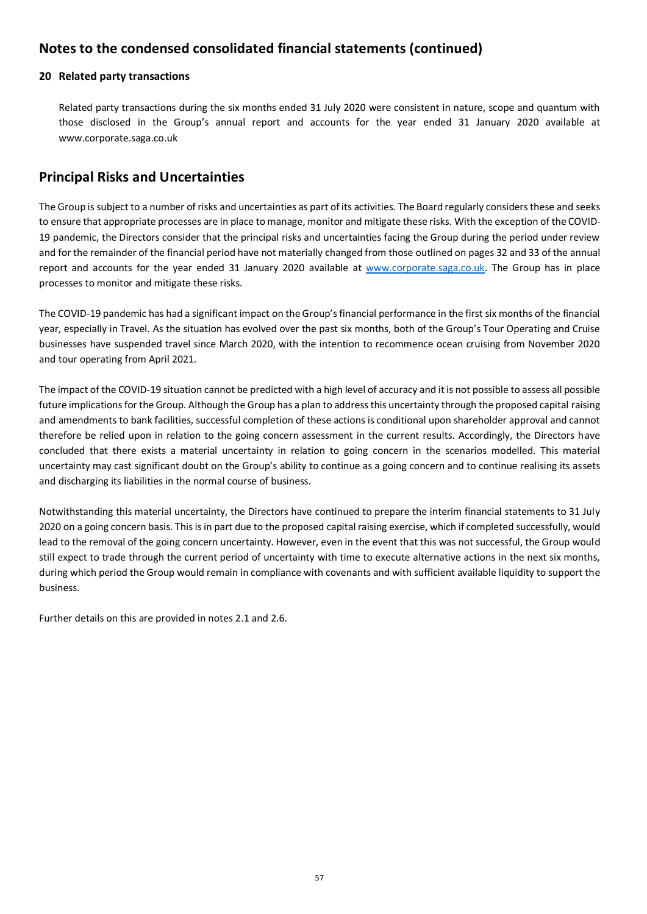## Notes to the condensed consolidated financial statements (continued)

### 20 Related party transactions

Related party transactions during the six months ended 31 July 2020 were consistent in nature, scope and quantum with those disclosed in the Group's annual report and accounts for the year ended 31 January 2020 available at www.corporate.saga.co.uk

## Principal Risks and Uncertainties

The Group is subject to a number of risks and uncertainties as part of its activities. The Board regularly considers these and seeks to ensure that appropriate processes are in place to manage, monitor and mitigate these risks. With the exception of the COVID-19 pandemic, the Directors consider that the principal risks and uncertainties facing the Group during the period under review and for the remainder of the financial period have not materially changed from those outlined on pages 32 and 33 of the annual report and accounts for the year ended 31 January 2020 available at www.corporate.saga.co.uk. The Group has in place processes to monitor and mitigate these risks.

The COVID-19 pandemic has had a significant impact on the Group's financial performance in the first six months of the financial year, especially in Travel. As the situation has evolved over the past six months, both of the Group's Tour Operating and Cruise businesses have suspended travel since March 2020, with the intention to recommence ocean cruising from November 2020 and tour operating from April 2021.

The impact of the COVID-19 situation cannot be predicted with a high level of accuracy and it is not possible to assess all possible future implications for the Group. Although the Group has a plan to address this uncertainty through the proposed capital raising and amendments to bank facilities, successful completion of these actions is conditional upon shareholder approval and cannot therefore be relied upon in relation to the going concern assessment in the current results. Accordingly, the Directors have concluded that there exists a material uncertainty in relation to going concern in the scenarios modelled. This material uncertainty may cast significant doubt on the Group's ability to continue as a going concern and to continue realising its assets and discharging its liabilities in the normal course of business.

Notwithstanding this material uncertainty, the Directors have continued to prepare the interim financial statements to 31 July 2020 on a going concern basis. This is in part due to the proposed capital raising exercise, which if completed successfully, would lead to the removal of the going concern uncertainty. However, even in the event that this was not successful, the Group would still expect to trade through the current period of uncertainty with time to execute alternative actions in the next six months, during which period the Group would remain in compliance with covenants and with sufficient available liquidity to support the business.

Further details on this are provided in notes 2.1 and 2.6.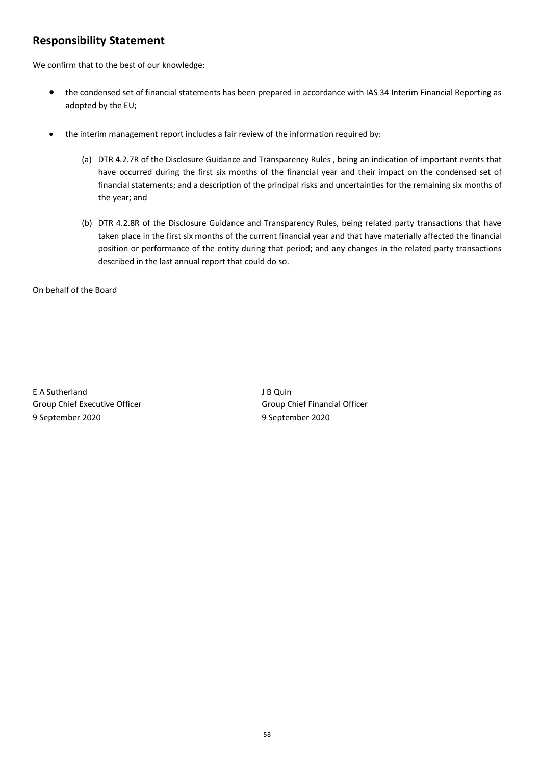## Responsibility Statement

We confirm that to the best of our knowledge:

- the condensed set of financial statements has been prepared in accordance with IAS 34 Interim Financial Reporting as adopted by the EU;

- the interim management report includes a fair review of the information required by:

    (a) DTR 4.2.7R of the Disclosure Guidance and Transparency Rules , being an indication of important events that have occurred during the first six months of the financial year and their impact on the condensed set of financial statements; and a description of the principal risks and uncertainties for the remaining six months of the year; and

    (b) DTR 4.2.8R of the Disclosure Guidance and Transparency Rules, being related party transactions that have taken place in the first six months of the current financial year and that have materially affected the financial position or performance of the entity during that period; and any changes in the related party transactions described in the last annual report that could do so.

On behalf of the Board

E A Sutherland
Group Chief Executive Officer
9 September 2020

J B Quin
Group Chief Financial Officer
9 September 2020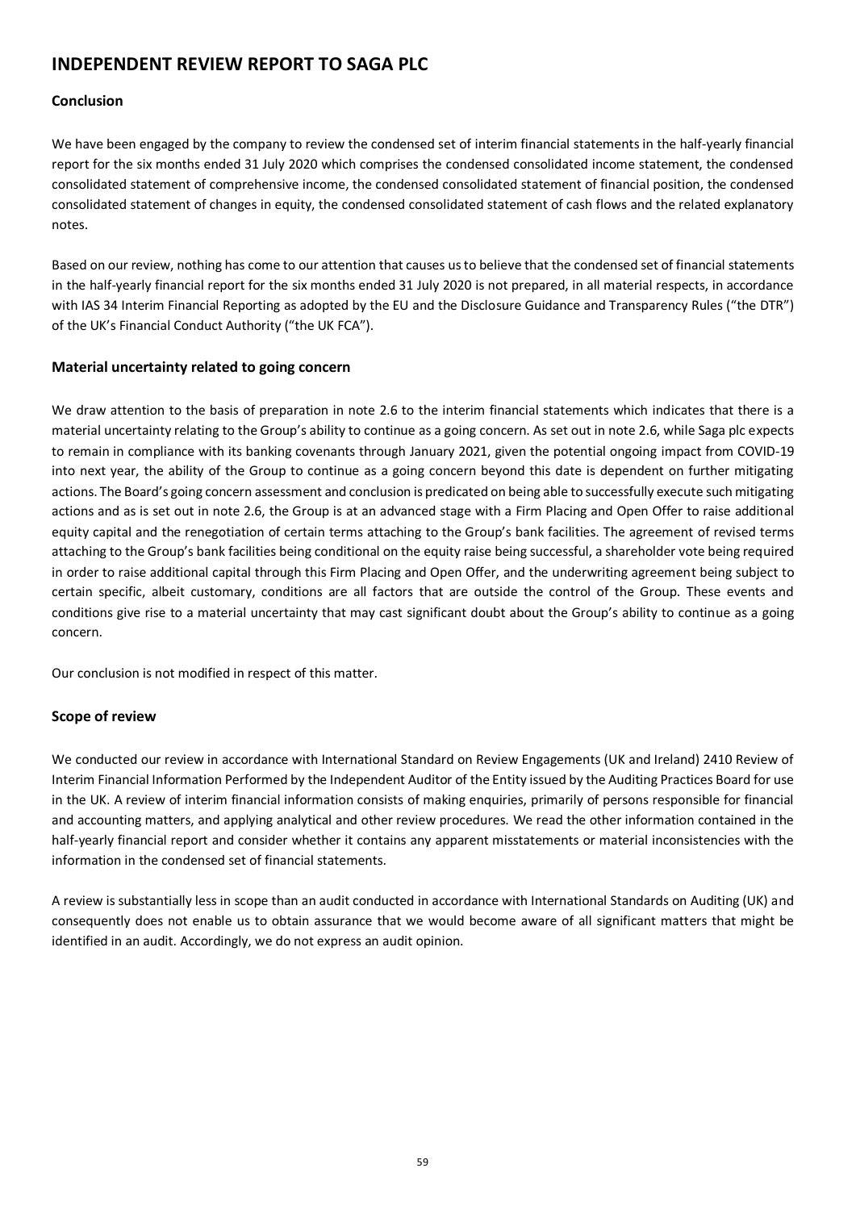# INDEPENDENT REVIEW REPORT TO SAGA PLC

### Conclusion

We have been engaged by the company to review the condensed set of interim financial statements in the half-yearly financial report for the six months ended 31 July 2020 which comprises the condensed consolidated income statement, the condensed consolidated statement of comprehensive income, the condensed consolidated statement of financial position, the condensed consolidated statement of changes in equity, the condensed consolidated statement of cash flows and the related explanatory notes.

Based on our review, nothing has come to our attention that causes us to believe that the condensed set of financial statements in the half-yearly financial report for the six months ended 31 July 2020 is not prepared, in all material respects, in accordance with IAS 34 Interim Financial Reporting as adopted by the EU and the Disclosure Guidance and Transparency Rules ("the DTR") of the UK's Financial Conduct Authority ("the UK FCA").

### Material uncertainty related to going concern

We draw attention to the basis of preparation in note 2.6 to the interim financial statements which indicates that there is a material uncertainty relating to the Group's ability to continue as a going concern. As set out in note 2.6, while Saga plc expects to remain in compliance with its banking covenants through January 2021, given the potential ongoing impact from COVID-19 into next year, the ability of the Group to continue as a going concern beyond this date is dependent on further mitigating actions. The Board's going concern assessment and conclusion is predicated on being able to successfully execute such mitigating actions and as is set out in note 2.6, the Group is at an advanced stage with a Firm Placing and Open Offer to raise additional equity capital and the renegotiation of certain terms attaching to the Group's bank facilities. The agreement of revised terms attaching to the Group's bank facilities being conditional on the equity raise being successful, a shareholder vote being required in order to raise additional capital through this Firm Placing and Open Offer, and the underwriting agreement being subject to certain specific, albeit customary, conditions are all factors that are outside the control of the Group. These events and conditions give rise to a material uncertainty that may cast significant doubt about the Group's ability to continue as a going concern.

Our conclusion is not modified in respect of this matter.

### Scope of review

We conducted our review in accordance with International Standard on Review Engagements (UK and Ireland) 2410 Review of Interim Financial Information Performed by the Independent Auditor of the Entity issued by the Auditing Practices Board for use in the UK. A review of interim financial information consists of making enquiries, primarily of persons responsible for financial and accounting matters, and applying analytical and other review procedures. We read the other information contained in the half-yearly financial report and consider whether it contains any apparent misstatements or material inconsistencies with the information in the condensed set of financial statements.

A review is substantially less in scope than an audit conducted in accordance with International Standards on Auditing (UK) and consequently does not enable us to obtain assurance that we would become aware of all significant matters that might be identified in an audit. Accordingly, we do not express an audit opinion.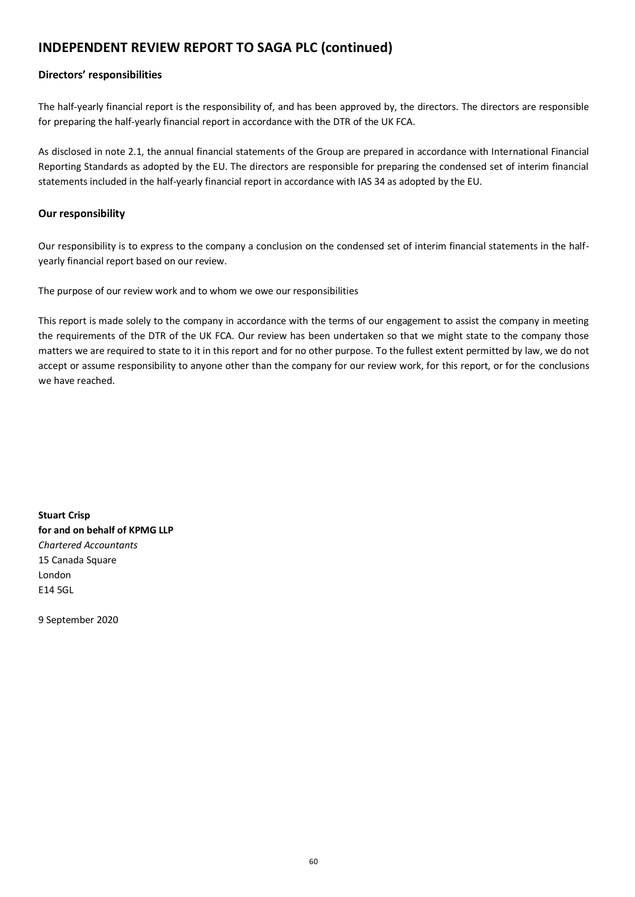## INDEPENDENT REVIEW REPORT TO SAGA PLC (continued)

### Directors' responsibilities

The half-yearly financial report is the responsibility of, and has been approved by, the directors. The directors are responsible for preparing the half-yearly financial report in accordance with the DTR of the UK FCA.

As disclosed in note 2.1, the annual financial statements of the Group are prepared in accordance with International Financial Reporting Standards as adopted by the EU. The directors are responsible for preparing the condensed set of interim financial statements included in the half-yearly financial report in accordance with IAS 34 as adopted by the EU.

### Our responsibility

Our responsibility is to express to the company a conclusion on the condensed set of interim financial statements in the half-yearly financial report based on our review.

The purpose of our review work and to whom we owe our responsibilities

This report is made solely to the company in accordance with the terms of our engagement to assist the company in meeting the requirements of the DTR of the UK FCA. Our review has been undertaken so that we might state to the company those matters we are required to state to it in this report and for no other purpose. To the fullest extent permitted by law, we do not accept or assume responsibility to anyone other than the company for our review work, for this report, or for the conclusions we have reached.

**Stuart Crisp**
**for and on behalf of KPMG LLP**
*Chartered Accountants*
15 Canada Square
London
E14 5GL

9 September 2020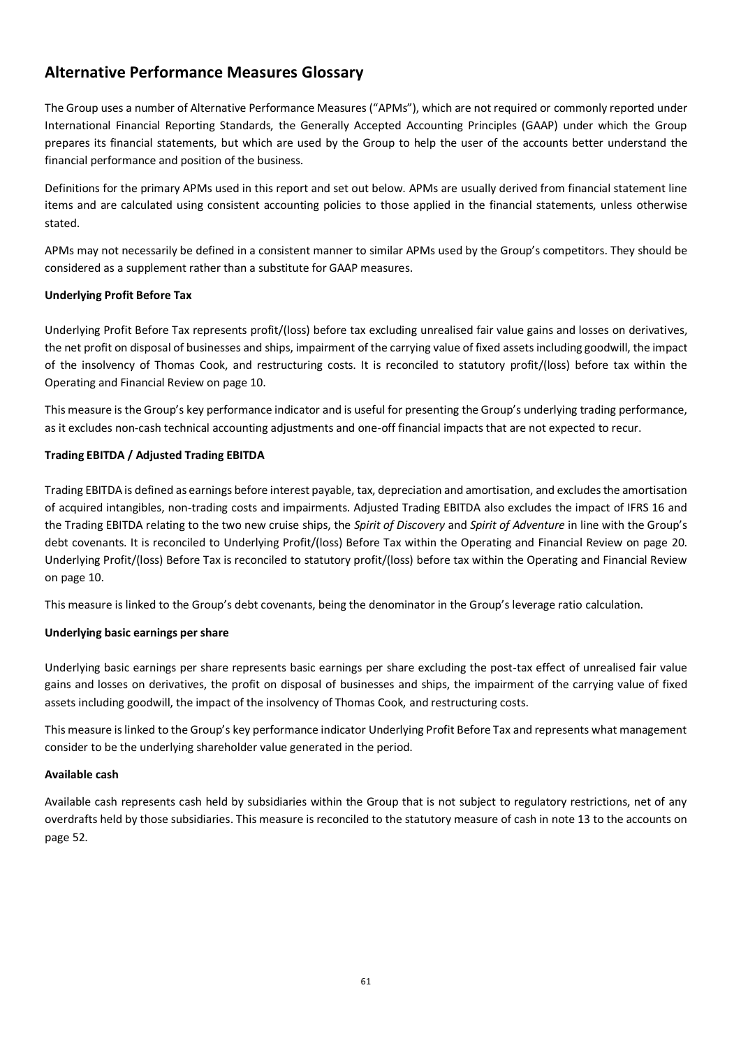## Alternative Performance Measures Glossary

The Group uses a number of Alternative Performance Measures ("APMs"), which are not required or commonly reported under International Financial Reporting Standards, the Generally Accepted Accounting Principles (GAAP) under which the Group prepares its financial statements, but which are used by the Group to help the user of the accounts better understand the financial performance and position of the business.

Definitions for the primary APMs used in this report and set out below. APMs are usually derived from financial statement line items and are calculated using consistent accounting policies to those applied in the financial statements, unless otherwise stated.

APMs may not necessarily be defined in a consistent manner to similar APMs used by the Group's competitors. They should be considered as a supplement rather than a substitute for GAAP measures.

**Underlying Profit Before Tax**

Underlying Profit Before Tax represents profit/(loss) before tax excluding unrealised fair value gains and losses on derivatives, the net profit on disposal of businesses and ships, impairment of the carrying value of fixed assets including goodwill, the impact of the insolvency of Thomas Cook, and restructuring costs. It is reconciled to statutory profit/(loss) before tax within the Operating and Financial Review on page 10.

This measure is the Group's key performance indicator and is useful for presenting the Group's underlying trading performance, as it excludes non-cash technical accounting adjustments and one-off financial impacts that are not expected to recur.

**Trading EBITDA / Adjusted Trading EBITDA**

Trading EBITDA is defined as earnings before interest payable, tax, depreciation and amortisation, and excludes the amortisation of acquired intangibles, non-trading costs and impairments. Adjusted Trading EBITDA also excludes the impact of IFRS 16 and the Trading EBITDA relating to the two new cruise ships, the *Spirit of Discovery* and *Spirit of Adventure* in line with the Group's debt covenants. It is reconciled to Underlying Profit/(loss) Before Tax within the Operating and Financial Review on page 20. Underlying Profit/(loss) Before Tax is reconciled to statutory profit/(loss) before tax within the Operating and Financial Review on page 10.

This measure is linked to the Group's debt covenants, being the denominator in the Group's leverage ratio calculation.

**Underlying basic earnings per share**

Underlying basic earnings per share represents basic earnings per share excluding the post-tax effect of unrealised fair value gains and losses on derivatives, the profit on disposal of businesses and ships, the impairment of the carrying value of fixed assets including goodwill, the impact of the insolvency of Thomas Cook, and restructuring costs.

This measure is linked to the Group's key performance indicator Underlying Profit Before Tax and represents what management consider to be the underlying shareholder value generated in the period.

**Available cash**

Available cash represents cash held by subsidiaries within the Group that is not subject to regulatory restrictions, net of any overdrafts held by those subsidiaries. This measure is reconciled to the statutory measure of cash in note 13 to the accounts on page 52.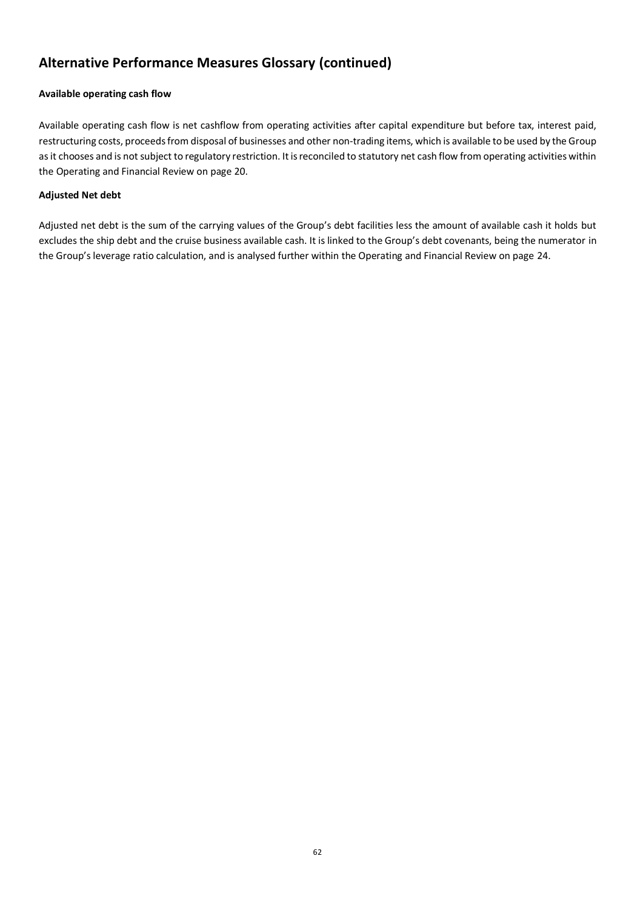## Alternative Performance Measures Glossary (continued)

**Available operating cash flow**

Available operating cash flow is net cashflow from operating activities after capital expenditure but before tax, interest paid, restructuring costs, proceeds from disposal of businesses and other non-trading items, which is available to be used by the Group as it chooses and is not subject to regulatory restriction. It is reconciled to statutory net cash flow from operating activities within the Operating and Financial Review on page 20.

**Adjusted Net debt**

Adjusted net debt is the sum of the carrying values of the Group's debt facilities less the amount of available cash it holds but excludes the ship debt and the cruise business available cash. It is linked to the Group's debt covenants, being the numerator in the Group's leverage ratio calculation, and is analysed further within the Operating and Financial Review on page 24.